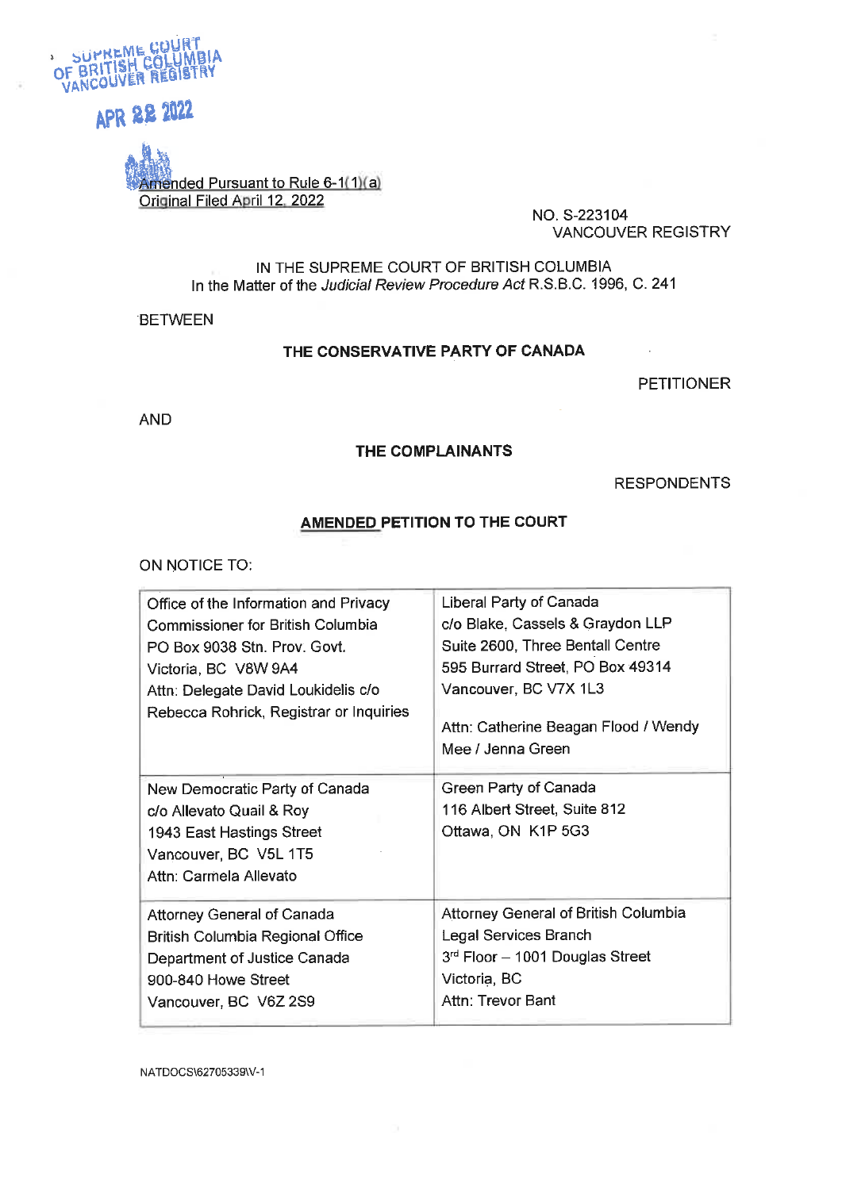SUPREME COURT OF BRITISH COLUMBIA VANCOUVER REGISTRY

APR 22 2022

Amended Pursuant to Rule 6-1(1)(a)
Original Filed April 12, 2022

NO. S-223104
VANCOUVER REGISTRY

IN THE SUPREME COURT OF BRITISH COLUMBIA
In the Matter of the *Judicial Review Procedure Act* R.S.B.C. 1996, C. 241

BETWEEN

**THE CONSERVATIVE PARTY OF CANADA**

PETITIONER

AND

**THE COMPLAINANTS**

RESPONDENTS

## AMENDED PETITION TO THE COURT

ON NOTICE TO:

| | |
|---|---|
| Office of the Information and Privacy Commissioner for British Columbia<br>PO Box 9038 Stn. Prov. Govt.<br>Victoria, BC V8W 9A4<br>Attn: Delegate David Loukidelis c/o Rebecca Rohrick, Registrar or Inquiries | Liberal Party of Canada<br>c/o Blake, Cassels & Graydon LLP<br>Suite 2600, Three Bentall Centre<br>595 Burrard Street, PO Box 49314<br>Vancouver, BC V7X 1L3<br><br>Attn: Catherine Beagan Flood / Wendy Mee / Jenna Green |
| New Democratic Party of Canada<br>c/o Allevato Quail & Roy<br>1943 East Hastings Street<br>Vancouver, BC V5L 1T5<br>Attn: Carmela Allevato | Green Party of Canada<br>116 Albert Street, Suite 812<br>Ottawa, ON K1P 5G3 |
| Attorney General of Canada<br>British Columbia Regional Office<br>Department of Justice Canada<br>900-840 Howe Street<br>Vancouver, BC V6Z 2S9 | Attorney General of British Columbia<br>Legal Services Branch<br>3rd Floor – 1001 Douglas Street<br>Victoria, BC<br>Attn: Trevor Bant |

NATDOCS\62705339\V-1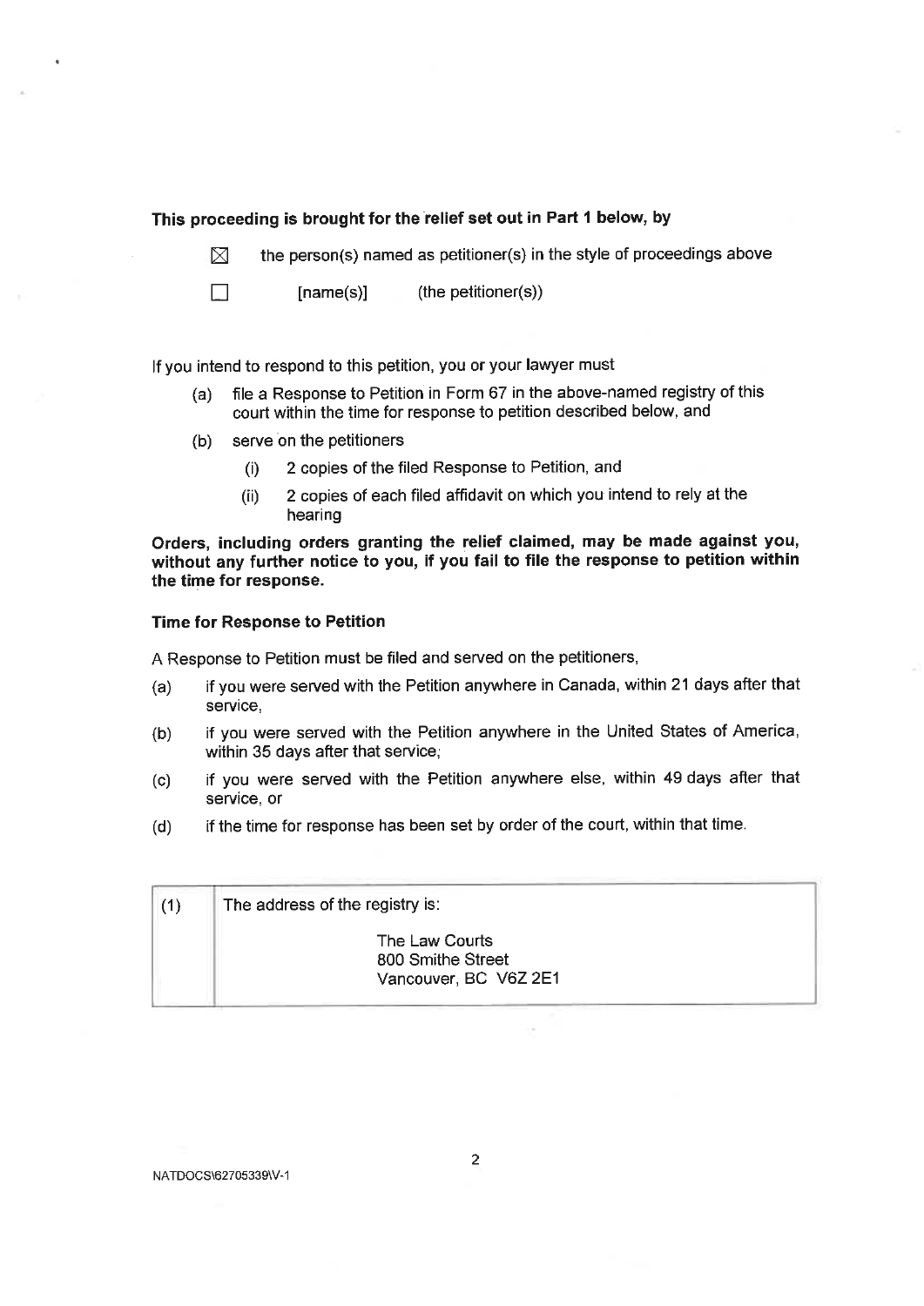**This proceeding is brought for the relief set out in Part 1 below, by**

☒ the person(s) named as petitioner(s) in the style of proceedings above

☐ [name(s)] (the petitioner(s))

If you intend to respond to this petition, you or your lawyer must

(a) file a Response to Petition in Form 67 in the above-named registry of this court within the time for response to petition described below, and

(b) serve on the petitioners

  (i) 2 copies of the filed Response to Petition, and

  (ii) 2 copies of each filed affidavit on which you intend to rely at the hearing

**Orders, including orders granting the relief claimed, may be made against you, without any further notice to you, if you fail to file the response to petition within the time for response.**

**Time for Response to Petition**

A Response to Petition must be filed and served on the petitioners,

(a) if you were served with the Petition anywhere in Canada, within 21 days after that service,

(b) if you were served with the Petition anywhere in the United States of America, within 35 days after that service,

(c) if you were served with the Petition anywhere else, within 49 days after that service, or

(d) if the time for response has been set by order of the court, within that time.

| (1) | The address of the registry is:<br><br>The Law Courts<br>800 Smithe Street<br>Vancouver, BC V6Z 2E1 |
|---|---|

NATDOCS\62705339\V-1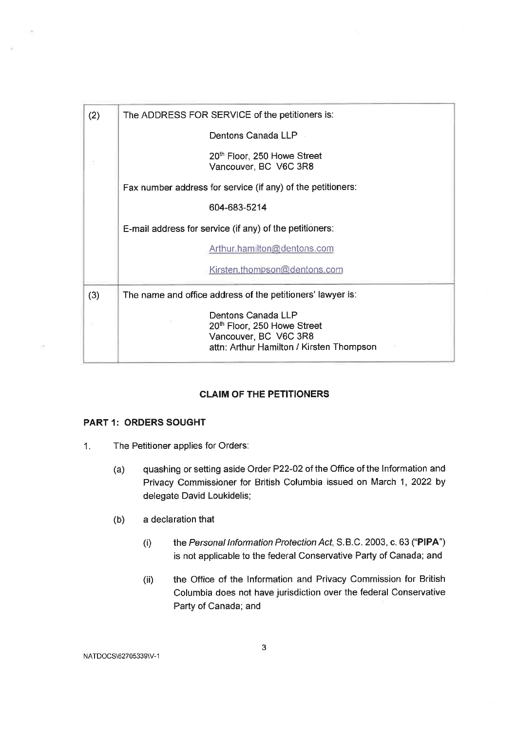| (2) | The ADDRESS FOR SERVICE of the petitioners is:<br><br>Dentons Canada LLP<br><br>20th Floor, 250 Howe Street<br>Vancouver, BC V6C 3R8<br><br>Fax number address for service (if any) of the petitioners:<br><br>604-683-5214<br><br>E-mail address for service (if any) of the petitioners:<br><br>Arthur.hamilton@dentons.com<br><br>Kirsten.thompson@dentons.com |
|---|---|
| (3) | The name and office address of the petitioners' lawyer is:<br><br>Dentons Canada LLP<br>20th Floor, 250 Howe Street<br>Vancouver, BC V6C 3R8<br>attn: Arthur Hamilton / Kirsten Thompson |

**CLAIM OF THE PETITIONERS**

**PART 1: ORDERS SOUGHT**

1. The Petitioner applies for Orders:

   (a) quashing or setting aside Order P22-02 of the Office of the Information and Privacy Commissioner for British Columbia issued on March 1, 2022 by delegate David Loukidelis;

   (b) a declaration that

      (i) the *Personal Information Protection Act*, S.B.C. 2003, c. 63 ("**PIPA**") is not applicable to the federal Conservative Party of Canada; and

      (ii) the Office of the Information and Privacy Commission for British Columbia does not have jurisdiction over the federal Conservative Party of Canada; and

NATDOCS\62705339\V-1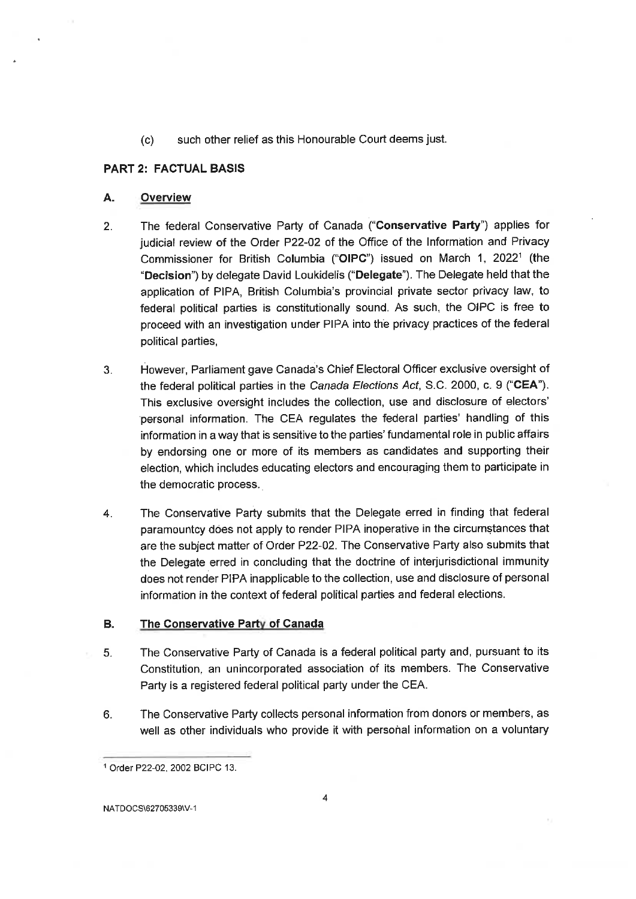(c) such other relief as this Honourable Court deems just.

## PART 2: FACTUAL BASIS

### A. Overview

2. The federal Conservative Party of Canada ("**Conservative Party**") applies for judicial review of the Order P22-02 of the Office of the Information and Privacy Commissioner for British Columbia ("**OIPC**") issued on March 1, 2022[1] (the "**Decision**") by delegate David Loukidelis ("**Delegate**"). The Delegate held that the application of PIPA, British Columbia's provincial private sector privacy law, to federal political parties is constitutionally sound. As such, the OIPC is free to proceed with an investigation under PIPA into the privacy practices of the federal political parties,

3. However, Parliament gave Canada's Chief Electoral Officer exclusive oversight of the federal political parties in the *Canada Elections Act*, S.C. 2000, c. 9 ("**CEA**"). This exclusive oversight includes the collection, use and disclosure of electors' personal information. The CEA regulates the federal parties' handling of this information in a way that is sensitive to the parties' fundamental role in public affairs by endorsing one or more of its members as candidates and supporting their election, which includes educating electors and encouraging them to participate in the democratic process.

4. The Conservative Party submits that the Delegate erred in finding that federal paramountcy does not apply to render PIPA inoperative in the circumstances that are the subject matter of Order P22-02. The Conservative Party also submits that the Delegate erred in concluding that the doctrine of interjurisdictional immunity does not render PIPA inapplicable to the collection, use and disclosure of personal information in the context of federal political parties and federal elections.

### B. The Conservative Party of Canada

5. The Conservative Party of Canada is a federal political party and, pursuant to its Constitution, an unincorporated association of its members. The Conservative Party is a registered federal political party under the CEA.

6. The Conservative Party collects personal information from donors or members, as well as other individuals who provide it with personal information on a voluntary

---

[1] Order P22-02, 2002 BCIPC 13.

NATDOCS\62705339\V-1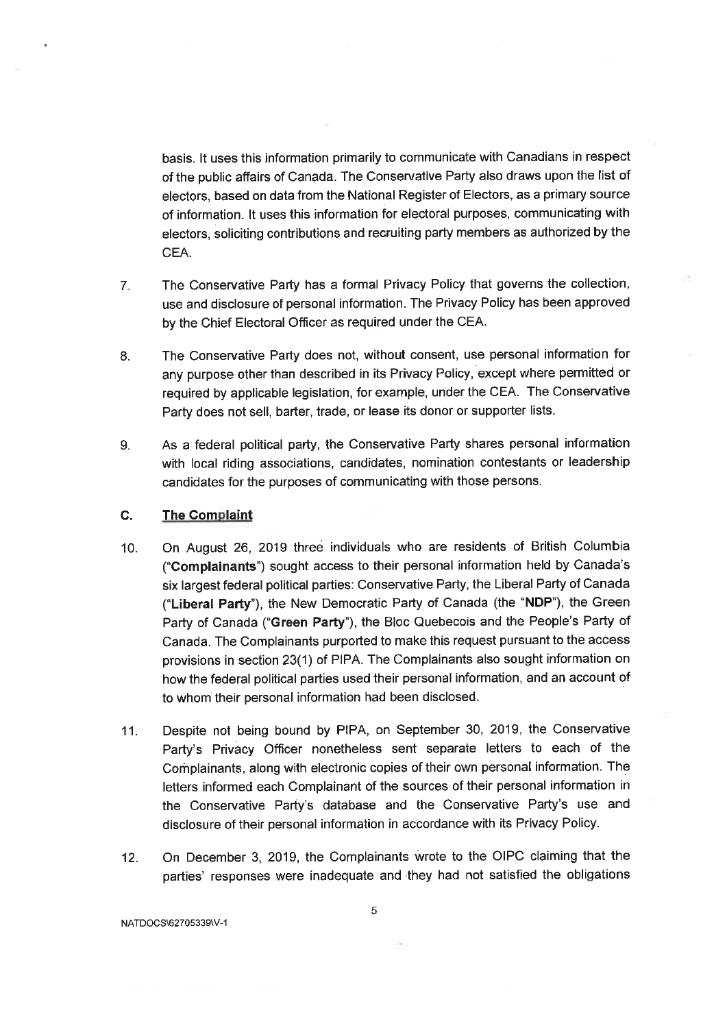basis. It uses this information primarily to communicate with Canadians in respect of the public affairs of Canada. The Conservative Party also draws upon the list of electors, based on data from the National Register of Electors, as a primary source of information. It uses this information for electoral purposes, communicating with electors, soliciting contributions and recruiting party members as authorized by the CEA.

7. The Conservative Party has a formal Privacy Policy that governs the collection, use and disclosure of personal information. The Privacy Policy has been approved by the Chief Electoral Officer as required under the CEA.

8. The Conservative Party does not, without consent, use personal information for any purpose other than described in its Privacy Policy, except where permitted or required by applicable legislation, for example, under the CEA. The Conservative Party does not sell, barter, trade, or lease its donor or supporter lists.

9. As a federal political party, the Conservative Party shares personal information with local riding associations, candidates, nomination contestants or leadership candidates for the purposes of communicating with those persons.

## C. The Complaint

10. On August 26, 2019 three individuals who are residents of British Columbia ("**Complainants**") sought access to their personal information held by Canada's six largest federal political parties: Conservative Party, the Liberal Party of Canada ("**Liberal Party**"), the New Democratic Party of Canada (the "**NDP**"), the Green Party of Canada ("**Green Party**"), the Bloc Quebecois and the People's Party of Canada. The Complainants purported to make this request pursuant to the access provisions in section 23(1) of PIPA. The Complainants also sought information on how the federal political parties used their personal information, and an account of to whom their personal information had been disclosed.

11. Despite not being bound by PIPA, on September 30, 2019, the Conservative Party's Privacy Officer nonetheless sent separate letters to each of the Complainants, along with electronic copies of their own personal information. The letters informed each Complainant of the sources of their personal information in the Conservative Party's database and the Conservative Party's use and disclosure of their personal information in accordance with its Privacy Policy.

12. On December 3, 2019, the Complainants wrote to the OIPC claiming that the parties' responses were inadequate and they had not satisfied the obligations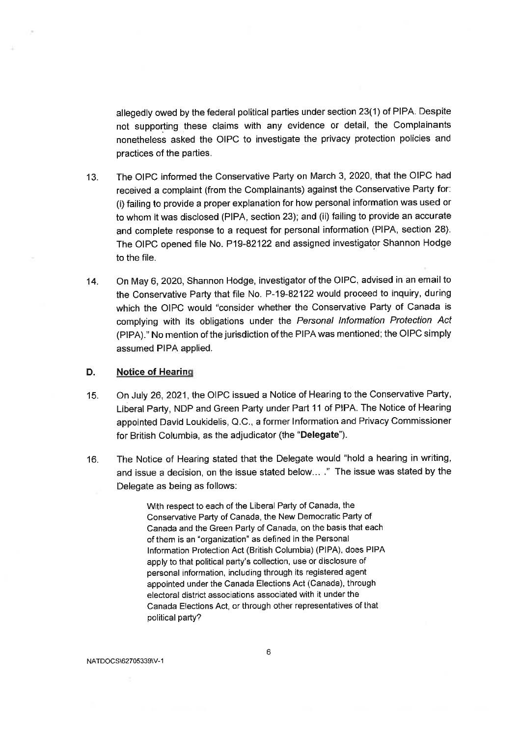allegedly owed by the federal political parties under section 23(1) of PIPA. Despite not supporting these claims with any evidence or detail, the Complainants nonetheless asked the OIPC to investigate the privacy protection policies and practices of the parties.

13. The OIPC informed the Conservative Party on March 3, 2020, that the OIPC had received a complaint (from the Complainants) against the Conservative Party for: (i) failing to provide a proper explanation for how personal information was used or to whom it was disclosed (PIPA, section 23); and (ii) failing to provide an accurate and complete response to a request for personal information (PIPA, section 28). The OIPC opened file No. P19-82122 and assigned investigator Shannon Hodge to the file.

14. On May 6, 2020, Shannon Hodge, investigator of the OIPC, advised in an email to the Conservative Party that file No. P-19-82122 would proceed to inquiry, during which the OIPC would "consider whether the Conservative Party of Canada is complying with its obligations under the *Personal Information Protection Act* (PIPA)." No mention of the jurisdiction of the PIPA was mentioned; the OIPC simply assumed PIPA applied.

## D. Notice of Hearing

15. On July 26, 2021, the OIPC issued a Notice of Hearing to the Conservative Party, Liberal Party, NDP and Green Party under Part 11 of PIPA. The Notice of Hearing appointed David Loukidelis, Q.C., a former Information and Privacy Commissioner for British Columbia, as the adjudicator (the "**Delegate**").

16. The Notice of Hearing stated that the Delegate would "hold a hearing in writing, and issue a decision, on the issue stated below… ." The issue was stated by the Delegate as being as follows:

> With respect to each of the Liberal Party of Canada, the Conservative Party of Canada, the New Democratic Party of Canada and the Green Party of Canada, on the basis that each of them is an "organization" as defined in the Personal Information Protection Act (British Columbia) (PIPA), does PIPA apply to that political party's collection, use or disclosure of personal information, including through its registered agent appointed under the Canada Elections Act (Canada), through electoral district associations associated with it under the Canada Elections Act, or through other representatives of that political party?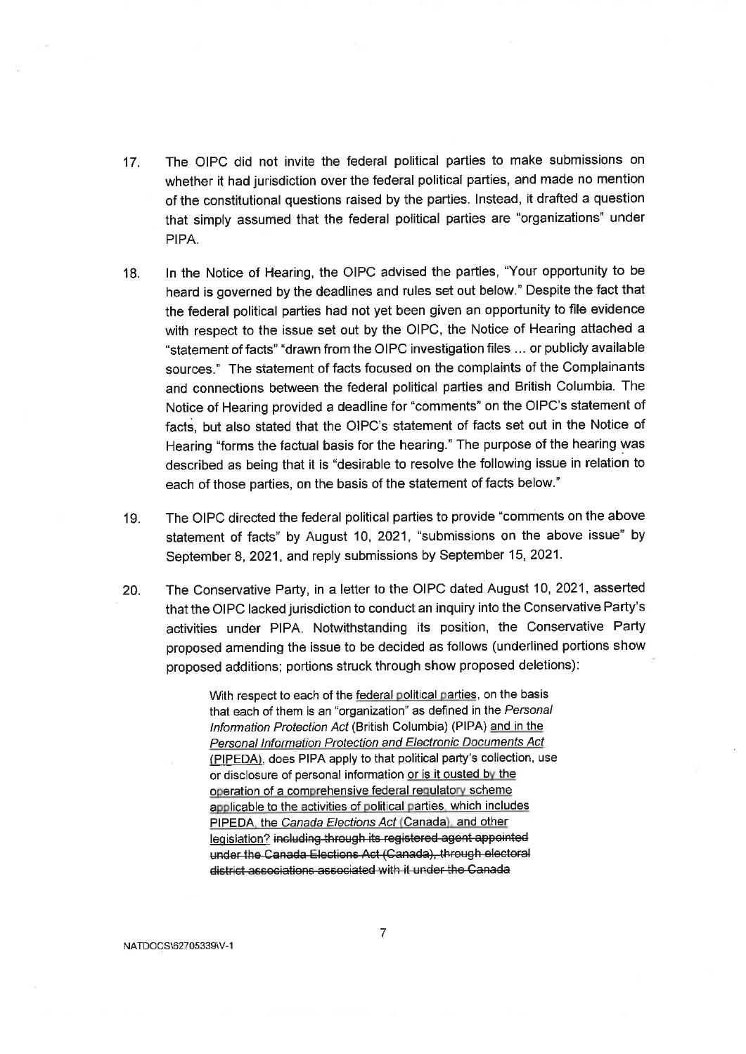17. The OIPC did not invite the federal political parties to make submissions on whether it had jurisdiction over the federal political parties, and made no mention of the constitutional questions raised by the parties. Instead, it drafted a question that simply assumed that the federal political parties are "organizations" under PIPA.

18. In the Notice of Hearing, the OIPC advised the parties, "Your opportunity to be heard is governed by the deadlines and rules set out below." Despite the fact that the federal political parties had not yet been given an opportunity to file evidence with respect to the issue set out by the OIPC, the Notice of Hearing attached a "statement of facts" "drawn from the OIPC investigation files ... or publicly available sources." The statement of facts focused on the complaints of the Complainants and connections between the federal political parties and British Columbia. The Notice of Hearing provided a deadline for "comments" on the OIPC's statement of facts, but also stated that the OIPC's statement of facts set out in the Notice of Hearing "forms the factual basis for the hearing." The purpose of the hearing was described as being that it is "desirable to resolve the following issue in relation to each of those parties, on the basis of the statement of facts below."

19. The OIPC directed the federal political parties to provide "comments on the above statement of facts" by August 10, 2021, "submissions on the above issue" by September 8, 2021, and reply submissions by September 15, 2021.

20. The Conservative Party, in a letter to the OIPC dated August 10, 2021, asserted that the OIPC lacked jurisdiction to conduct an inquiry into the Conservative Party's activities under PIPA. Notwithstanding its position, the Conservative Party proposed amending the issue to be decided as follows (underlined portions show proposed additions; portions struck through show proposed deletions):

> With respect to each of the <u>federal political parties</u>, on the basis that each of them is an "organization" as defined in the *Personal Information Protection Act* (British Columbia) (PIPA) <u>and in the *Personal Information Protection and Electronic Documents Act* (PIPEDA)</u>, does PIPA apply to that political party's collection, use or disclosure of personal information <u>or is it ousted by the operation of a comprehensive federal regulatory scheme applicable to the activities of political parties, which includes PIPEDA, the *Canada Elections Act* (Canada), and other legislation?</u> ~~including through its registered agent appointed under the Canada Elections Act (Canada), through electoral district associations associated with it under the Canada~~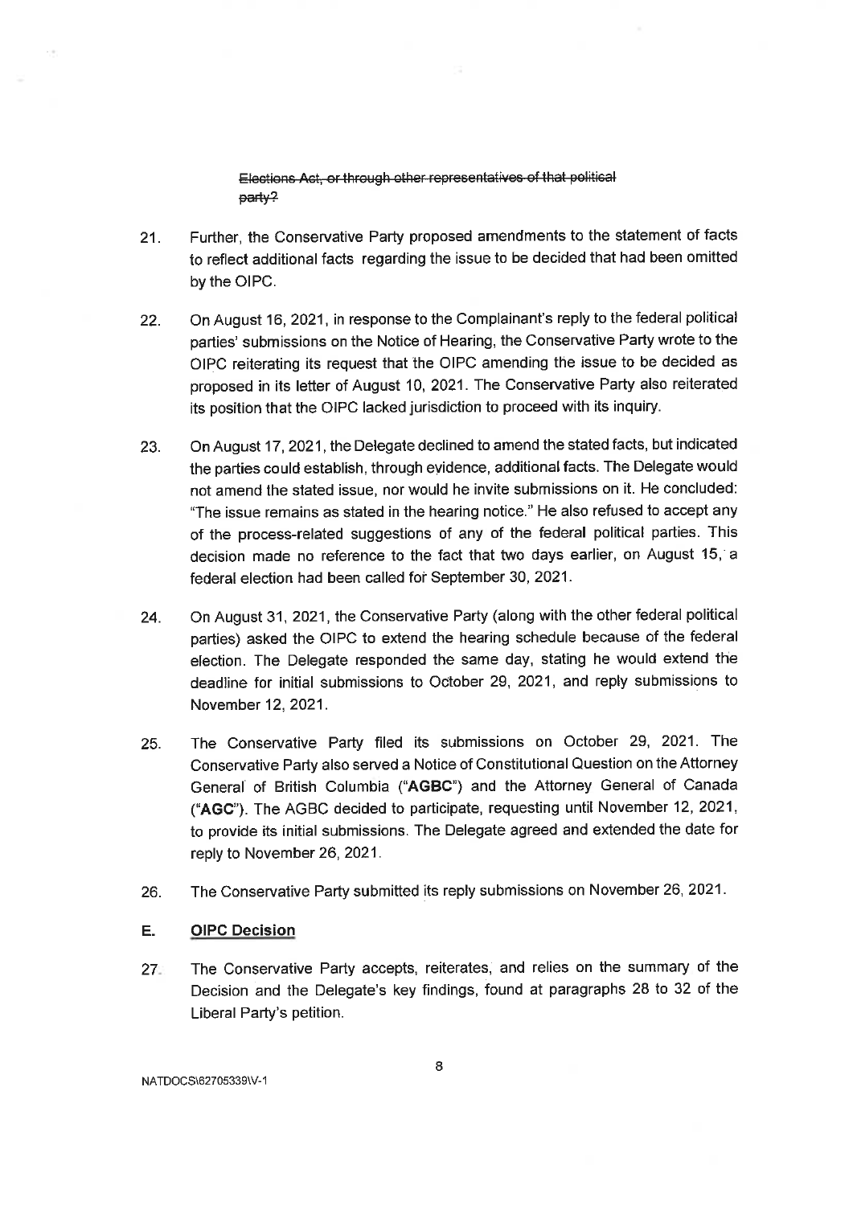~~Elections Act, or through other representatives of that political party?~~

21. Further, the Conservative Party proposed amendments to the statement of facts to reflect additional facts regarding the issue to be decided that had been omitted by the OIPC.

22. On August 16, 2021, in response to the Complainant's reply to the federal political parties' submissions on the Notice of Hearing, the Conservative Party wrote to the OIPC reiterating its request that the OIPC amending the issue to be decided as proposed in its letter of August 10, 2021. The Conservative Party also reiterated its position that the OIPC lacked jurisdiction to proceed with its inquiry.

23. On August 17, 2021, the Delegate declined to amend the stated facts, but indicated the parties could establish, through evidence, additional facts. The Delegate would not amend the stated issue, nor would he invite submissions on it. He concluded: "The issue remains as stated in the hearing notice." He also refused to accept any of the process-related suggestions of any of the federal political parties. This decision made no reference to the fact that two days earlier, on August 15, a federal election had been called for September 30, 2021.

24. On August 31, 2021, the Conservative Party (along with the other federal political parties) asked the OIPC to extend the hearing schedule because of the federal election. The Delegate responded the same day, stating he would extend the deadline for initial submissions to October 29, 2021, and reply submissions to November 12, 2021.

25. The Conservative Party filed its submissions on October 29, 2021. The Conservative Party also served a Notice of Constitutional Question on the Attorney General of British Columbia ("**AGBC**") and the Attorney General of Canada ("**AGC**"). The AGBC decided to participate, requesting until November 12, 2021, to provide its initial submissions. The Delegate agreed and extended the date for reply to November 26, 2021.

26. The Conservative Party submitted its reply submissions on November 26, 2021.

## E. OIPC Decision

27. The Conservative Party accepts, reiterates, and relies on the summary of the Decision and the Delegate's key findings, found at paragraphs 28 to 32 of the Liberal Party's petition.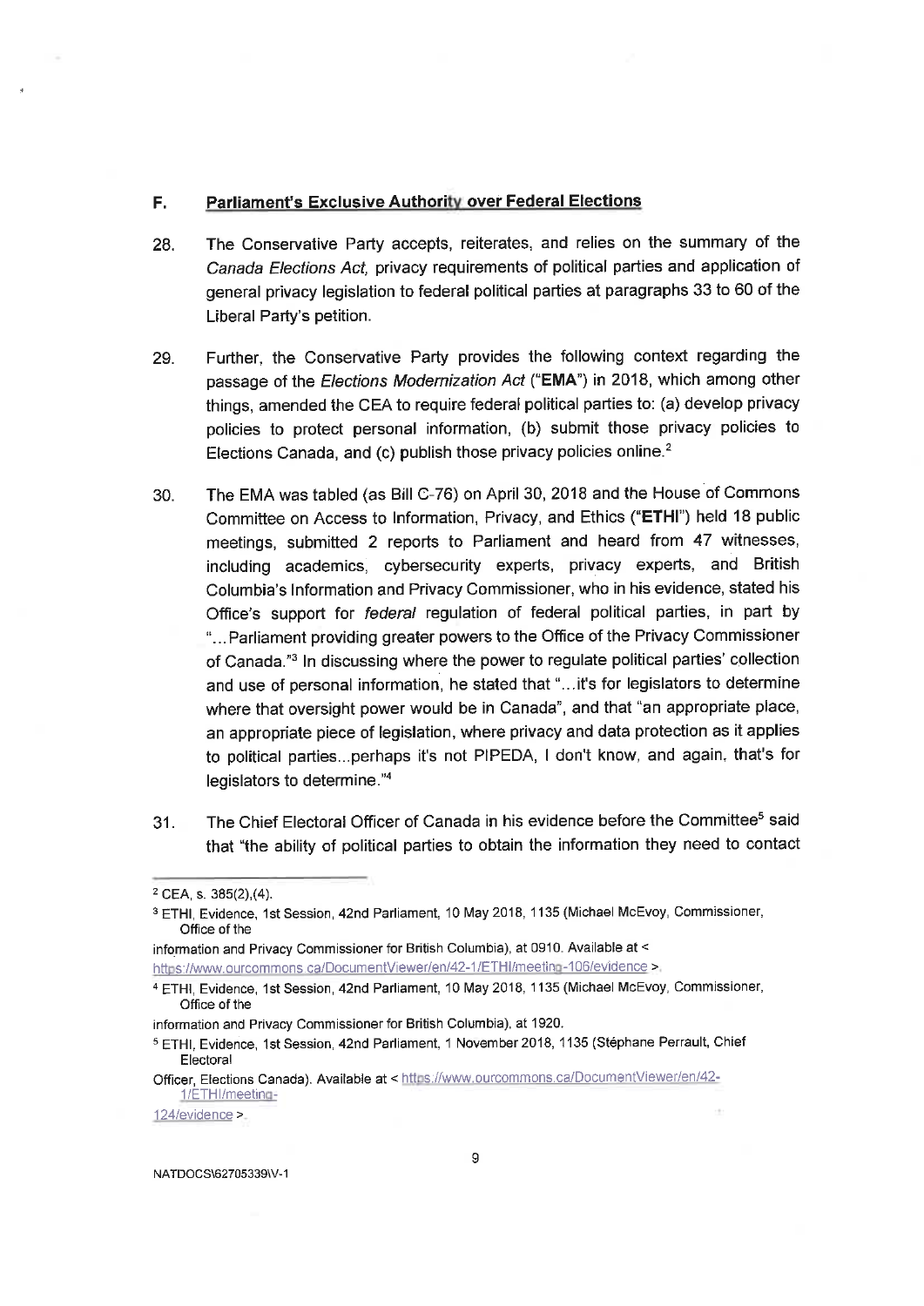## F. Parliament's Exclusive Authority over Federal Elections

28. The Conservative Party accepts, reiterates, and relies on the summary of the *Canada Elections Act,* privacy requirements of political parties and application of general privacy legislation to federal political parties at paragraphs 33 to 60 of the Liberal Party's petition.

29. Further, the Conservative Party provides the following context regarding the passage of the *Elections Modernization Act* ("**EMA**") in 2018, which among other things, amended the CEA to require federal political parties to: (a) develop privacy policies to protect personal information, (b) submit those privacy policies to Elections Canada, and (c) publish those privacy policies online.[2]

30. The EMA was tabled (as Bill C-76) on April 30, 2018 and the House of Commons Committee on Access to Information, Privacy, and Ethics ("**ETHI**") held 18 public meetings, submitted 2 reports to Parliament and heard from 47 witnesses, including academics, cybersecurity experts, privacy experts, and British Columbia's Information and Privacy Commissioner, who in his evidence, stated his Office's support for *federal* regulation of federal political parties, in part by "…Parliament providing greater powers to the Office of the Privacy Commissioner of Canada."[3] In discussing where the power to regulate political parties' collection and use of personal information, he stated that "…it's for legislators to determine where that oversight power would be in Canada", and that "an appropriate place, an appropriate piece of legislation, where privacy and data protection as it applies to political parties...perhaps it's not PIPEDA, I don't know, and again, that's for legislators to determine."[4]

31. The Chief Electoral Officer of Canada in his evidence before the Committee[5] said that "the ability of political parties to obtain the information they need to contact

---

[2] CEA, s. 385(2),(4).

[3] ETHI, Evidence, 1st Session, 42nd Parliament, 10 May 2018, 1135 (Michael McEvoy, Commissioner, Office of the information and Privacy Commissioner for British Columbia), at 0910. Available at < https://www.ourcommons.ca/DocumentViewer/en/42-1/ETHI/meeting-106/evidence >.

[4] ETHI, Evidence, 1st Session, 42nd Parliament, 10 May 2018, 1135 (Michael McEvoy, Commissioner, Office of the information and Privacy Commissioner for British Columbia), at 1920.

[5] ETHI, Evidence, 1st Session, 42nd Parliament, 1 November 2018, 1135 (Stéphane Perrault, Chief Electoral Officer, Elections Canada). Available at < https://www.ourcommons.ca/DocumentViewer/en/42-1/ETHI/meeting-124/evidence >.

NATDOCS\62705339\V-1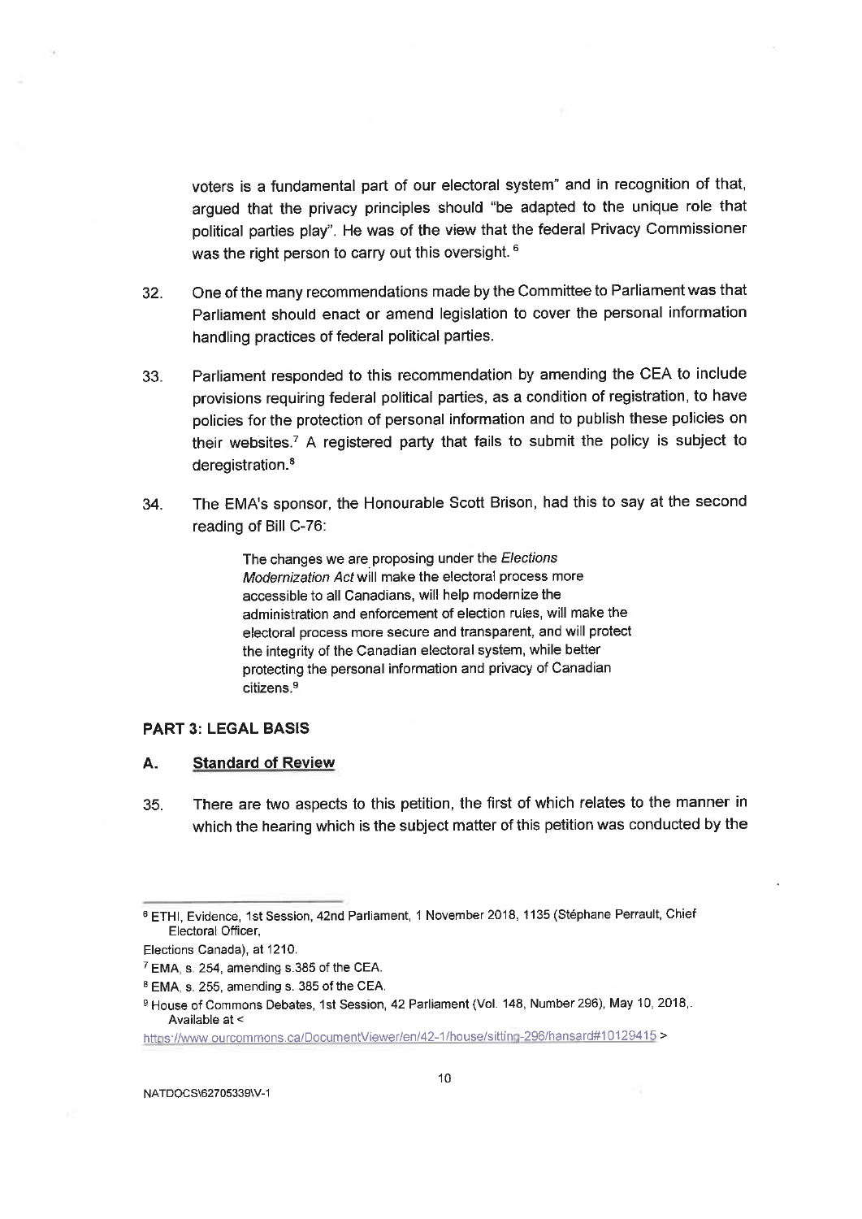voters is a fundamental part of our electoral system" and in recognition of that, argued that the privacy principles should "be adapted to the unique role that political parties play". He was of the view that the federal Privacy Commissioner was the right person to carry out this oversight.[6]

32. One of the many recommendations made by the Committee to Parliament was that Parliament should enact or amend legislation to cover the personal information handling practices of federal political parties.

33. Parliament responded to this recommendation by amending the CEA to include provisions requiring federal political parties, as a condition of registration, to have policies for the protection of personal information and to publish these policies on their websites.[7] A registered party that fails to submit the policy is subject to deregistration.[8]

34. The EMA's sponsor, the Honourable Scott Brison, had this to say at the second reading of Bill C-76:

> The changes we are proposing under the *Elections Modernization Act* will make the electoral process more accessible to all Canadians, will help modernize the administration and enforcement of election rules, will make the electoral process more secure and transparent, and will protect the integrity of the Canadian electoral system, while better protecting the personal information and privacy of Canadian citizens.[9]

## PART 3: LEGAL BASIS

### A. Standard of Review

35. There are two aspects to this petition, the first of which relates to the manner in which the hearing which is the subject matter of this petition was conducted by the

---

[6] ETHI, Evidence, 1st Session, 42nd Parliament, 1 November 2018, 1135 (Stéphane Perrault, Chief Electoral Officer,
Elections Canada), at 1210.

[7] EMA, s. 254, amending s.385 of the CEA.

[8] EMA, s. 255, amending s. 385 of the CEA.

[9] House of Commons Debates, 1st Session, 42 Parliament (Vol. 148, Number 296), May 10, 2018,. Available at < https://www.ourcommons.ca/DocumentViewer/en/42-1/house/sitting-296/hansard#10129415 >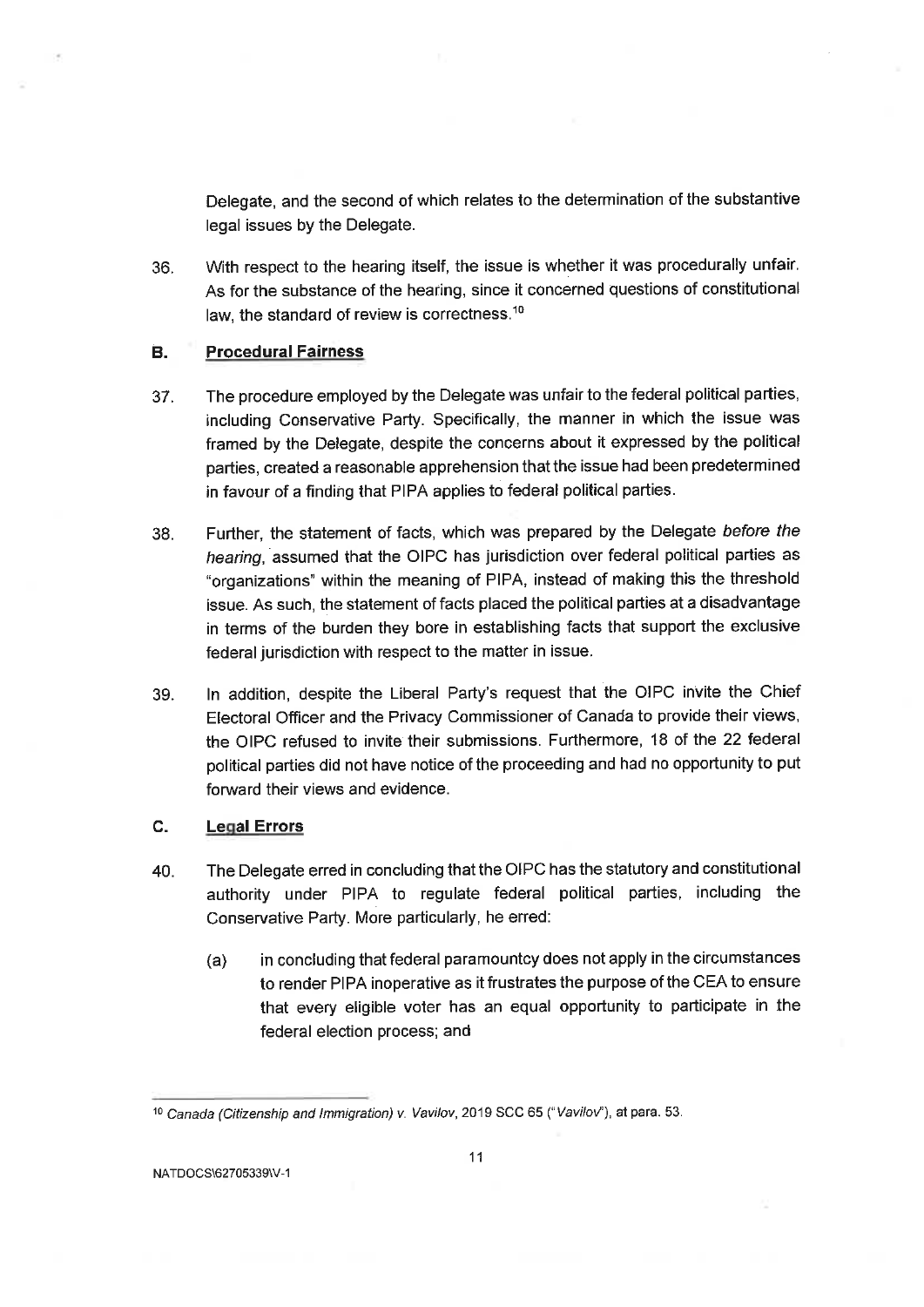Delegate, and the second of which relates to the determination of the substantive legal issues by the Delegate.

36. With respect to the hearing itself, the issue is whether it was procedurally unfair. As for the substance of the hearing, since it concerned questions of constitutional law, the standard of review is correctness.[10]

## B. Procedural Fairness

37. The procedure employed by the Delegate was unfair to the federal political parties, including Conservative Party. Specifically, the manner in which the issue was framed by the Delegate, despite the concerns about it expressed by the political parties, created a reasonable apprehension that the issue had been predetermined in favour of a finding that PIPA applies to federal political parties.

38. Further, the statement of facts, which was prepared by the Delegate *before the hearing*, assumed that the OIPC has jurisdiction over federal political parties as "organizations" within the meaning of PIPA, instead of making this the threshold issue. As such, the statement of facts placed the political parties at a disadvantage in terms of the burden they bore in establishing facts that support the exclusive federal jurisdiction with respect to the matter in issue.

39. In addition, despite the Liberal Party's request that the OIPC invite the Chief Electoral Officer and the Privacy Commissioner of Canada to provide their views, the OIPC refused to invite their submissions. Furthermore, 18 of the 22 federal political parties did not have notice of the proceeding and had no opportunity to put forward their views and evidence.

## C. Legal Errors

40. The Delegate erred in concluding that the OIPC has the statutory and constitutional authority under PIPA to regulate federal political parties, including the Conservative Party. More particularly, he erred:

   (a) in concluding that federal paramountcy does not apply in the circumstances to render PIPA inoperative as it frustrates the purpose of the CEA to ensure that every eligible voter has an equal opportunity to participate in the federal election process; and

---

[10] *Canada (Citizenship and Immigration) v. Vavilov*, 2019 SCC 65 ("*Vavilov*"), at para. 53.

NATDOCS\62705339\V-1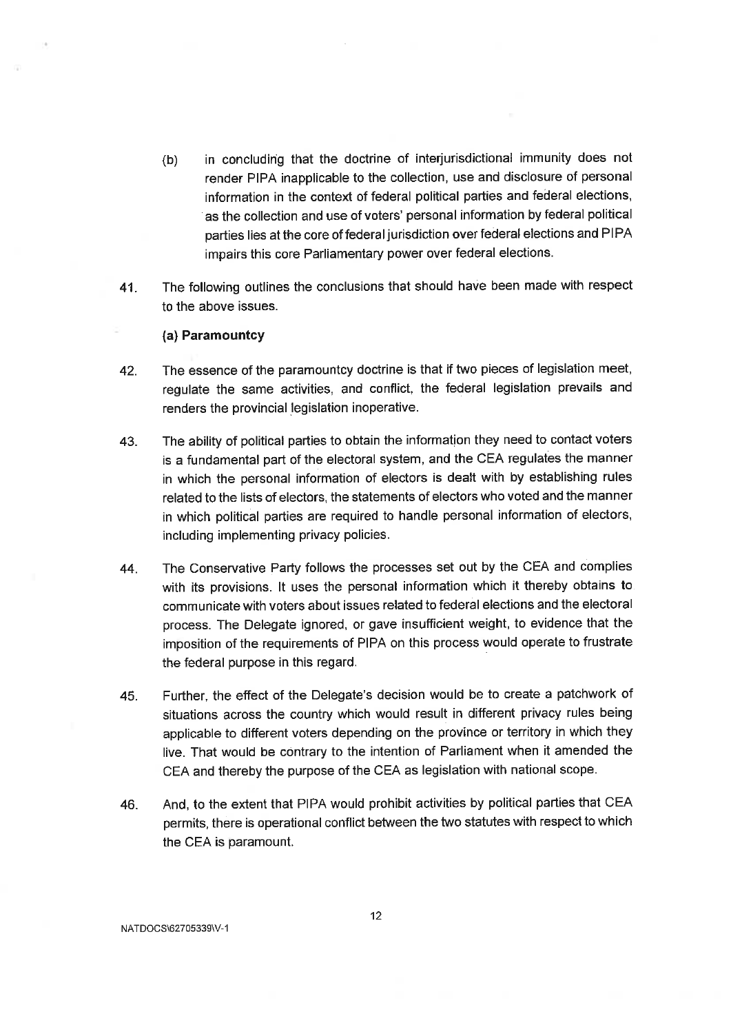(b) in concluding that the doctrine of interjurisdictional immunity does not render PIPA inapplicable to the collection, use and disclosure of personal information in the context of federal political parties and federal elections, as the collection and use of voters' personal information by federal political parties lies at the core of federal jurisdiction over federal elections and PIPA impairs this core Parliamentary power over federal elections.

41. The following outlines the conclusions that should have been made with respect to the above issues.

**(a) Paramountcy**

42. The essence of the paramountcy doctrine is that if two pieces of legislation meet, regulate the same activities, and conflict, the federal legislation prevails and renders the provincial legislation inoperative.

43. The ability of political parties to obtain the information they need to contact voters is a fundamental part of the electoral system, and the CEA regulates the manner in which the personal information of electors is dealt with by establishing rules related to the lists of electors, the statements of electors who voted and the manner in which political parties are required to handle personal information of electors, including implementing privacy policies.

44. The Conservative Party follows the processes set out by the CEA and complies with its provisions. It uses the personal information which it thereby obtains to communicate with voters about issues related to federal elections and the electoral process. The Delegate ignored, or gave insufficient weight, to evidence that the imposition of the requirements of PIPA on this process would operate to frustrate the federal purpose in this regard.

45. Further, the effect of the Delegate's decision would be to create a patchwork of situations across the country which would result in different privacy rules being applicable to different voters depending on the province or territory in which they live. That would be contrary to the intention of Parliament when it amended the CEA and thereby the purpose of the CEA as legislation with national scope.

46. And, to the extent that PIPA would prohibit activities by political parties that CEA permits, there is operational conflict between the two statutes with respect to which the CEA is paramount.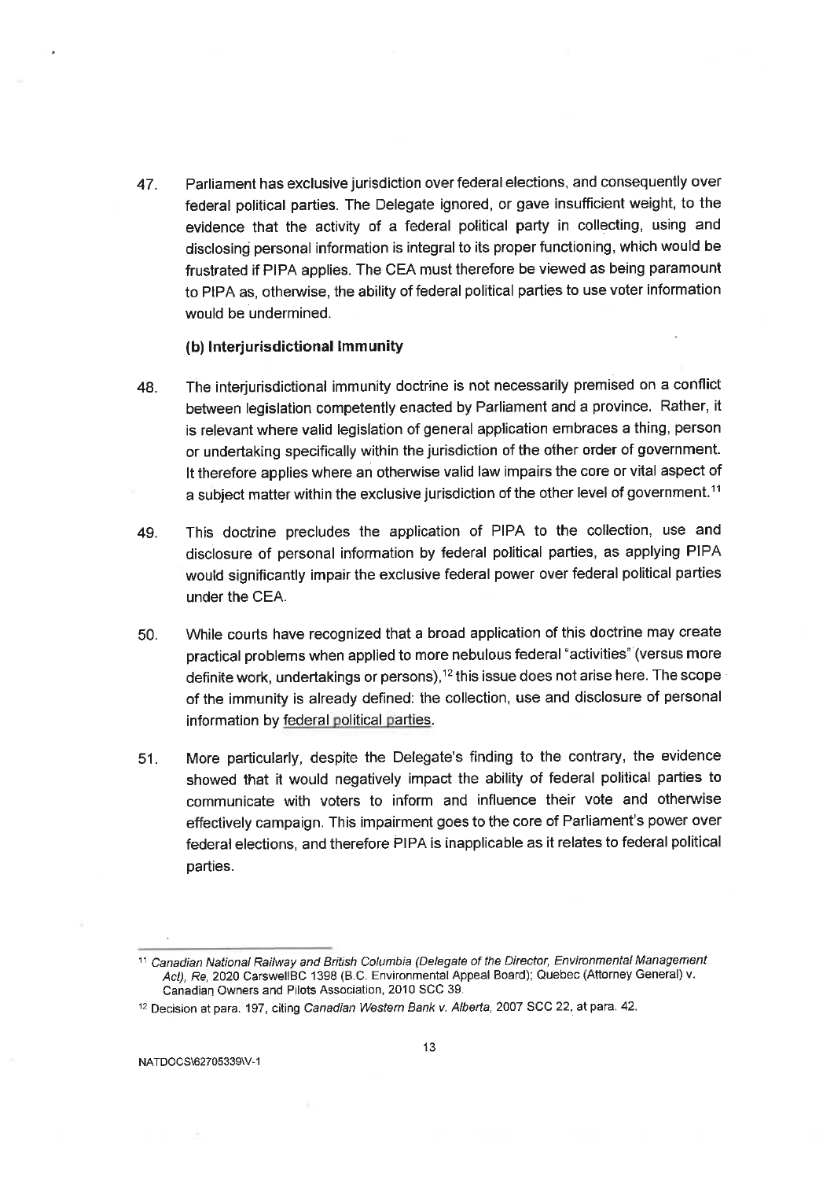47. Parliament has exclusive jurisdiction over federal elections, and consequently over federal political parties. The Delegate ignored, or gave insufficient weight, to the evidence that the activity of a federal political party in collecting, using and disclosing personal information is integral to its proper functioning, which would be frustrated if PIPA applies. The CEA must therefore be viewed as being paramount to PIPA as, otherwise, the ability of federal political parties to use voter information would be undermined.

**(b) Interjurisdictional Immunity**

48. The interjurisdictional immunity doctrine is not necessarily premised on a conflict between legislation competently enacted by Parliament and a province. Rather, it is relevant where valid legislation of general application embraces a thing, person or undertaking specifically within the jurisdiction of the other order of government. It therefore applies where an otherwise valid law impairs the core or vital aspect of a subject matter within the exclusive jurisdiction of the other level of government.[11]

49. This doctrine precludes the application of PIPA to the collection, use and disclosure of personal information by federal political parties, as applying PIPA would significantly impair the exclusive federal power over federal political parties under the CEA.

50. While courts have recognized that a broad application of this doctrine may create practical problems when applied to more nebulous federal "activities" (versus more definite work, undertakings or persons),[12] this issue does not arise here. The scope of the immunity is already defined: the collection, use and disclosure of personal information by federal political parties.

51. More particularly, despite the Delegate's finding to the contrary, the evidence showed that it would negatively impact the ability of federal political parties to communicate with voters to inform and influence their vote and otherwise effectively campaign. This impairment goes to the core of Parliament's power over federal elections, and therefore PIPA is inapplicable as it relates to federal political parties.

---

[11] *Canadian National Railway and British Columbia (Delegate of the Director, Environmental Management Act), Re*, 2020 CarswellBC 1398 (B.C. Environmental Appeal Board); Quebec (Attorney General) v. Canadian Owners and Pilots Association, 2010 SCC 39.

[12] Decision at para. 197, citing *Canadian Western Bank v. Alberta*, 2007 SCC 22, at para. 42.

NATDOCS\62705339\V-1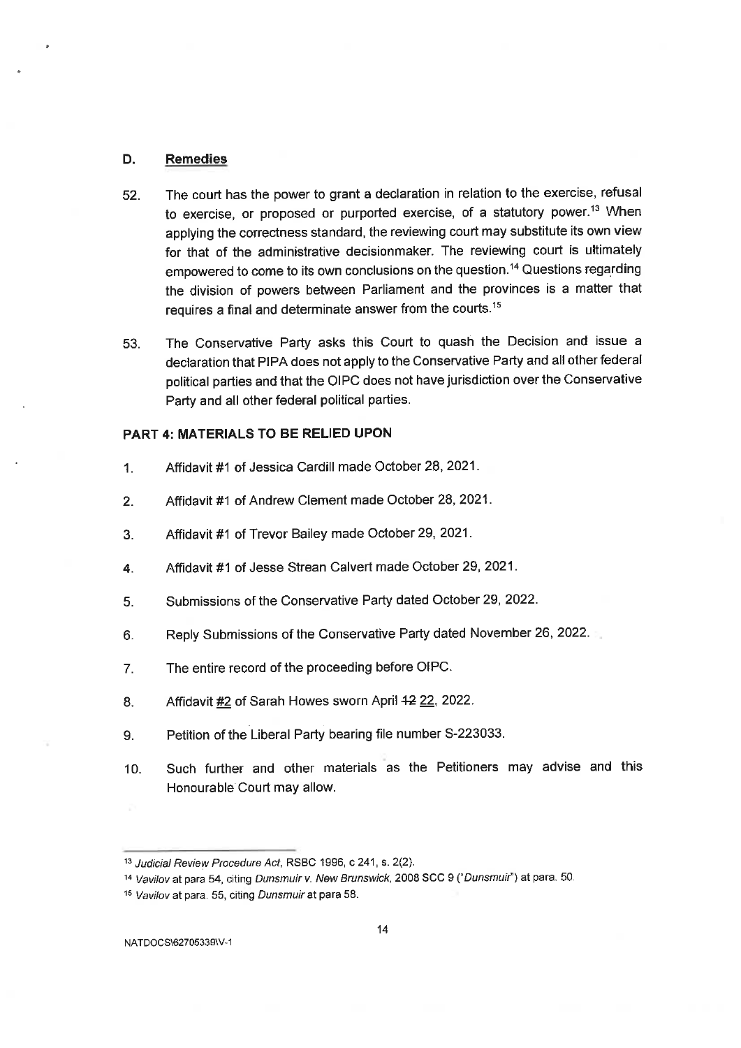## D. Remedies

52. The court has the power to grant a declaration in relation to the exercise, refusal to exercise, or proposed or purported exercise, of a statutory power.[13] When applying the correctness standard, the reviewing court may substitute its own view for that of the administrative decisionmaker. The reviewing court is ultimately empowered to come to its own conclusions on the question.[14] Questions regarding the division of powers between Parliament and the provinces is a matter that requires a final and determinate answer from the courts.[15]

53. The Conservative Party asks this Court to quash the Decision and issue a declaration that PIPA does not apply to the Conservative Party and all other federal political parties and that the OIPC does not have jurisdiction over the Conservative Party and all other federal political parties.

## PART 4: MATERIALS TO BE RELIED UPON

1. Affidavit #1 of Jessica Cardill made October 28, 2021.
2. Affidavit #1 of Andrew Clement made October 28, 2021.
3. Affidavit #1 of Trevor Bailey made October 29, 2021.
4. Affidavit #1 of Jesse Strean Calvert made October 29, 2021.
5. Submissions of the Conservative Party dated October 29, 2022.
6. Reply Submissions of the Conservative Party dated November 26, 2022.
7. The entire record of the proceeding before OIPC.
8. Affidavit #2 of Sarah Howes sworn April ~~12~~ 22, 2022.
9. Petition of the Liberal Party bearing file number S-223033.
10. Such further and other materials as the Petitioners may advise and this Honourable Court may allow.

---

[13] *Judicial Review Procedure Act*, RSBC 1996, c 241, s. 2(2).

[14] *Vavilov* at para 54, citing *Dunsmuir v. New Brunswick*, 2008 SCC 9 ("*Dunsmuir*") at para. 50.

[15] *Vavilov* at para. 55, citing *Dunsmuir* at para 58.

NATDOCS\62705339\V-1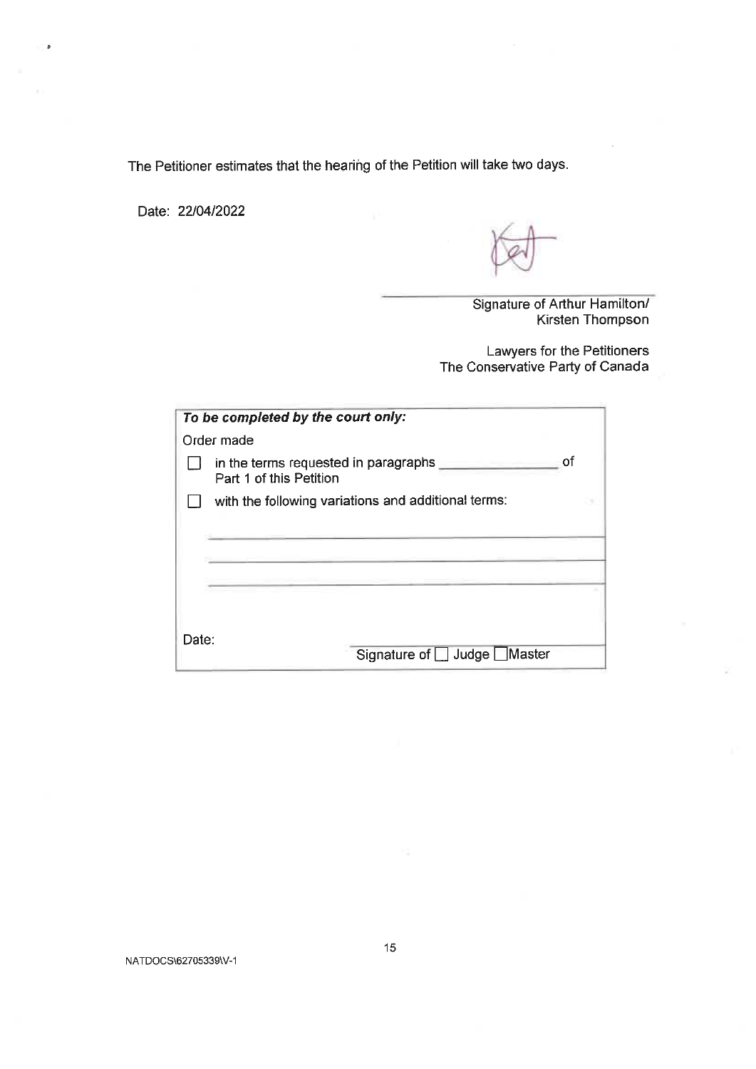The Petitioner estimates that the hearing of the Petition will take two days.

Date: 22/04/2022

Signature of Arthur Hamilton/
Kirsten Thompson

Lawyers for the Petitioners
The Conservative Party of Canada

| ***To be completed by the court only:*** |
|---|
| Order made |
| ☐ in the terms requested in paragraphs _______________ of Part 1 of this Petition |
| ☐ with the following variations and additional terms: |
| _______________________________________________ |
| _______________________________________________ |
| _______________________________________________ |
| Date: Signature of ☐ Judge ☐ Master |

NATDOCS\62705339\V-1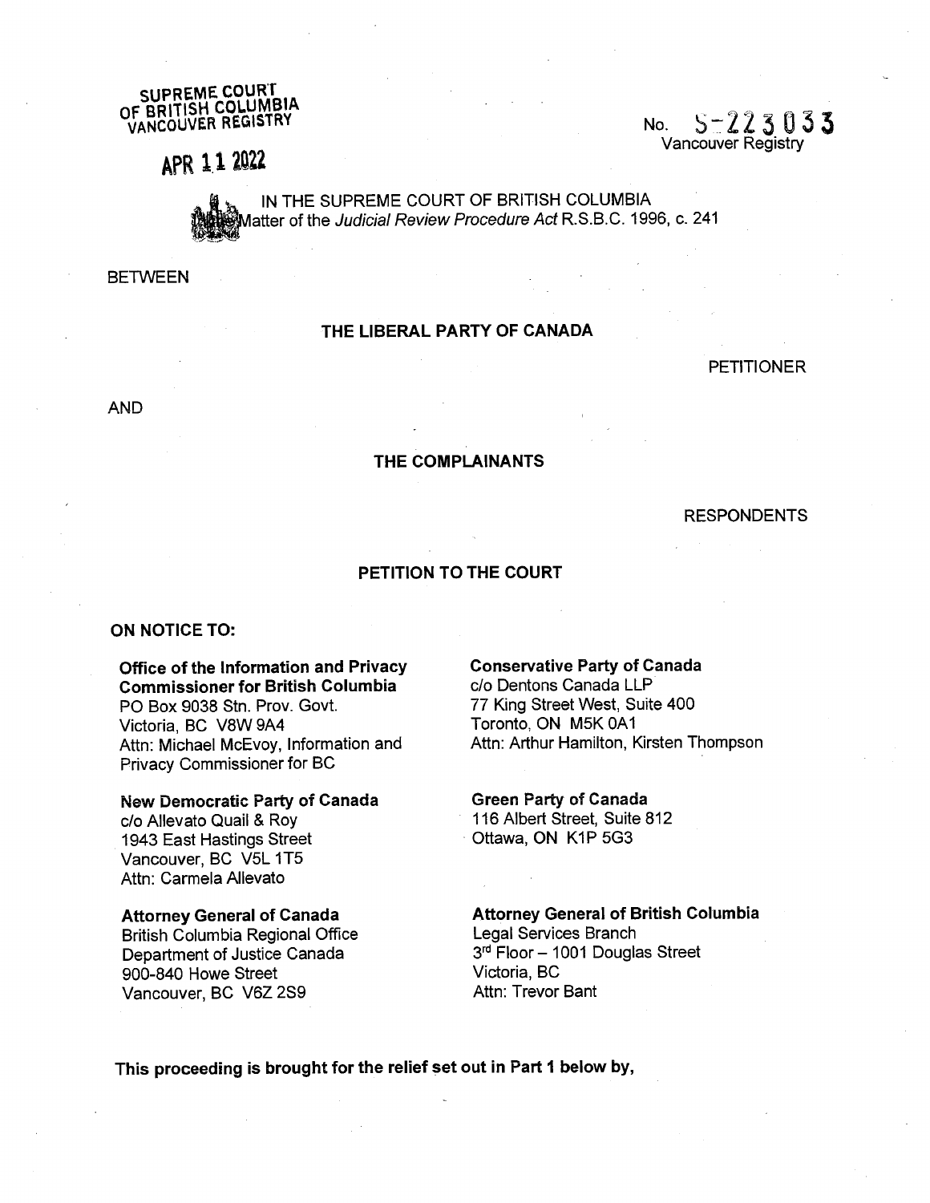SUPREME COURT OF BRITISH COLUMBIA VANCOUVER REGISTRY

APR 11 2022

No. S-223033
Vancouver Registry

IN THE SUPREME COURT OF BRITISH COLUMBIA
Matter of the *Judicial Review Procedure Act* R.S.B.C. 1996, c. 241

BETWEEN

**THE LIBERAL PARTY OF CANADA**

PETITIONER

AND

**THE COMPLAINANTS**

RESPONDENTS

**PETITION TO THE COURT**

**ON NOTICE TO:**

**Office of the Information and Privacy Commissioner for British Columbia**
PO Box 9038 Stn. Prov. Govt.
Victoria, BC V8W 9A4
Attn: Michael McEvoy, Information and Privacy Commissioner for BC

**Conservative Party of Canada**
c/o Dentons Canada LLP
77 King Street West, Suite 400
Toronto, ON M5K 0A1
Attn: Arthur Hamilton, Kirsten Thompson

**New Democratic Party of Canada**
c/o Allevato Quail & Roy
1943 East Hastings Street
Vancouver, BC V5L 1T5
Attn: Carmela Allevato

**Green Party of Canada**
116 Albert Street, Suite 812
Ottawa, ON K1P 5G3

**Attorney General of Canada**
British Columbia Regional Office
Department of Justice Canada
900-840 Howe Street
Vancouver, BC V6Z 2S9

**Attorney General of British Columbia**
Legal Services Branch
3rd Floor – 1001 Douglas Street
Victoria, BC
Attn: Trevor Bant

**This proceeding is brought for the relief set out in Part 1 below by,**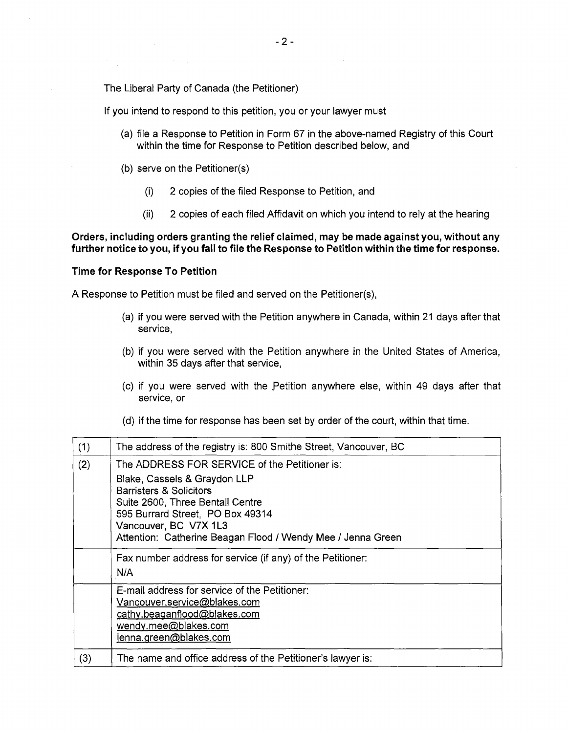The Liberal Party of Canada (the Petitioner)

If you intend to respond to this petition, you or your lawyer must

(a) file a Response to Petition in Form 67 in the above-named Registry of this Court within the time for Response to Petition described below, and

(b) serve on the Petitioner(s)

(i) 2 copies of the filed Response to Petition, and

(ii) 2 copies of each filed Affidavit on which you intend to rely at the hearing

**Orders, including orders granting the relief claimed, may be made against you, without any further notice to you, if you fail to file the Response to Petition within the time for response.**

**Time for Response To Petition**

A Response to Petition must be filed and served on the Petitioner(s),

(a) if you were served with the Petition anywhere in Canada, within 21 days after that service,

(b) if you were served with the Petition anywhere in the United States of America, within 35 days after that service,

(c) if you were served with the Petition anywhere else, within 49 days after that service, or

(d) if the time for response has been set by order of the court, within that time.

| | |
|---|---|
| (1) | The address of the registry is: 800 Smithe Street, Vancouver, BC |
| (2) | The ADDRESS FOR SERVICE of the Petitioner is:<br>Blake, Cassels & Graydon LLP<br>Barristers & Solicitors<br>Suite 2600, Three Bentall Centre<br>595 Burrard Street, PO Box 49314<br>Vancouver, BC V7X 1L3<br>Attention: Catherine Beagan Flood / Wendy Mee / Jenna Green |
| | Fax number address for service (if any) of the Petitioner:<br>N/A |
| | E-mail address for service of the Petitioner:<br>Vancouver.service@blakes.com<br>cathy.beaganflood@blakes.com<br>wendy.mee@blakes.com<br>jenna.green@blakes.com |
| (3) | The name and office address of the Petitioner's lawyer is: |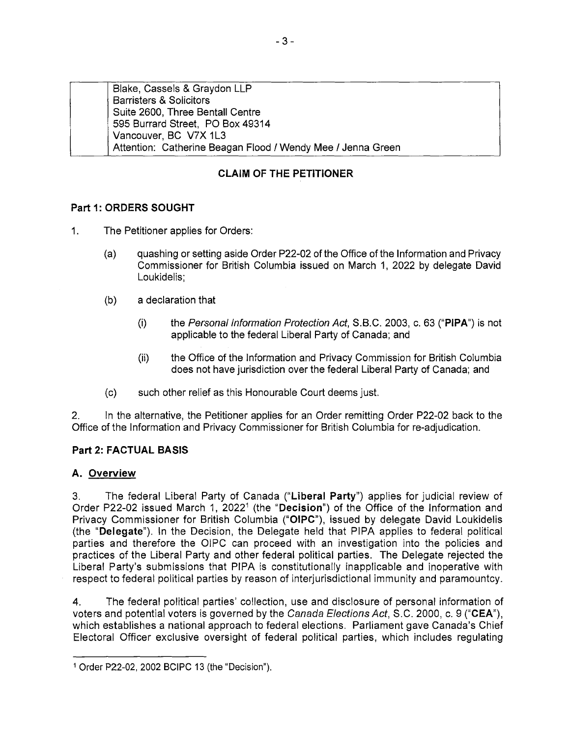| | Blake, Cassels & Graydon LLP<br>Barristers & Solicitors<br>Suite 2600, Three Bentall Centre<br>595 Burrard Street, PO Box 49314<br>Vancouver, BC V7X 1L3<br>Attention: Catherine Beagan Flood / Wendy Mee / Jenna Green |
|---|---|

## CLAIM OF THE PETITIONER

### Part 1: ORDERS SOUGHT

1. The Petitioner applies for Orders:

   (a) quashing or setting aside Order P22-02 of the Office of the Information and Privacy Commissioner for British Columbia issued on March 1, 2022 by delegate David Loukidelis;

   (b) a declaration that

      (i) the *Personal Information Protection Act*, S.B.C. 2003, c. 63 ("**PIPA**") is not applicable to the federal Liberal Party of Canada; and

      (ii) the Office of the Information and Privacy Commission for British Columbia does not have jurisdiction over the federal Liberal Party of Canada; and

   (c) such other relief as this Honourable Court deems just.

2. In the alternative, the Petitioner applies for an Order remitting Order P22-02 back to the Office of the Information and Privacy Commissioner for British Columbia for re-adjudication.

### Part 2: FACTUAL BASIS

#### A. Overview

3. The federal Liberal Party of Canada ("**Liberal Party**") applies for judicial review of Order P22-02 issued March 1, 2022[1] (the "**Decision**") of the Office of the Information and Privacy Commissioner for British Columbia ("**OIPC**"), issued by delegate David Loukidelis (the "**Delegate**"). In the Decision, the Delegate held that PIPA applies to federal political parties and therefore the OIPC can proceed with an investigation into the policies and practices of the Liberal Party and other federal political parties. The Delegate rejected the Liberal Party's submissions that PIPA is constitutionally inapplicable and inoperative with respect to federal political parties by reason of interjurisdictional immunity and paramountcy.

4. The federal political parties' collection, use and disclosure of personal information of voters and potential voters is governed by the *Canada Elections Act*, S.C. 2000, c. 9 ("**CEA**"), which establishes a national approach to federal elections. Parliament gave Canada's Chief Electoral Officer exclusive oversight of federal political parties, which includes regulating

---

[1] Order P22-02, 2002 BCIPC 13 (the "Decision").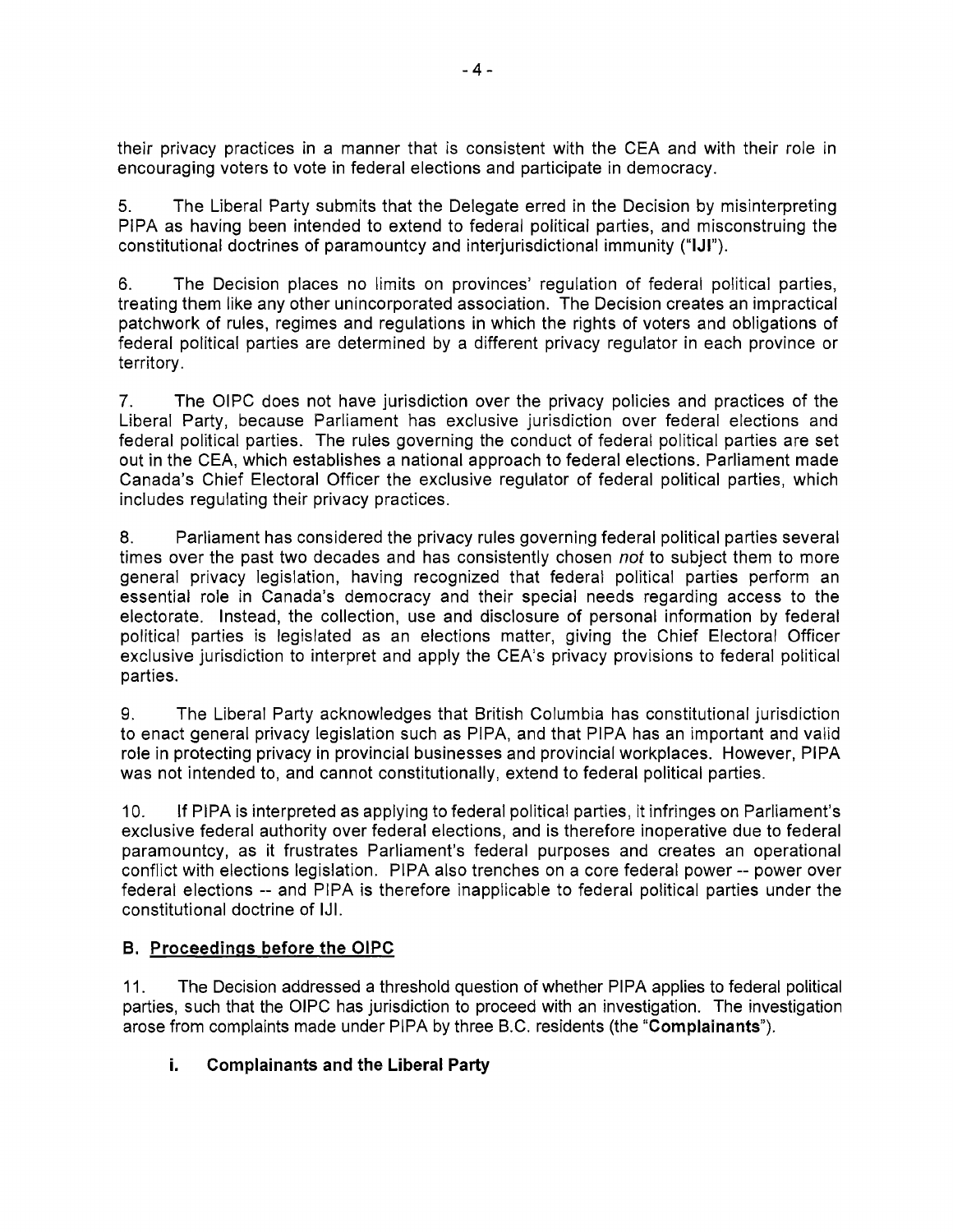their privacy practices in a manner that is consistent with the CEA and with their role in encouraging voters to vote in federal elections and participate in democracy.

5. The Liberal Party submits that the Delegate erred in the Decision by misinterpreting PIPA as having been intended to extend to federal political parties, and misconstruing the constitutional doctrines of paramountcy and interjurisdictional immunity ("**IJI**").

6. The Decision places no limits on provinces' regulation of federal political parties, treating them like any other unincorporated association. The Decision creates an impractical patchwork of rules, regimes and regulations in which the rights of voters and obligations of federal political parties are determined by a different privacy regulator in each province or territory.

7. The OIPC does not have jurisdiction over the privacy policies and practices of the Liberal Party, because Parliament has exclusive jurisdiction over federal elections and federal political parties. The rules governing the conduct of federal political parties are set out in the CEA, which establishes a national approach to federal elections. Parliament made Canada's Chief Electoral Officer the exclusive regulator of federal political parties, which includes regulating their privacy practices.

8. Parliament has considered the privacy rules governing federal political parties several times over the past two decades and has consistently chosen *not* to subject them to more general privacy legislation, having recognized that federal political parties perform an essential role in Canada's democracy and their special needs regarding access to the electorate. Instead, the collection, use and disclosure of personal information by federal political parties is legislated as an elections matter, giving the Chief Electoral Officer exclusive jurisdiction to interpret and apply the CEA's privacy provisions to federal political parties.

9. The Liberal Party acknowledges that British Columbia has constitutional jurisdiction to enact general privacy legislation such as PIPA, and that PIPA has an important and valid role in protecting privacy in provincial businesses and provincial workplaces. However, PIPA was not intended to, and cannot constitutionally, extend to federal political parties.

10. If PIPA is interpreted as applying to federal political parties, it infringes on Parliament's exclusive federal authority over federal elections, and is therefore inoperative due to federal paramountcy, as it frustrates Parliament's federal purposes and creates an operational conflict with elections legislation. PIPA also trenches on a core federal power -- power over federal elections -- and PIPA is therefore inapplicable to federal political parties under the constitutional doctrine of IJI.

## B. Proceedings before the OIPC

11. The Decision addressed a threshold question of whether PIPA applies to federal political parties, such that the OIPC has jurisdiction to proceed with an investigation. The investigation arose from complaints made under PIPA by three B.C. residents (the "**Complainants**").

### i. Complainants and the Liberal Party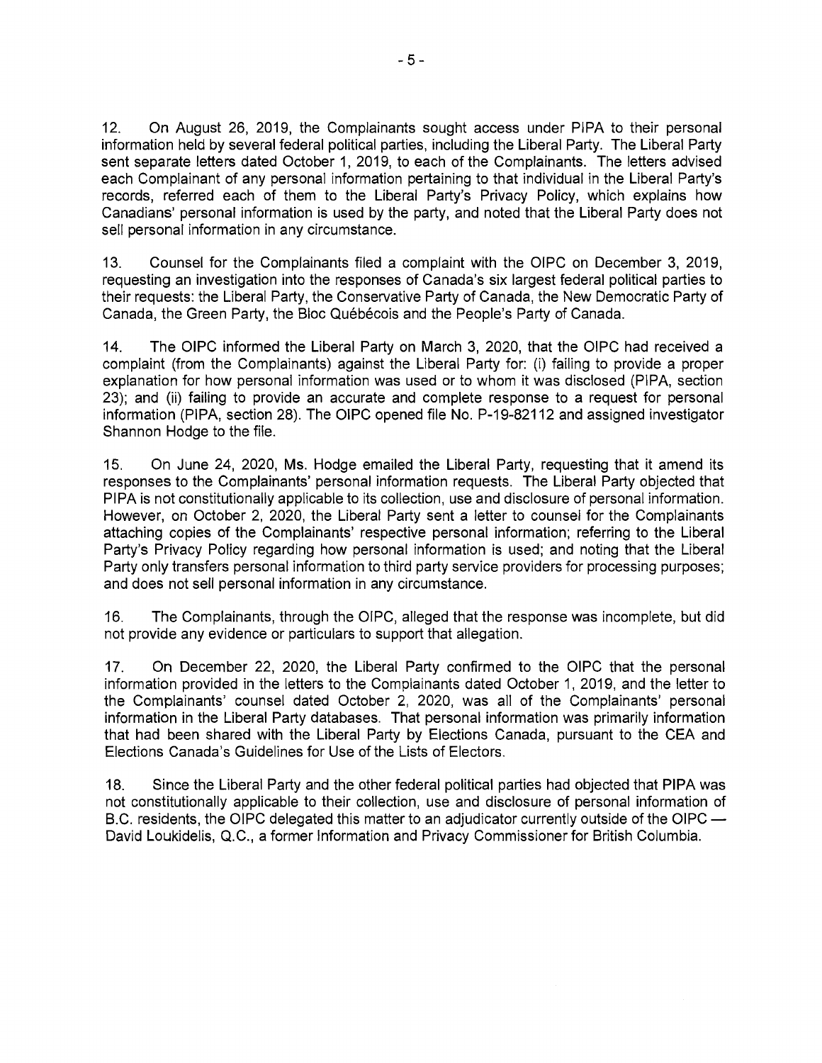12. On August 26, 2019, the Complainants sought access under PIPA to their personal information held by several federal political parties, including the Liberal Party. The Liberal Party sent separate letters dated October 1, 2019, to each of the Complainants. The letters advised each Complainant of any personal information pertaining to that individual in the Liberal Party's records, referred each of them to the Liberal Party's Privacy Policy, which explains how Canadians' personal information is used by the party, and noted that the Liberal Party does not sell personal information in any circumstance.

13. Counsel for the Complainants filed a complaint with the OIPC on December 3, 2019, requesting an investigation into the responses of Canada's six largest federal political parties to their requests: the Liberal Party, the Conservative Party of Canada, the New Democratic Party of Canada, the Green Party, the Bloc Québécois and the People's Party of Canada.

14. The OIPC informed the Liberal Party on March 3, 2020, that the OIPC had received a complaint (from the Complainants) against the Liberal Party for: (i) failing to provide a proper explanation for how personal information was used or to whom it was disclosed (PIPA, section 23); and (ii) failing to provide an accurate and complete response to a request for personal information (PIPA, section 28). The OIPC opened file No. P-19-82112 and assigned investigator Shannon Hodge to the file.

15. On June 24, 2020, Ms. Hodge emailed the Liberal Party, requesting that it amend its responses to the Complainants' personal information requests. The Liberal Party objected that PIPA is not constitutionally applicable to its collection, use and disclosure of personal information. However, on October 2, 2020, the Liberal Party sent a letter to counsel for the Complainants attaching copies of the Complainants' respective personal information; referring to the Liberal Party's Privacy Policy regarding how personal information is used; and noting that the Liberal Party only transfers personal information to third party service providers for processing purposes; and does not sell personal information in any circumstance.

16. The Complainants, through the OIPC, alleged that the response was incomplete, but did not provide any evidence or particulars to support that allegation.

17. On December 22, 2020, the Liberal Party confirmed to the OIPC that the personal information provided in the letters to the Complainants dated October 1, 2019, and the letter to the Complainants' counsel dated October 2, 2020, was all of the Complainants' personal information in the Liberal Party databases. That personal information was primarily information that had been shared with the Liberal Party by Elections Canada, pursuant to the CEA and Elections Canada's Guidelines for Use of the Lists of Electors.

18. Since the Liberal Party and the other federal political parties had objected that PIPA was not constitutionally applicable to their collection, use and disclosure of personal information of B.C. residents, the OIPC delegated this matter to an adjudicator currently outside of the OIPC — David Loukidelis, Q.C., a former Information and Privacy Commissioner for British Columbia.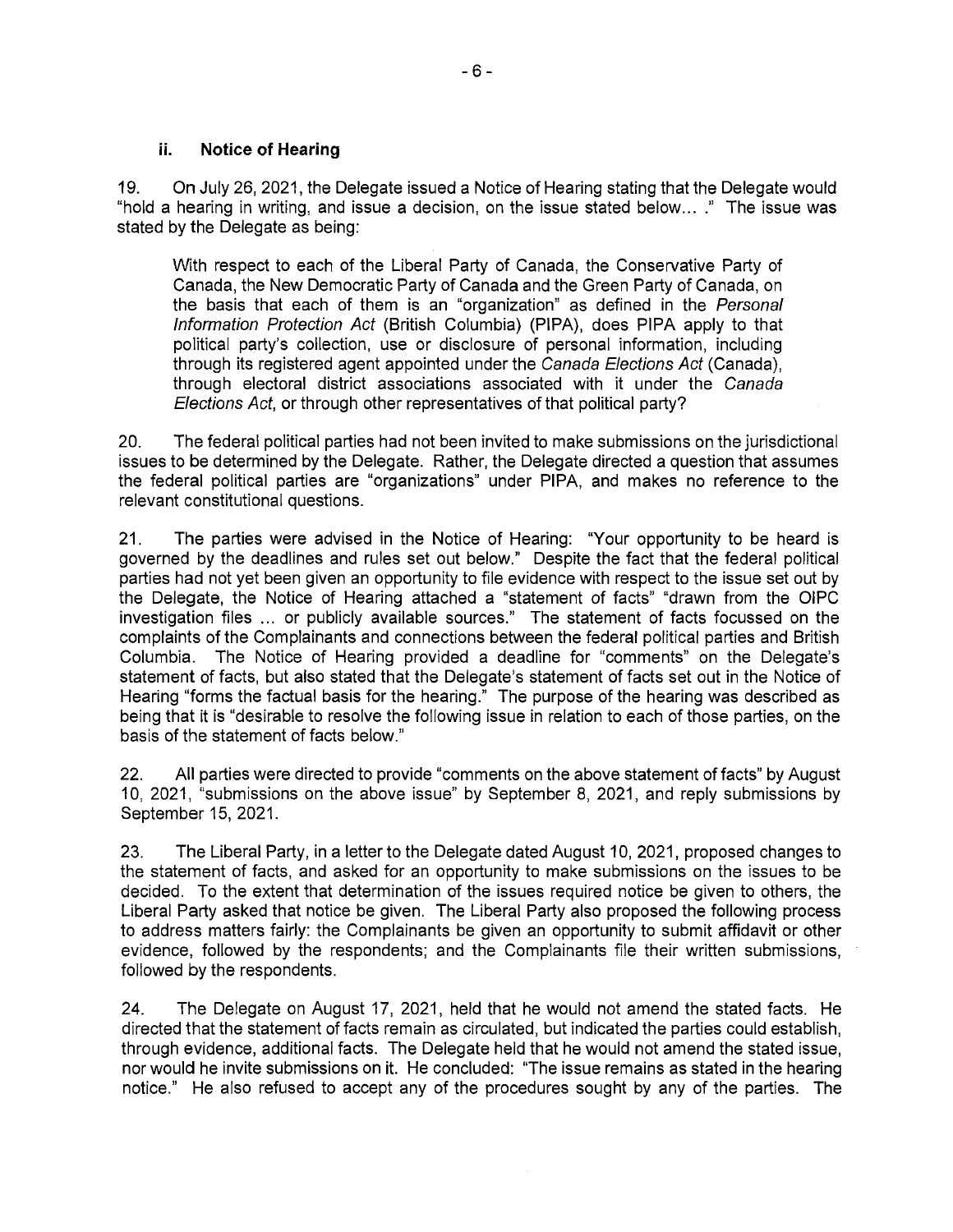### ii. Notice of Hearing

19. On July 26, 2021, the Delegate issued a Notice of Hearing stating that the Delegate would "hold a hearing in writing, and issue a decision, on the issue stated below... ." The issue was stated by the Delegate as being:

> With respect to each of the Liberal Party of Canada, the Conservative Party of Canada, the New Democratic Party of Canada and the Green Party of Canada, on the basis that each of them is an "organization" as defined in the *Personal Information Protection Act* (British Columbia) (PIPA), does PIPA apply to that political party's collection, use or disclosure of personal information, including through its registered agent appointed under the *Canada Elections Act* (Canada), through electoral district associations associated with it under the *Canada Elections Act*, or through other representatives of that political party?

20. The federal political parties had not been invited to make submissions on the jurisdictional issues to be determined by the Delegate. Rather, the Delegate directed a question that assumes the federal political parties are "organizations" under PIPA, and makes no reference to the relevant constitutional questions.

21. The parties were advised in the Notice of Hearing: "Your opportunity to be heard is governed by the deadlines and rules set out below." Despite the fact that the federal political parties had not yet been given an opportunity to file evidence with respect to the issue set out by the Delegate, the Notice of Hearing attached a "statement of facts" "drawn from the OIPC investigation files ... or publicly available sources." The statement of facts focussed on the complaints of the Complainants and connections between the federal political parties and British Columbia. The Notice of Hearing provided a deadline for "comments" on the Delegate's statement of facts, but also stated that the Delegate's statement of facts set out in the Notice of Hearing "forms the factual basis for the hearing." The purpose of the hearing was described as being that it is "desirable to resolve the following issue in relation to each of those parties, on the basis of the statement of facts below."

22. All parties were directed to provide "comments on the above statement of facts" by August 10, 2021, "submissions on the above issue" by September 8, 2021, and reply submissions by September 15, 2021.

23. The Liberal Party, in a letter to the Delegate dated August 10, 2021, proposed changes to the statement of facts, and asked for an opportunity to make submissions on the issues to be decided. To the extent that determination of the issues required notice be given to others, the Liberal Party asked that notice be given. The Liberal Party also proposed the following process to address matters fairly: the Complainants be given an opportunity to submit affidavit or other evidence, followed by the respondents; and the Complainants file their written submissions, followed by the respondents.

24. The Delegate on August 17, 2021, held that he would not amend the stated facts. He directed that the statement of facts remain as circulated, but indicated the parties could establish, through evidence, additional facts. The Delegate held that he would not amend the stated issue, nor would he invite submissions on it. He concluded: "The issue remains as stated in the hearing notice." He also refused to accept any of the procedures sought by any of the parties. The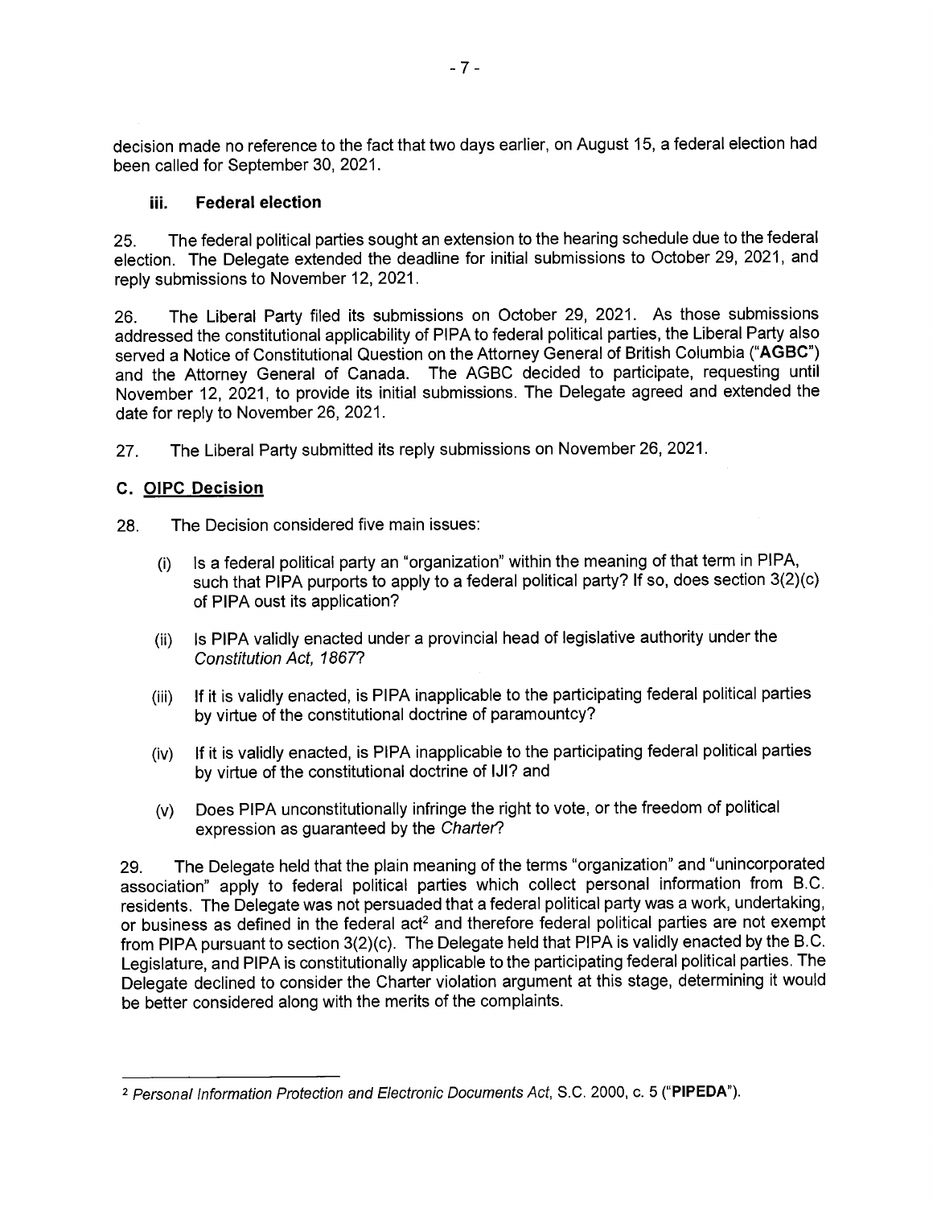decision made no reference to the fact that two days earlier, on August 15, a federal election had been called for September 30, 2021.

#### iii. Federal election

25. The federal political parties sought an extension to the hearing schedule due to the federal election. The Delegate extended the deadline for initial submissions to October 29, 2021, and reply submissions to November 12, 2021.

26. The Liberal Party filed its submissions on October 29, 2021. As those submissions addressed the constitutional applicability of PIPA to federal political parties, the Liberal Party also served a Notice of Constitutional Question on the Attorney General of British Columbia ("**AGBC**") and the Attorney General of Canada. The AGBC decided to participate, requesting until November 12, 2021, to provide its initial submissions. The Delegate agreed and extended the date for reply to November 26, 2021.

27. The Liberal Party submitted its reply submissions on November 26, 2021.

### C. OIPC Decision

28. The Decision considered five main issues:

(i) Is a federal political party an "organization" within the meaning of that term in PIPA, such that PIPA purports to apply to a federal political party? If so, does section 3(2)(c) of PIPA oust its application?

(ii) Is PIPA validly enacted under a provincial head of legislative authority under the *Constitution Act, 1867*?

(iii) If it is validly enacted, is PIPA inapplicable to the participating federal political parties by virtue of the constitutional doctrine of paramountcy?

(iv) If it is validly enacted, is PIPA inapplicable to the participating federal political parties by virtue of the constitutional doctrine of IJI? and

(v) Does PIPA unconstitutionally infringe the right to vote, or the freedom of political expression as guaranteed by the *Charter*?

29. The Delegate held that the plain meaning of the terms "organization" and "unincorporated association" apply to federal political parties which collect personal information from B.C. residents. The Delegate was not persuaded that a federal political party was a work, undertaking, or business as defined in the federal act[2] and therefore federal political parties are not exempt from PIPA pursuant to section 3(2)(c). The Delegate held that PIPA is validly enacted by the B.C. Legislature, and PIPA is constitutionally applicable to the participating federal political parties. The Delegate declined to consider the Charter violation argument at this stage, determining it would be better considered along with the merits of the complaints.

---

[2] *Personal Information Protection and Electronic Documents Act*, S.C. 2000, c. 5 ("**PIPEDA**").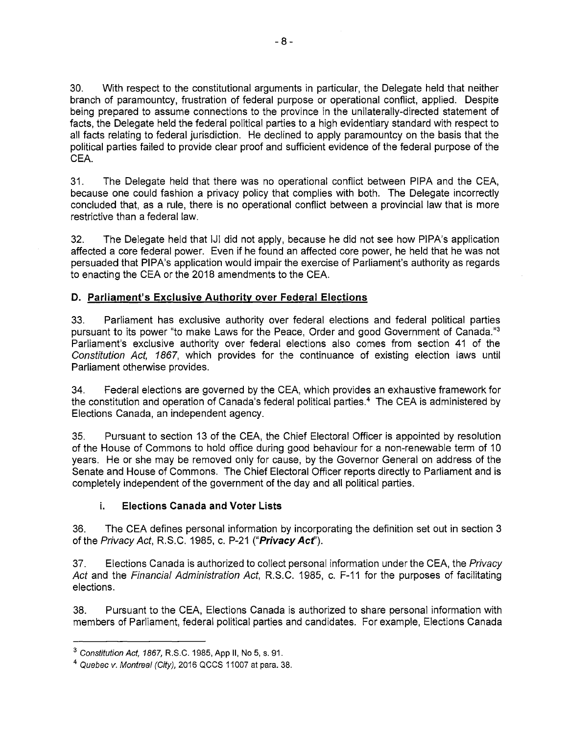30. With respect to the constitutional arguments in particular, the Delegate held that neither branch of paramountcy, frustration of federal purpose or operational conflict, applied. Despite being prepared to assume connections to the province in the unilaterally-directed statement of facts, the Delegate held the federal political parties to a high evidentiary standard with respect to all facts relating to federal jurisdiction. He declined to apply paramountcy on the basis that the political parties failed to provide clear proof and sufficient evidence of the federal purpose of the CEA.

31. The Delegate held that there was no operational conflict between PIPA and the CEA, because one could fashion a privacy policy that complies with both. The Delegate incorrectly concluded that, as a rule, there is no operational conflict between a provincial law that is more restrictive than a federal law.

32. The Delegate held that IJI did not apply, because he did not see how PIPA's application affected a core federal power. Even if he found an affected core power, he held that he was not persuaded that PIPA's application would impair the exercise of Parliament's authority as regards to enacting the CEA or the 2018 amendments to the CEA.

## D. Parliament's Exclusive Authority over Federal Elections

33. Parliament has exclusive authority over federal elections and federal political parties pursuant to its power "to make Laws for the Peace, Order and good Government of Canada."[3] Parliament's exclusive authority over federal elections also comes from section 41 of the *Constitution Act, 1867*, which provides for the continuance of existing election laws until Parliament otherwise provides.

34. Federal elections are governed by the CEA, which provides an exhaustive framework for the constitution and operation of Canada's federal political parties.[4] The CEA is administered by Elections Canada, an independent agency.

35. Pursuant to section 13 of the CEA, the Chief Electoral Officer is appointed by resolution of the House of Commons to hold office during good behaviour for a non-renewable term of 10 years. He or she may be removed only for cause, by the Governor General on address of the Senate and House of Commons. The Chief Electoral Officer reports directly to Parliament and is completely independent of the government of the day and all political parties.

### i. Elections Canada and Voter Lists

36. The CEA defines personal information by incorporating the definition set out in section 3 of the *Privacy Act*, R.S.C. 1985, c. P-21 ("***Privacy Act***").

37. Elections Canada is authorized to collect personal information under the CEA, the *Privacy Act* and the *Financial Administration Act*, R.S.C. 1985, c. F-11 for the purposes of facilitating elections.

38. Pursuant to the CEA, Elections Canada is authorized to share personal information with members of Parliament, federal political parties and candidates. For example, Elections Canada

---

[3] *Constitution Act, 1867*, R.S.C. 1985, App II, No 5, s. 91.

[4] *Quebec v. Montreal (City)*, 2016 QCCS 11007 at para. 38.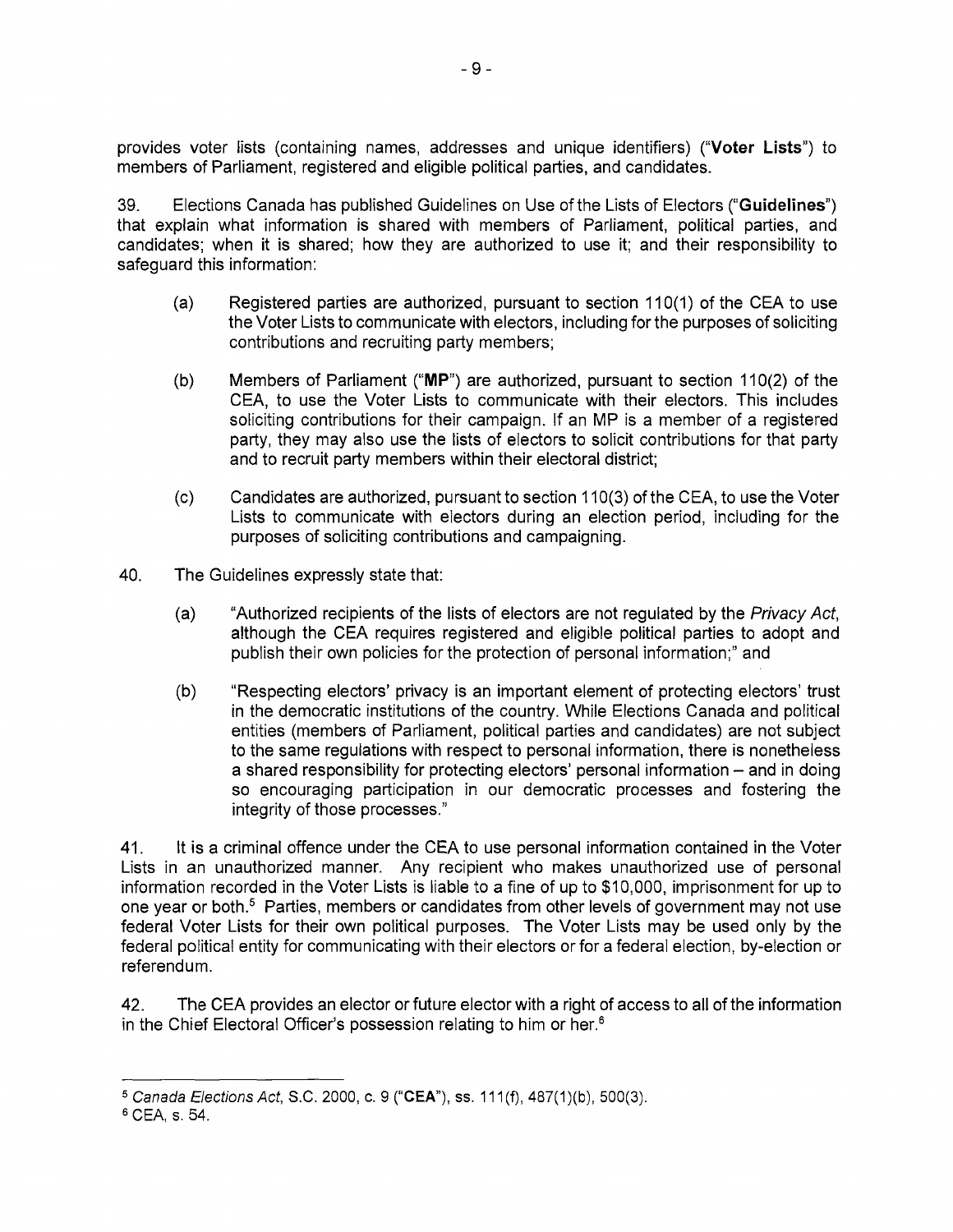provides voter lists (containing names, addresses and unique identifiers) ("**Voter Lists**") to members of Parliament, registered and eligible political parties, and candidates.

39. Elections Canada has published Guidelines on Use of the Lists of Electors ("**Guidelines**") that explain what information is shared with members of Parliament, political parties, and candidates; when it is shared; how they are authorized to use it; and their responsibility to safeguard this information:

(a) Registered parties are authorized, pursuant to section 110(1) of the CEA to use the Voter Lists to communicate with electors, including for the purposes of soliciting contributions and recruiting party members;

(b) Members of Parliament ("**MP**") are authorized, pursuant to section 110(2) of the CEA, to use the Voter Lists to communicate with their electors. This includes soliciting contributions for their campaign. If an MP is a member of a registered party, they may also use the lists of electors to solicit contributions for that party and to recruit party members within their electoral district;

(c) Candidates are authorized, pursuant to section 110(3) of the CEA, to use the Voter Lists to communicate with electors during an election period, including for the purposes of soliciting contributions and campaigning.

40. The Guidelines expressly state that:

(a) "Authorized recipients of the lists of electors are not regulated by the *Privacy Act*, although the CEA requires registered and eligible political parties to adopt and publish their own policies for the protection of personal information;" and

(b) "Respecting electors' privacy is an important element of protecting electors' trust in the democratic institutions of the country. While Elections Canada and political entities (members of Parliament, political parties and candidates) are not subject to the same regulations with respect to personal information, there is nonetheless a shared responsibility for protecting electors' personal information – and in doing so encouraging participation in our democratic processes and fostering the integrity of those processes."

41. It is a criminal offence under the CEA to use personal information contained in the Voter Lists in an unauthorized manner. Any recipient who makes unauthorized use of personal information recorded in the Voter Lists is liable to a fine of up to $10,000, imprisonment for up to one year or both.[5] Parties, members or candidates from other levels of government may not use federal Voter Lists for their own political purposes. The Voter Lists may be used only by the federal political entity for communicating with their electors or for a federal election, by-election or referendum.

42. The CEA provides an elector or future elector with a right of access to all of the information in the Chief Electoral Officer's possession relating to him or her.[6]

---

[5] *Canada Elections Act*, S.C. 2000, c. 9 ("**CEA**"), ss. 111(f), 487(1)(b), 500(3).

[6] CEA, s. 54.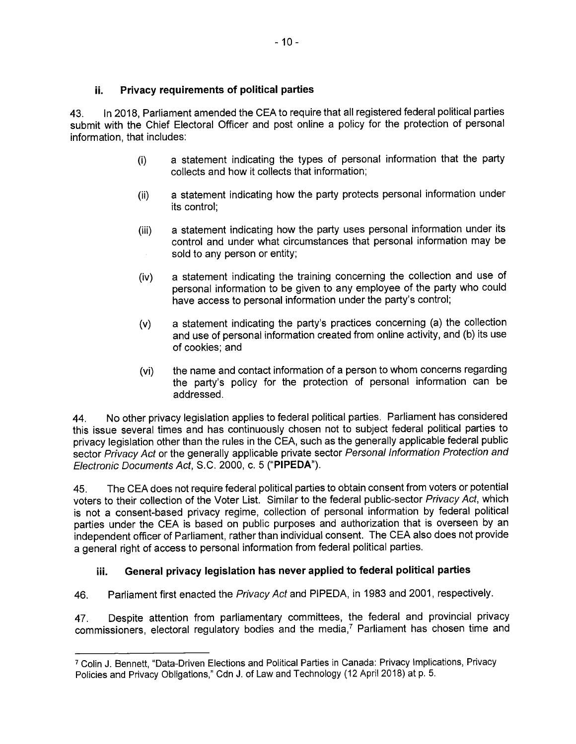### ii. Privacy requirements of political parties

43. In 2018, Parliament amended the CEA to require that all registered federal political parties submit with the Chief Electoral Officer and post online a policy for the protection of personal information, that includes:

- (i) a statement indicating the types of personal information that the party collects and how it collects that information;
- (ii) a statement indicating how the party protects personal information under its control;
- (iii) a statement indicating how the party uses personal information under its control and under what circumstances that personal information may be sold to any person or entity;
- (iv) a statement indicating the training concerning the collection and use of personal information to be given to any employee of the party who could have access to personal information under the party's control;
- (v) a statement indicating the party's practices concerning (a) the collection and use of personal information created from online activity, and (b) its use of cookies; and
- (vi) the name and contact information of a person to whom concerns regarding the party's policy for the protection of personal information can be addressed.

44. No other privacy legislation applies to federal political parties. Parliament has considered this issue several times and has continuously chosen not to subject federal political parties to privacy legislation other than the rules in the CEA, such as the generally applicable federal public sector *Privacy Act* or the generally applicable private sector *Personal Information Protection and Electronic Documents Act*, S.C. 2000, c. 5 ("**PIPEDA**").

45. The CEA does not require federal political parties to obtain consent from voters or potential voters to their collection of the Voter List. Similar to the federal public-sector *Privacy Act*, which is not a consent-based privacy regime, collection of personal information by federal political parties under the CEA is based on public purposes and authorization that is overseen by an independent officer of Parliament, rather than individual consent. The CEA also does not provide a general right of access to personal information from federal political parties.

### iii. General privacy legislation has never applied to federal political parties

46. Parliament first enacted the *Privacy Act* and PIPEDA, in 1983 and 2001, respectively.

47. Despite attention from parliamentary committees, the federal and provincial privacy commissioners, electoral regulatory bodies and the media,[7] Parliament has chosen time and

---

[7] Colin J. Bennett, "Data-Driven Elections and Political Parties in Canada: Privacy Implications, Privacy Policies and Privacy Obligations," Cdn J. of Law and Technology (12 April 2018) at p. 5.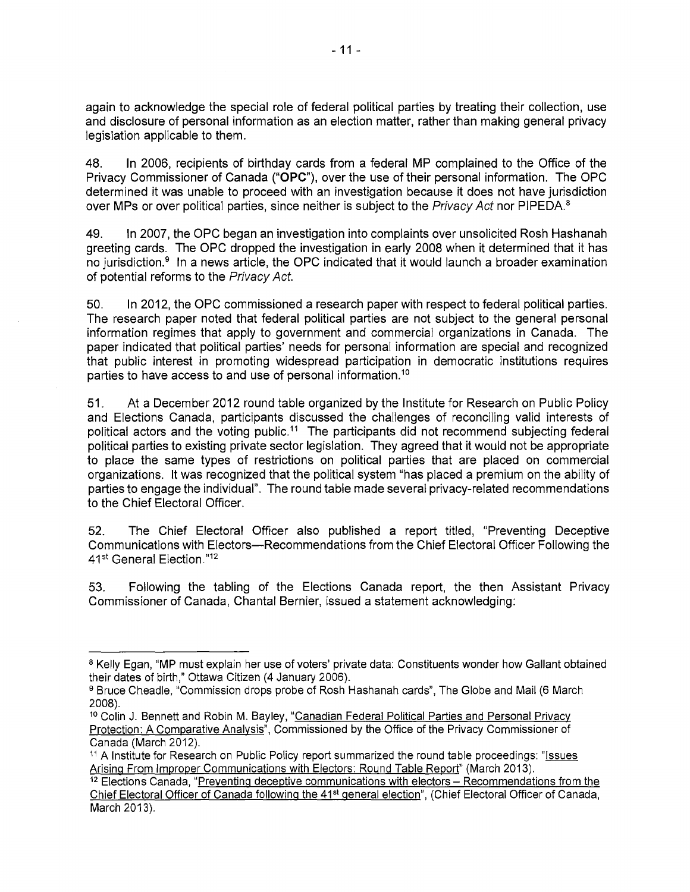again to acknowledge the special role of federal political parties by treating their collection, use and disclosure of personal information as an election matter, rather than making general privacy legislation applicable to them.

48. In 2006, recipients of birthday cards from a federal MP complained to the Office of the Privacy Commissioner of Canada ("**OPC**"), over the use of their personal information. The OPC determined it was unable to proceed with an investigation because it does not have jurisdiction over MPs or over political parties, since neither is subject to the *Privacy Act* nor PIPEDA.[8]

49. In 2007, the OPC began an investigation into complaints over unsolicited Rosh Hashanah greeting cards. The OPC dropped the investigation in early 2008 when it determined that it has no jurisdiction.[9] In a news article, the OPC indicated that it would launch a broader examination of potential reforms to the *Privacy Act*.

50. In 2012, the OPC commissioned a research paper with respect to federal political parties. The research paper noted that federal political parties are not subject to the general personal information regimes that apply to government and commercial organizations in Canada. The paper indicated that political parties' needs for personal information are special and recognized that public interest in promoting widespread participation in democratic institutions requires parties to have access to and use of personal information.[10]

51. At a December 2012 round table organized by the Institute for Research on Public Policy and Elections Canada, participants discussed the challenges of reconciling valid interests of political actors and the voting public.[11] The participants did not recommend subjecting federal political parties to existing private sector legislation. They agreed that it would not be appropriate to place the same types of restrictions on political parties that are placed on commercial organizations. It was recognized that the political system "has placed a premium on the ability of parties to engage the individual". The round table made several privacy-related recommendations to the Chief Electoral Officer.

52. The Chief Electoral Officer also published a report titled, "Preventing Deceptive Communications with Electors—Recommendations from the Chief Electoral Officer Following the 41st General Election."[12]

53. Following the tabling of the Elections Canada report, the then Assistant Privacy Commissioner of Canada, Chantal Bernier, issued a statement acknowledging:

---

[8] Kelly Egan, "MP must explain her use of voters' private data: Constituents wonder how Gallant obtained their dates of birth," Ottawa Citizen (4 January 2006).

[9] Bruce Cheadle, "Commission drops probe of Rosh Hashanah cards", The Globe and Mail (6 March 2008).

[10] Colin J. Bennett and Robin M. Bayley, "Canadian Federal Political Parties and Personal Privacy Protection: A Comparative Analysis", Commissioned by the Office of the Privacy Commissioner of Canada (March 2012).

[11] A Institute for Research on Public Policy report summarized the round table proceedings: "Issues Arising From Improper Communications with Electors: Round Table Report" (March 2013).

[12] Elections Canada, "Preventing deceptive communications with electors – Recommendations from the Chief Electoral Officer of Canada following the 41st general election", (Chief Electoral Officer of Canada, March 2013).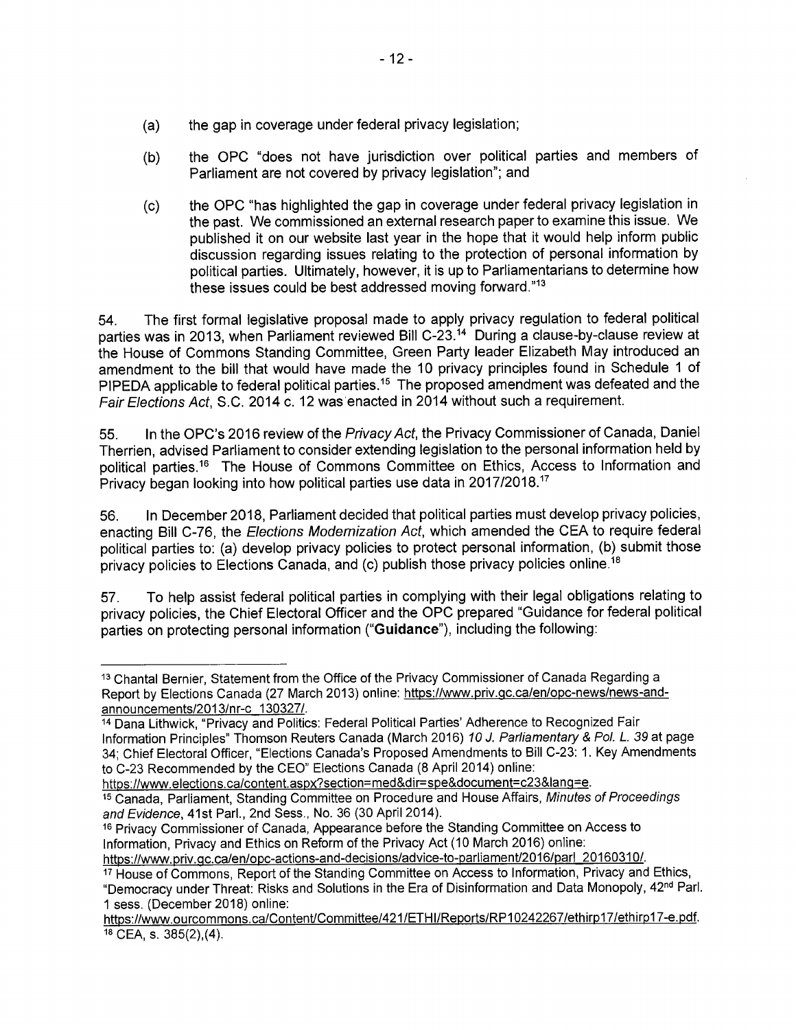(a) the gap in coverage under federal privacy legislation;

(b) the OPC "does not have jurisdiction over political parties and members of Parliament are not covered by privacy legislation"; and

(c) the OPC "has highlighted the gap in coverage under federal privacy legislation in the past. We commissioned an external research paper to examine this issue. We published it on our website last year in the hope that it would help inform public discussion regarding issues relating to the protection of personal information by political parties. Ultimately, however, it is up to Parliamentarians to determine how these issues could be best addressed moving forward."[13]

54. The first formal legislative proposal made to apply privacy regulation to federal political parties was in 2013, when Parliament reviewed Bill C-23.[14] During a clause-by-clause review at the House of Commons Standing Committee, Green Party leader Elizabeth May introduced an amendment to the bill that would have made the 10 privacy principles found in Schedule 1 of PIPEDA applicable to federal political parties.[15] The proposed amendment was defeated and the *Fair Elections Act*, S.C. 2014 c. 12 was enacted in 2014 without such a requirement.

55. In the OPC's 2016 review of the *Privacy Act*, the Privacy Commissioner of Canada, Daniel Therrien, advised Parliament to consider extending legislation to the personal information held by political parties.[16] The House of Commons Committee on Ethics, Access to Information and Privacy began looking into how political parties use data in 2017/2018.[17]

56. In December 2018, Parliament decided that political parties must develop privacy policies, enacting Bill C-76, the *Elections Modernization Act*, which amended the CEA to require federal political parties to: (a) develop privacy policies to protect personal information, (b) submit those privacy policies to Elections Canada, and (c) publish those privacy policies online.[18]

57. To help assist federal political parties in complying with their legal obligations relating to privacy policies, the Chief Electoral Officer and the OPC prepared "Guidance for federal political parties on protecting personal information ("**Guidance**"), including the following:

---

[13] Chantal Bernier, Statement from the Office of the Privacy Commissioner of Canada Regarding a Report by Elections Canada (27 March 2013) online: https://www.priv.gc.ca/en/opc-news/news-and-announcements/2013/nr-c_130327/.

[14] Dana Lithwick, "Privacy and Politics: Federal Political Parties' Adherence to Recognized Fair Information Principles" Thomson Reuters Canada (March 2016) *10 J. Parliamentary & Pol. L. 39* at page 34; Chief Electoral Officer, "Elections Canada's Proposed Amendments to Bill C-23: 1. Key Amendments to C-23 Recommended by the CEO" Elections Canada (8 April 2014) online: https://www.elections.ca/content.aspx?section=med&dir=spe&document=c23&lang=e.

[15] Canada, Parliament, Standing Committee on Procedure and House Affairs, *Minutes of Proceedings and Evidence*, 41st Parl., 2nd Sess., No. 36 (30 April 2014).

[16] Privacy Commissioner of Canada, Appearance before the Standing Committee on Access to Information, Privacy and Ethics on Reform of the Privacy Act (10 March 2016) online: https://www.priv.gc.ca/en/opc-actions-and-decisions/advice-to-parliament/2016/parl_20160310/.

[17] House of Commons, Report of the Standing Committee on Access to Information, Privacy and Ethics, "Democracy under Threat: Risks and Solutions in the Era of Disinformation and Data Monopoly, 42nd Parl. 1 sess. (December 2018) online: https://www.ourcommons.ca/Content/Committee/421/ETHI/Reports/RP10242267/ethirp17/ethirp17-e.pdf.

[18] CEA, s. 385(2),(4).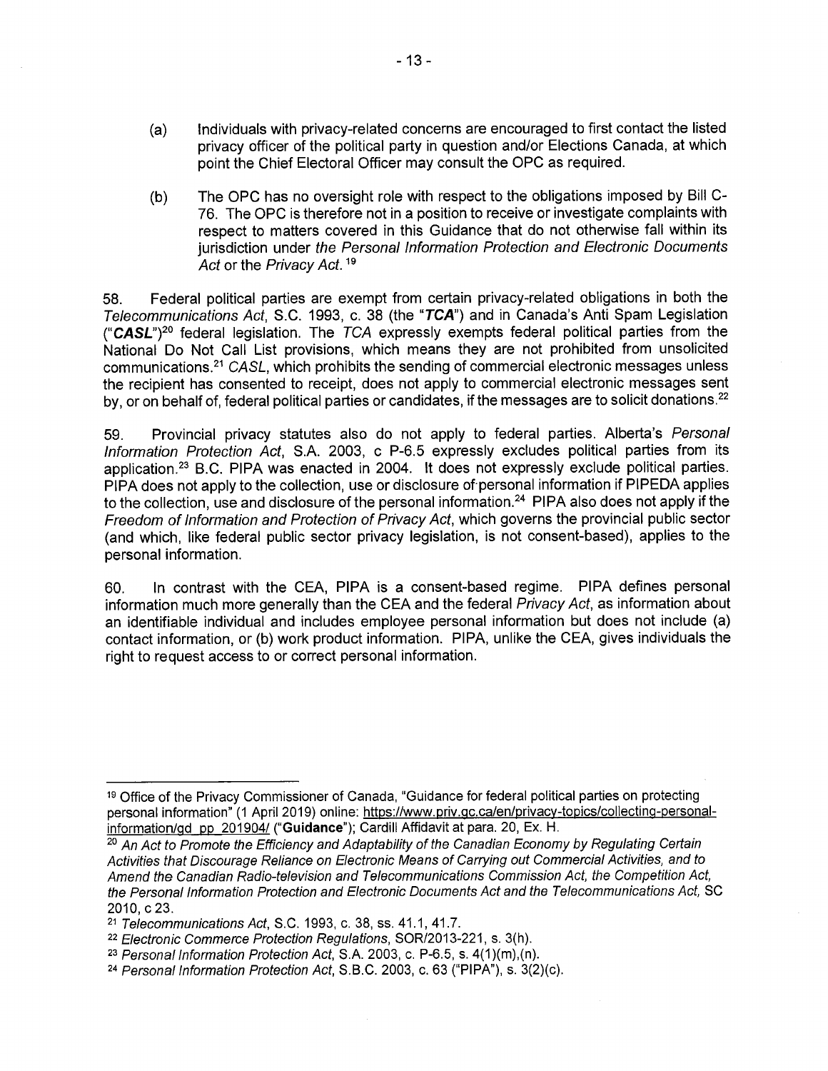(a) Individuals with privacy-related concerns are encouraged to first contact the listed privacy officer of the political party in question and/or Elections Canada, at which point the Chief Electoral Officer may consult the OPC as required.

(b) The OPC has no oversight role with respect to the obligations imposed by Bill C-76. The OPC is therefore not in a position to receive or investigate complaints with respect to matters covered in this Guidance that do not otherwise fall within its jurisdiction under *the Personal Information Protection and Electronic Documents Act* or the *Privacy Act.*[19]

58. Federal political parties are exempt from certain privacy-related obligations in both the *Telecommunications Act*, S.C. 1993, c. 38 (the "***TCA***") and in Canada's Anti Spam Legislation ("***CASL***")[20] federal legislation. The *TCA* expressly exempts federal political parties from the National Do Not Call List provisions, which means they are not prohibited from unsolicited communications.[21] *CASL*, which prohibits the sending of commercial electronic messages unless the recipient has consented to receipt, does not apply to commercial electronic messages sent by, or on behalf of, federal political parties or candidates, if the messages are to solicit donations.[22]

59. Provincial privacy statutes also do not apply to federal parties. Alberta's *Personal Information Protection Act*, S.A. 2003, c P-6.5 expressly excludes political parties from its application.[23] B.C. PIPA was enacted in 2004. It does not expressly exclude political parties. PIPA does not apply to the collection, use or disclosure of personal information if PIPEDA applies to the collection, use and disclosure of the personal information.[24] PIPA also does not apply if the *Freedom of Information and Protection of Privacy Act*, which governs the provincial public sector (and which, like federal public sector privacy legislation, is not consent-based), applies to the personal information.

60. In contrast with the CEA, PIPA is a consent-based regime. PIPA defines personal information much more generally than the CEA and the federal *Privacy Act*, as information about an identifiable individual and includes employee personal information but does not include (a) contact information, or (b) work product information. PIPA, unlike the CEA, gives individuals the right to request access to or correct personal information.

---

[19] Office of the Privacy Commissioner of Canada, "Guidance for federal political parties on protecting personal information" (1 April 2019) online: https://www.priv.gc.ca/en/privacy-topics/collecting-personal-information/gd_pp_201904/ ("**Guidance**"); Cardill Affidavit at para. 20, Ex. H.

[20] *An Act to Promote the Efficiency and Adaptability of the Canadian Economy by Regulating Certain Activities that Discourage Reliance on Electronic Means of Carrying out Commercial Activities, and to Amend the Canadian Radio-television and Telecommunications Commission Act, the Competition Act, the Personal Information Protection and Electronic Documents Act and the Telecommunications Act,* SC 2010, c 23.

[21] *Telecommunications Act*, S.C. 1993, c. 38, ss. 41.1, 41.7.

[22] *Electronic Commerce Protection Regulations*, SOR/2013-221, s. 3(h).

[23] *Personal Information Protection Act*, S.A. 2003, c. P-6.5, s. 4(1)(m),(n).

[24] *Personal Information Protection Act*, S.B.C. 2003, c. 63 ("PIPA"), s. 3(2)(c).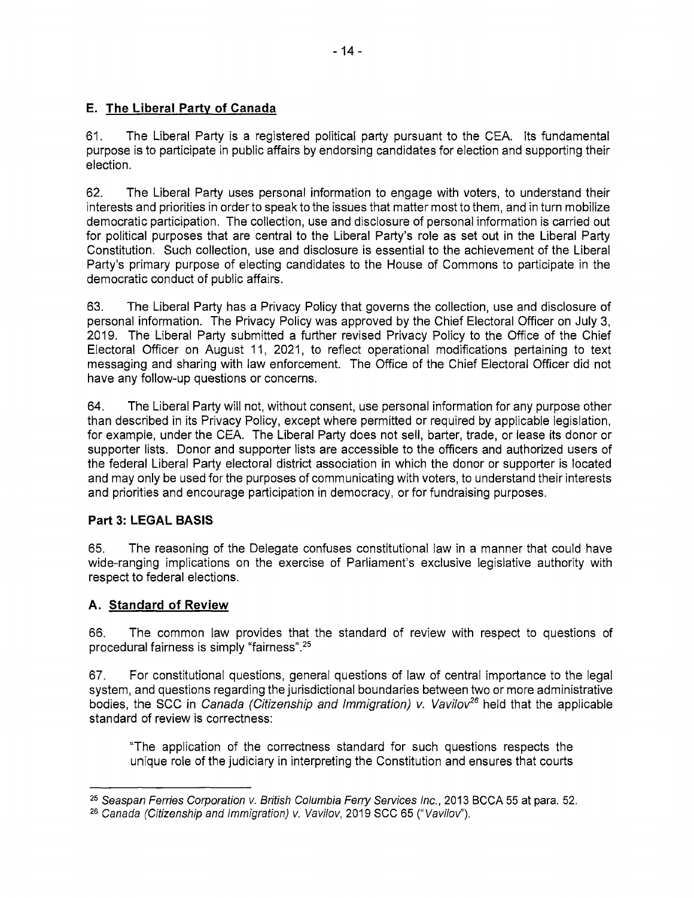## E. The Liberal Party of Canada

61. The Liberal Party is a registered political party pursuant to the CEA. Its fundamental purpose is to participate in public affairs by endorsing candidates for election and supporting their election.

62. The Liberal Party uses personal information to engage with voters, to understand their interests and priorities in order to speak to the issues that matter most to them, and in turn mobilize democratic participation. The collection, use and disclosure of personal information is carried out for political purposes that are central to the Liberal Party's role as set out in the Liberal Party Constitution. Such collection, use and disclosure is essential to the achievement of the Liberal Party's primary purpose of electing candidates to the House of Commons to participate in the democratic conduct of public affairs.

63. The Liberal Party has a Privacy Policy that governs the collection, use and disclosure of personal information. The Privacy Policy was approved by the Chief Electoral Officer on July 3, 2019. The Liberal Party submitted a further revised Privacy Policy to the Office of the Chief Electoral Officer on August 11, 2021, to reflect operational modifications pertaining to text messaging and sharing with law enforcement. The Office of the Chief Electoral Officer did not have any follow-up questions or concerns.

64. The Liberal Party will not, without consent, use personal information for any purpose other than described in its Privacy Policy, except where permitted or required by applicable legislation, for example, under the CEA. The Liberal Party does not sell, barter, trade, or lease its donor or supporter lists. Donor and supporter lists are accessible to the officers and authorized users of the federal Liberal Party electoral district association in which the donor or supporter is located and may only be used for the purposes of communicating with voters, to understand their interests and priorities and encourage participation in democracy, or for fundraising purposes.

### Part 3: LEGAL BASIS

65. The reasoning of the Delegate confuses constitutional law in a manner that could have wide-ranging implications on the exercise of Parliament's exclusive legislative authority with respect to federal elections.

## A. Standard of Review

66. The common law provides that the standard of review with respect to questions of procedural fairness is simply "fairness".[25]

67. For constitutional questions, general questions of law of central importance to the legal system, and questions regarding the jurisdictional boundaries between two or more administrative bodies, the SCC in *Canada (Citizenship and Immigration) v. Vavilov*[26] held that the applicable standard of review is correctness:

> "The application of the correctness standard for such questions respects the unique role of the judiciary in interpreting the Constitution and ensures that courts

---

[25] *Seaspan Ferries Corporation v. British Columbia Ferry Services Inc.*, 2013 BCCA 55 at para. 52.

[26] *Canada (Citizenship and Immigration) v. Vavilov*, 2019 SCC 65 ("*Vavilov*").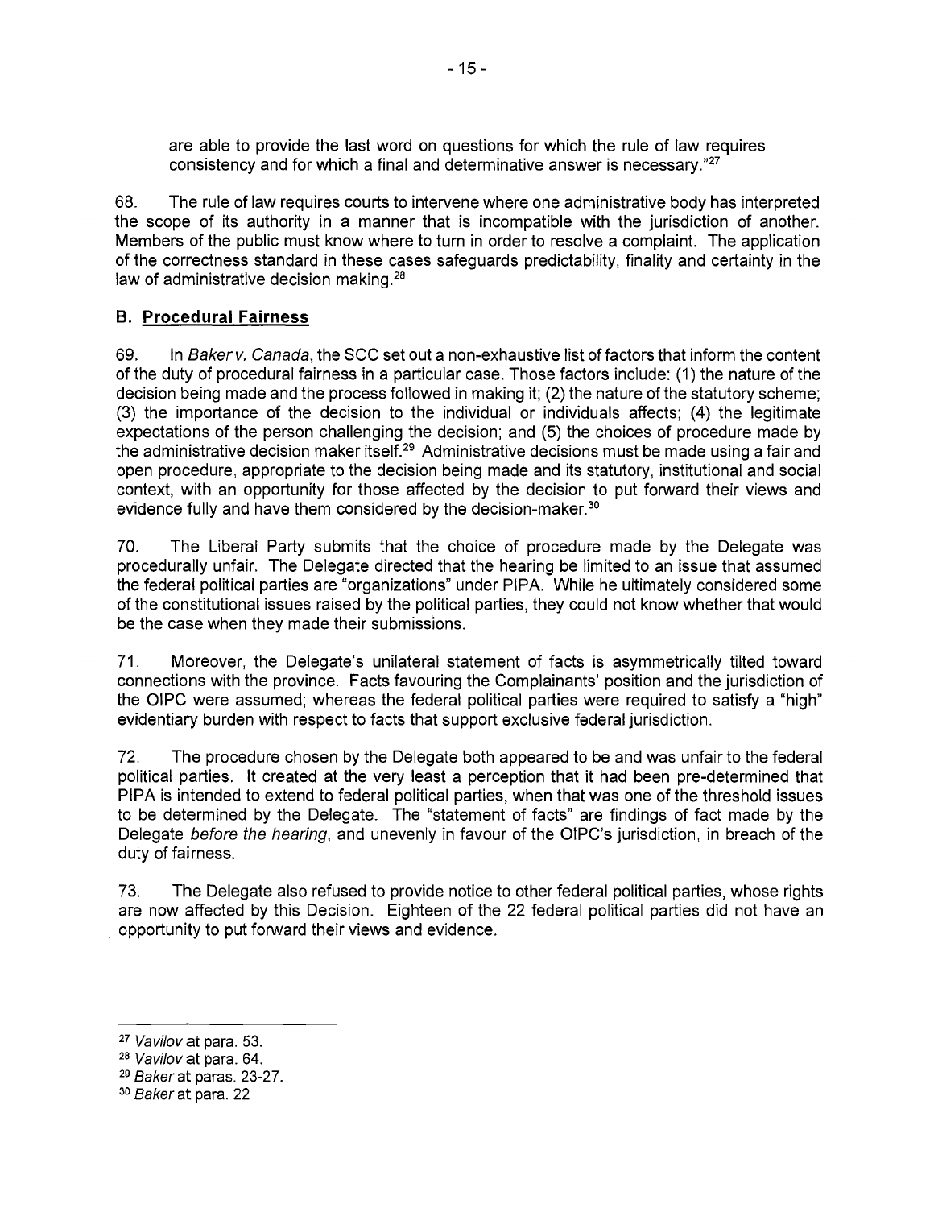are able to provide the last word on questions for which the rule of law requires consistency and for which a final and determinative answer is necessary."[27]

68. The rule of law requires courts to intervene where one administrative body has interpreted the scope of its authority in a manner that is incompatible with the jurisdiction of another. Members of the public must know where to turn in order to resolve a complaint. The application of the correctness standard in these cases safeguards predictability, finality and certainty in the law of administrative decision making.[28]

## B. Procedural Fairness

69. In *Baker v. Canada*, the SCC set out a non-exhaustive list of factors that inform the content of the duty of procedural fairness in a particular case. Those factors include: (1) the nature of the decision being made and the process followed in making it; (2) the nature of the statutory scheme; (3) the importance of the decision to the individual or individuals affects; (4) the legitimate expectations of the person challenging the decision; and (5) the choices of procedure made by the administrative decision maker itself.[29] Administrative decisions must be made using a fair and open procedure, appropriate to the decision being made and its statutory, institutional and social context, with an opportunity for those affected by the decision to put forward their views and evidence fully and have them considered by the decision-maker.[30]

70. The Liberal Party submits that the choice of procedure made by the Delegate was procedurally unfair. The Delegate directed that the hearing be limited to an issue that assumed the federal political parties are "organizations" under PIPA. While he ultimately considered some of the constitutional issues raised by the political parties, they could not know whether that would be the case when they made their submissions.

71. Moreover, the Delegate's unilateral statement of facts is asymmetrically tilted toward connections with the province. Facts favouring the Complainants' position and the jurisdiction of the OIPC were assumed; whereas the federal political parties were required to satisfy a "high" evidentiary burden with respect to facts that support exclusive federal jurisdiction.

72. The procedure chosen by the Delegate both appeared to be and was unfair to the federal political parties. It created at the very least a perception that it had been pre-determined that PIPA is intended to extend to federal political parties, when that was one of the threshold issues to be determined by the Delegate. The "statement of facts" are findings of fact made by the Delegate *before the hearing*, and unevenly in favour of the OIPC's jurisdiction, in breach of the duty of fairness.

73. The Delegate also refused to provide notice to other federal political parties, whose rights are now affected by this Decision. Eighteen of the 22 federal political parties did not have an opportunity to put forward their views and evidence.

---

[27] *Vavilov* at para. 53.

[28] *Vavilov* at para. 64.

[29] *Baker* at paras. 23-27.

[30] *Baker* at para. 22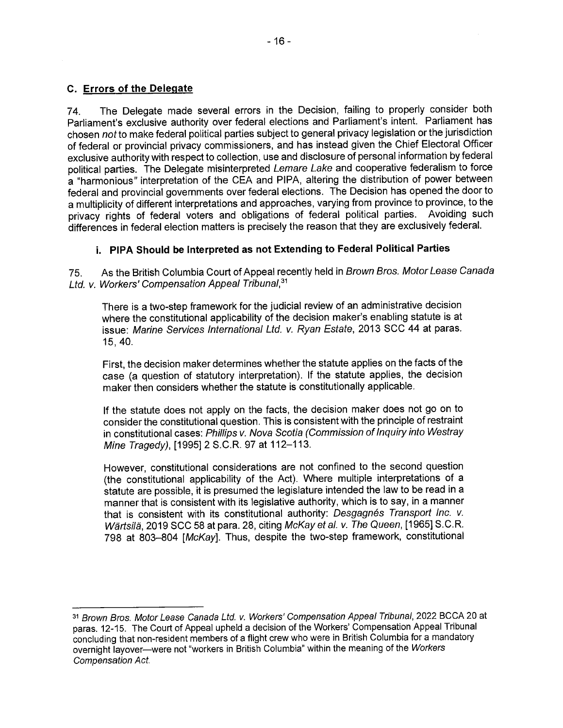### C. Errors of the Delegate

74. The Delegate made several errors in the Decision, failing to properly consider both Parliament's exclusive authority over federal elections and Parliament's intent. Parliament has chosen *not* to make federal political parties subject to general privacy legislation or the jurisdiction of federal or provincial privacy commissioners, and has instead given the Chief Electoral Officer exclusive authority with respect to collection, use and disclosure of personal information by federal political parties. The Delegate misinterpreted *Lemare Lake* and cooperative federalism to force a "harmonious" interpretation of the CEA and PIPA, altering the distribution of power between federal and provincial governments over federal elections. The Decision has opened the door to a multiplicity of different interpretations and approaches, varying from province to province, to the privacy rights of federal voters and obligations of federal political parties. Avoiding such differences in federal election matters is precisely the reason that they are exclusively federal.

#### i. PIPA Should be Interpreted as not Extending to Federal Political Parties

75. As the British Columbia Court of Appeal recently held in *Brown Bros. Motor Lease Canada Ltd. v. Workers' Compensation Appeal Tribunal*,[31]

> There is a two-step framework for the judicial review of an administrative decision where the constitutional applicability of the decision maker's enabling statute is at issue: *Marine Services International Ltd. v. Ryan Estate*, 2013 SCC 44 at paras. 15, 40.
>
> First, the decision maker determines whether the statute applies on the facts of the case (a question of statutory interpretation). If the statute applies, the decision maker then considers whether the statute is constitutionally applicable.
>
> If the statute does not apply on the facts, the decision maker does not go on to consider the constitutional question. This is consistent with the principle of restraint in constitutional cases: *Phillips v. Nova Scotia (Commission of Inquiry into Westray Mine Tragedy)*, [1995] 2 S.C.R. 97 at 112–113.
>
> However, constitutional considerations are not confined to the second question (the constitutional applicability of the Act). Where multiple interpretations of a statute are possible, it is presumed the legislature intended the law to be read in a manner that is consistent with its legislative authority, which is to say, in a manner that is consistent with its constitutional authority: *Desgagnés Transport Inc. v. Wärtsilä*, 2019 SCC 58 at para. 28, citing *McKay et al. v. The Queen*, [1965] S.C.R. 798 at 803–804 [*McKay*]. Thus, despite the two-step framework, constitutional

---

[31] *Brown Bros. Motor Lease Canada Ltd. v. Workers' Compensation Appeal Tribunal*, 2022 BCCA 20 at paras. 12-15. The Court of Appeal upheld a decision of the Workers' Compensation Appeal Tribunal concluding that non-resident members of a flight crew who were in British Columbia for a mandatory overnight layover—were not "workers in British Columbia" within the meaning of the *Workers Compensation Act*.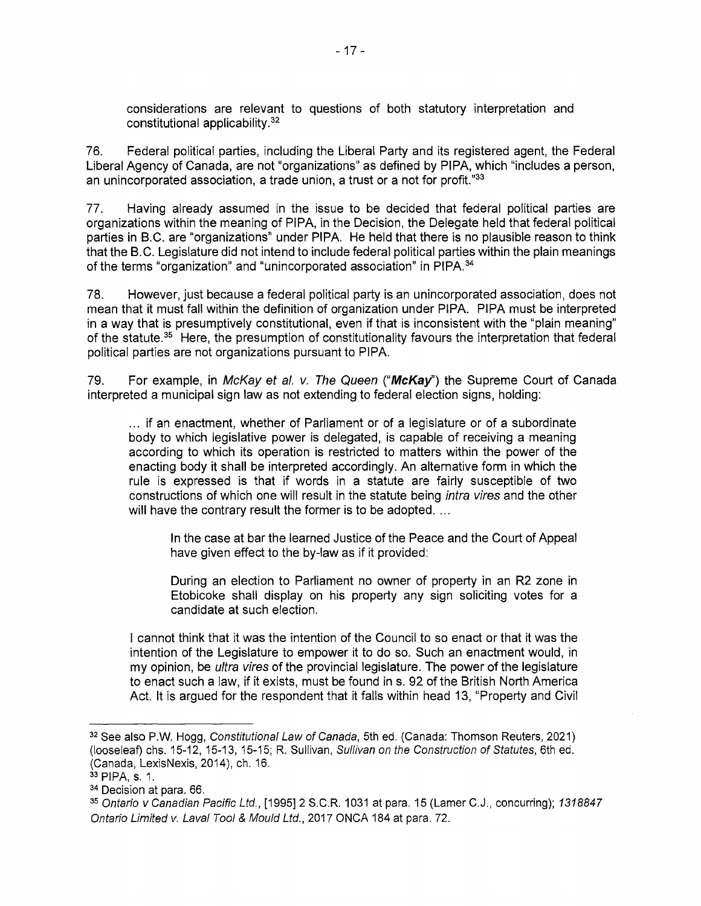considerations are relevant to questions of both statutory interpretation and constitutional applicability.[32]

76. Federal political parties, including the Liberal Party and its registered agent, the Federal Liberal Agency of Canada, are not "organizations" as defined by PIPA, which "includes a person, an unincorporated association, a trade union, a trust or a not for profit."[33]

77. Having already assumed in the issue to be decided that federal political parties are organizations within the meaning of PIPA, in the Decision, the Delegate held that federal political parties in B.C. are "organizations" under PIPA. He held that there is no plausible reason to think that the B.C. Legislature did not intend to include federal political parties within the plain meanings of the terms "organization" and "unincorporated association" in PIPA.[34]

78. However, just because a federal political party is an unincorporated association, does not mean that it must fall within the definition of organization under PIPA. PIPA must be interpreted in a way that is presumptively constitutional, even if that is inconsistent with the "plain meaning" of the statute.[35] Here, the presumption of constitutionality favours the interpretation that federal political parties are not organizations pursuant to PIPA.

79. For example, in *McKay et al. v. The Queen* ("***McKay***") the Supreme Court of Canada interpreted a municipal sign law as not extending to federal election signs, holding:

> ... if an enactment, whether of Parliament or of a legislature or of a subordinate body to which legislative power is delegated, is capable of receiving a meaning according to which its operation is restricted to matters within the power of the enacting body it shall be interpreted accordingly. An alternative form in which the rule is expressed is that if words in a statute are fairly susceptible of two constructions of which one will result in the statute being *intra vires* and the other will have the contrary result the former is to be adopted. ...
>
> > In the case at bar the learned Justice of the Peace and the Court of Appeal have given effect to the by-law as if it provided:
> >
> > During an election to Parliament no owner of property in an R2 zone in Etobicoke shall display on his property any sign soliciting votes for a candidate at such election.
>
> I cannot think that it was the intention of the Council to so enact or that it was the intention of the Legislature to empower it to do so. Such an enactment would, in my opinion, be *ultra vires* of the provincial legislature. The power of the legislature to enact such a law, if it exists, must be found in s. 92 of the British North America Act. It is argued for the respondent that it falls within head 13, "Property and Civil

---

[32] See also P.W. Hogg, *Constitutional Law of Canada*, 5th ed. (Canada: Thomson Reuters, 2021) (looseleaf) chs. 15-12, 15-13, 15-15; R. Sullivan, *Sullivan on the Construction of Statutes*, 6th ed. (Canada, LexisNexis, 2014), ch. 16.

[33] PIPA, s. 1.

[34] Decision at para. 66.

[35] *Ontario v Canadian Pacific Ltd.*, [1995] 2 S.C.R. 1031 at para. 15 (Lamer C.J., concurring); *1318847 Ontario Limited v. Laval Tool & Mould Ltd.*, 2017 ONCA 184 at para. 72.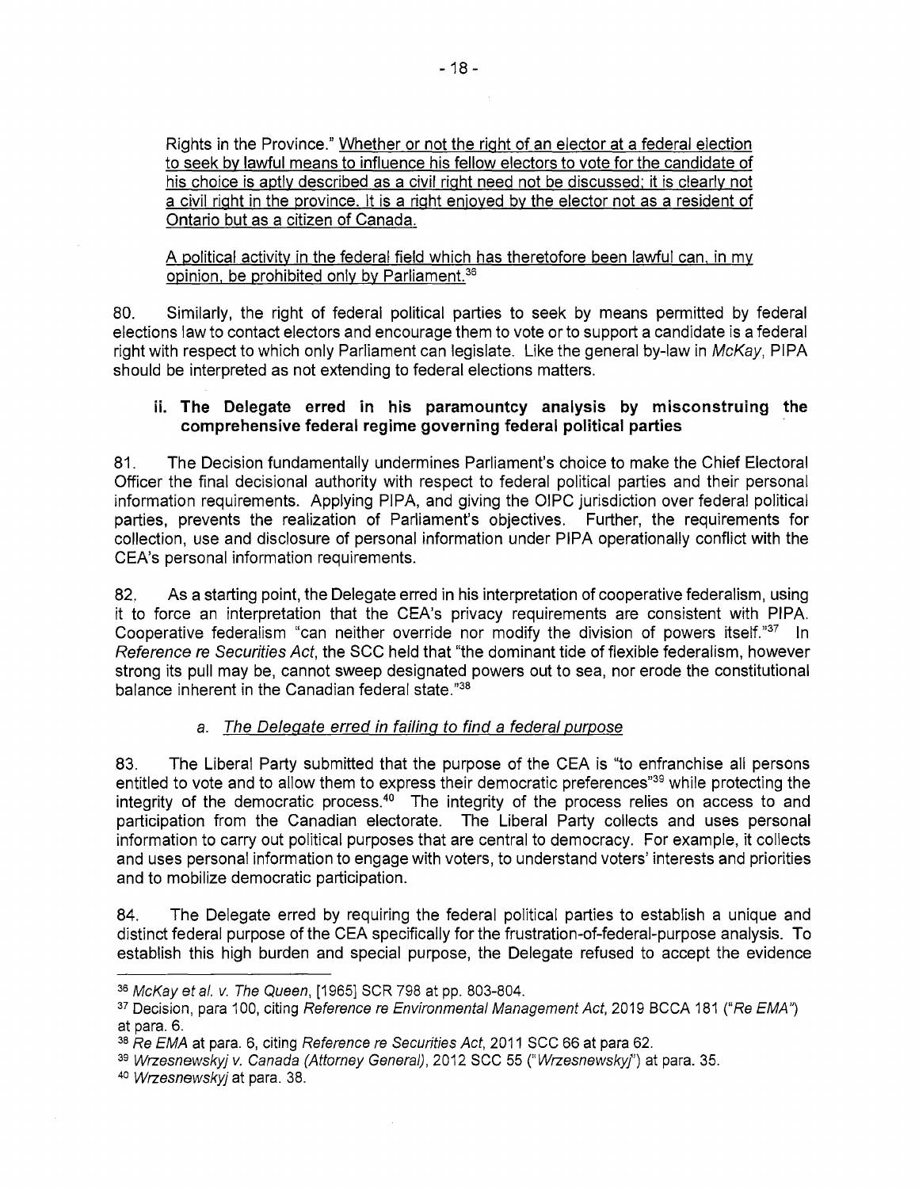Rights in the Province." <u>Whether or not the right of an elector at a federal election to seek by lawful means to influence his fellow electors to vote for the candidate of his choice is aptly described as a civil right need not be discussed; it is clearly not a civil right in the province. It is a right enjoyed by the elector not as a resident of Ontario but as a citizen of Canada.</u>

> <u>A political activity in the federal field which has theretofore been lawful can, in my opinion, be prohibited only by Parliament.</u>[36]

80. Similarly, the right of federal political parties to seek by means permitted by federal elections law to contact electors and encourage them to vote or to support a candidate is a federal right with respect to which only Parliament can legislate. Like the general by-law in *McKay*, PIPA should be interpreted as not extending to federal elections matters.

### ii. The Delegate erred in his paramountcy analysis by misconstruing the comprehensive federal regime governing federal political parties

81. The Decision fundamentally undermines Parliament's choice to make the Chief Electoral Officer the final decisional authority with respect to federal political parties and their personal information requirements. Applying PIPA, and giving the OIPC jurisdiction over federal political parties, prevents the realization of Parliament's objectives. Further, the requirements for collection, use and disclosure of personal information under PIPA operationally conflict with the CEA's personal information requirements.

82. As a starting point, the Delegate erred in his interpretation of cooperative federalism, using it to force an interpretation that the CEA's privacy requirements are consistent with PIPA. Cooperative federalism "can neither override nor modify the division of powers itself."[37] In *Reference re Securities Act*, the SCC held that "the dominant tide of flexible federalism, however strong its pull may be, cannot sweep designated powers out to sea, nor erode the constitutional balance inherent in the Canadian federal state."[38]

#### a. *<u>The Delegate erred in failing to find a federal purpose</u>*

83. The Liberal Party submitted that the purpose of the CEA is "to enfranchise all persons entitled to vote and to allow them to express their democratic preferences"[39] while protecting the integrity of the democratic process.[40] The integrity of the process relies on access to and participation from the Canadian electorate. The Liberal Party collects and uses personal information to carry out political purposes that are central to democracy. For example, it collects and uses personal information to engage with voters, to understand voters' interests and priorities and to mobilize democratic participation.

84. The Delegate erred by requiring the federal political parties to establish a unique and distinct federal purpose of the CEA specifically for the frustration-of-federal-purpose analysis. To establish this high burden and special purpose, the Delegate refused to accept the evidence

---

[36] *McKay et al. v. The Queen*, [1965] SCR 798 at pp. 803-804.

[37] Decision, para 100, citing *Reference re Environmental Management Act*, 2019 BCCA 181 ("*Re EMA*") at para. 6.

[38] *Re EMA* at para. 6, citing *Reference re Securities Act*, 2011 SCC 66 at para 62.

[39] *Wrzesnewskyj v. Canada (Attorney General)*, 2012 SCC 55 ("*Wrzesnewskyj*") at para. 35.

[40] *Wrzesnewskyj* at para. 38.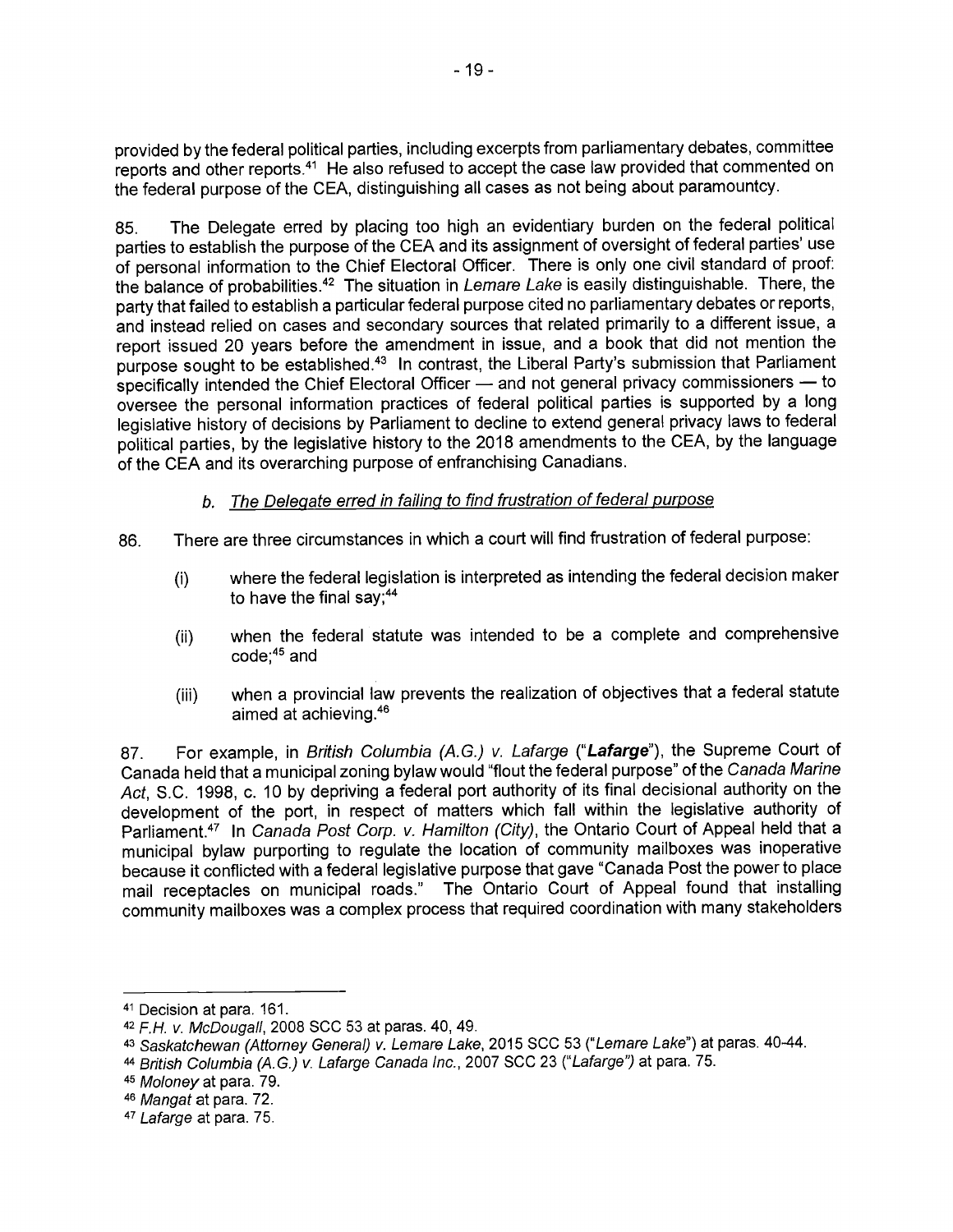provided by the federal political parties, including excerpts from parliamentary debates, committee reports and other reports.[41] He also refused to accept the case law provided that commented on the federal purpose of the CEA, distinguishing all cases as not being about paramountcy.

85. The Delegate erred by placing too high an evidentiary burden on the federal political parties to establish the purpose of the CEA and its assignment of oversight of federal parties' use of personal information to the Chief Electoral Officer. There is only one civil standard of proof: the balance of probabilities.[42] The situation in *Lemare Lake* is easily distinguishable. There, the party that failed to establish a particular federal purpose cited no parliamentary debates or reports, and instead relied on cases and secondary sources that related primarily to a different issue, a report issued 20 years before the amendment in issue, and a book that did not mention the purpose sought to be established.[43] In contrast, the Liberal Party's submission that Parliament specifically intended the Chief Electoral Officer — and not general privacy commissioners — to oversee the personal information practices of federal political parties is supported by a long legislative history of decisions by Parliament to decline to extend general privacy laws to federal political parties, by the legislative history to the 2018 amendments to the CEA, by the language of the CEA and its overarching purpose of enfranchising Canadians.

### *b. The Delegate erred in failing to find frustration of federal purpose*

86. There are three circumstances in which a court will find frustration of federal purpose:

(i) where the federal legislation is interpreted as intending the federal decision maker to have the final say;[44]

(ii) when the federal statute was intended to be a complete and comprehensive code;[45] and

(iii) when a provincial law prevents the realization of objectives that a federal statute aimed at achieving.[46]

87. For example, in *British Columbia (A.G.) v. Lafarge* ("***Lafarge***"), the Supreme Court of Canada held that a municipal zoning bylaw would "flout the federal purpose" of the *Canada Marine Act*, S.C. 1998, c. 10 by depriving a federal port authority of its final decisional authority on the development of the port, in respect of matters which fall within the legislative authority of Parliament.[47] In *Canada Post Corp. v. Hamilton (City)*, the Ontario Court of Appeal held that a municipal bylaw purporting to regulate the location of community mailboxes was inoperative because it conflicted with a federal legislative purpose that gave "Canada Post the power to place mail receptacles on municipal roads." The Ontario Court of Appeal found that installing community mailboxes was a complex process that required coordination with many stakeholders

---

[41] Decision at para. 161.

[42] *F.H. v. McDougall*, 2008 SCC 53 at paras. 40, 49.

[43] *Saskatchewan (Attorney General) v. Lemare Lake*, 2015 SCC 53 ("*Lemare Lake*") at paras. 40-44.

[44] *British Columbia (A.G.) v. Lafarge Canada Inc.*, 2007 SCC 23 ("*Lafarge*") at para. 75.

[45] *Moloney* at para. 79.

[46] *Mangat* at para. 72.

[47] *Lafarge* at para. 75.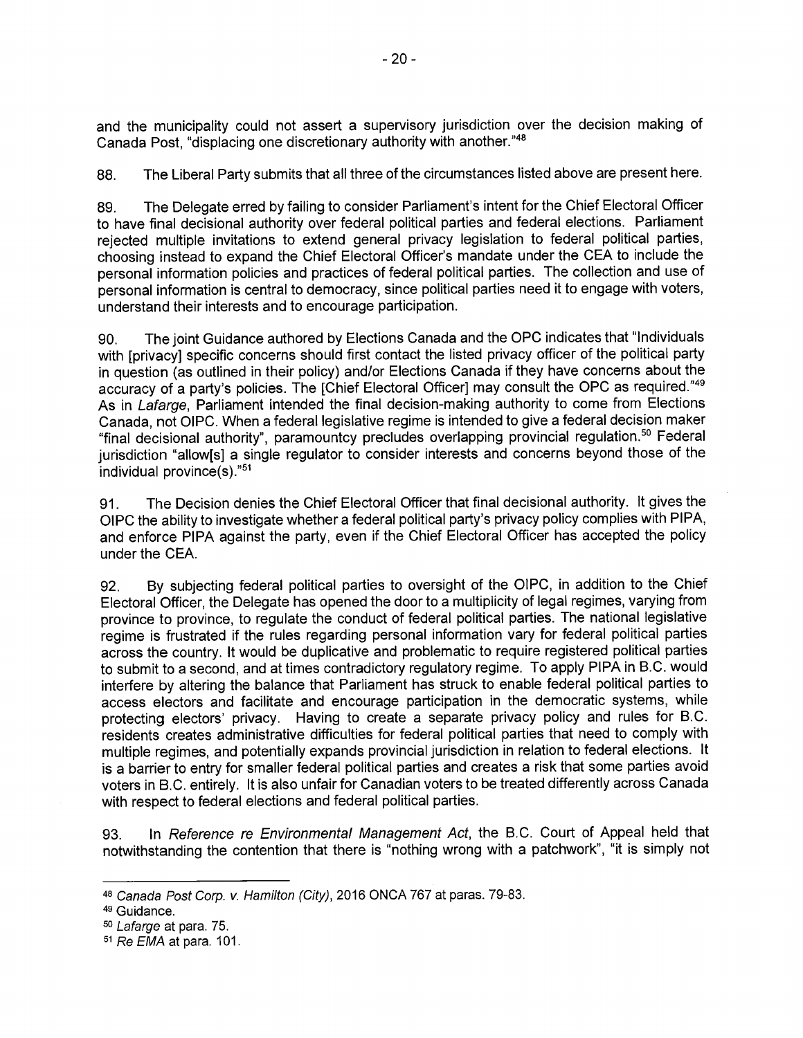and the municipality could not assert a supervisory jurisdiction over the decision making of Canada Post, "displacing one discretionary authority with another."[48]

88. The Liberal Party submits that all three of the circumstances listed above are present here.

89. The Delegate erred by failing to consider Parliament's intent for the Chief Electoral Officer to have final decisional authority over federal political parties and federal elections. Parliament rejected multiple invitations to extend general privacy legislation to federal political parties, choosing instead to expand the Chief Electoral Officer's mandate under the CEA to include the personal information policies and practices of federal political parties. The collection and use of personal information is central to democracy, since political parties need it to engage with voters, understand their interests and to encourage participation.

90. The joint Guidance authored by Elections Canada and the OPC indicates that "Individuals with [privacy] specific concerns should first contact the listed privacy officer of the political party in question (as outlined in their policy) and/or Elections Canada if they have concerns about the accuracy of a party's policies. The [Chief Electoral Officer] may consult the OPC as required."[49] As in *Lafarge*, Parliament intended the final decision-making authority to come from Elections Canada, not OIPC. When a federal legislative regime is intended to give a federal decision maker "final decisional authority", paramountcy precludes overlapping provincial regulation.[50] Federal jurisdiction "allow[s] a single regulator to consider interests and concerns beyond those of the individual province(s)."[51]

91. The Decision denies the Chief Electoral Officer that final decisional authority. It gives the OIPC the ability to investigate whether a federal political party's privacy policy complies with PIPA, and enforce PIPA against the party, even if the Chief Electoral Officer has accepted the policy under the CEA.

92. By subjecting federal political parties to oversight of the OIPC, in addition to the Chief Electoral Officer, the Delegate has opened the door to a multiplicity of legal regimes, varying from province to province, to regulate the conduct of federal political parties. The national legislative regime is frustrated if the rules regarding personal information vary for federal political parties across the country. It would be duplicative and problematic to require registered political parties to submit to a second, and at times contradictory regulatory regime. To apply PIPA in B.C. would interfere by altering the balance that Parliament has struck to enable federal political parties to access electors and facilitate and encourage participation in the democratic systems, while protecting electors' privacy. Having to create a separate privacy policy and rules for B.C. residents creates administrative difficulties for federal political parties that need to comply with multiple regimes, and potentially expands provincial jurisdiction in relation to federal elections. It is a barrier to entry for smaller federal political parties and creates a risk that some parties avoid voters in B.C. entirely. It is also unfair for Canadian voters to be treated differently across Canada with respect to federal elections and federal political parties.

93. In *Reference re Environmental Management Act*, the B.C. Court of Appeal held that notwithstanding the contention that there is "nothing wrong with a patchwork", "it is simply not

---

[48] *Canada Post Corp. v. Hamilton (City)*, 2016 ONCA 767 at paras. 79-83.

[49] Guidance.

[50] *Lafarge* at para. 75.

[51] *Re EMA* at para. 101.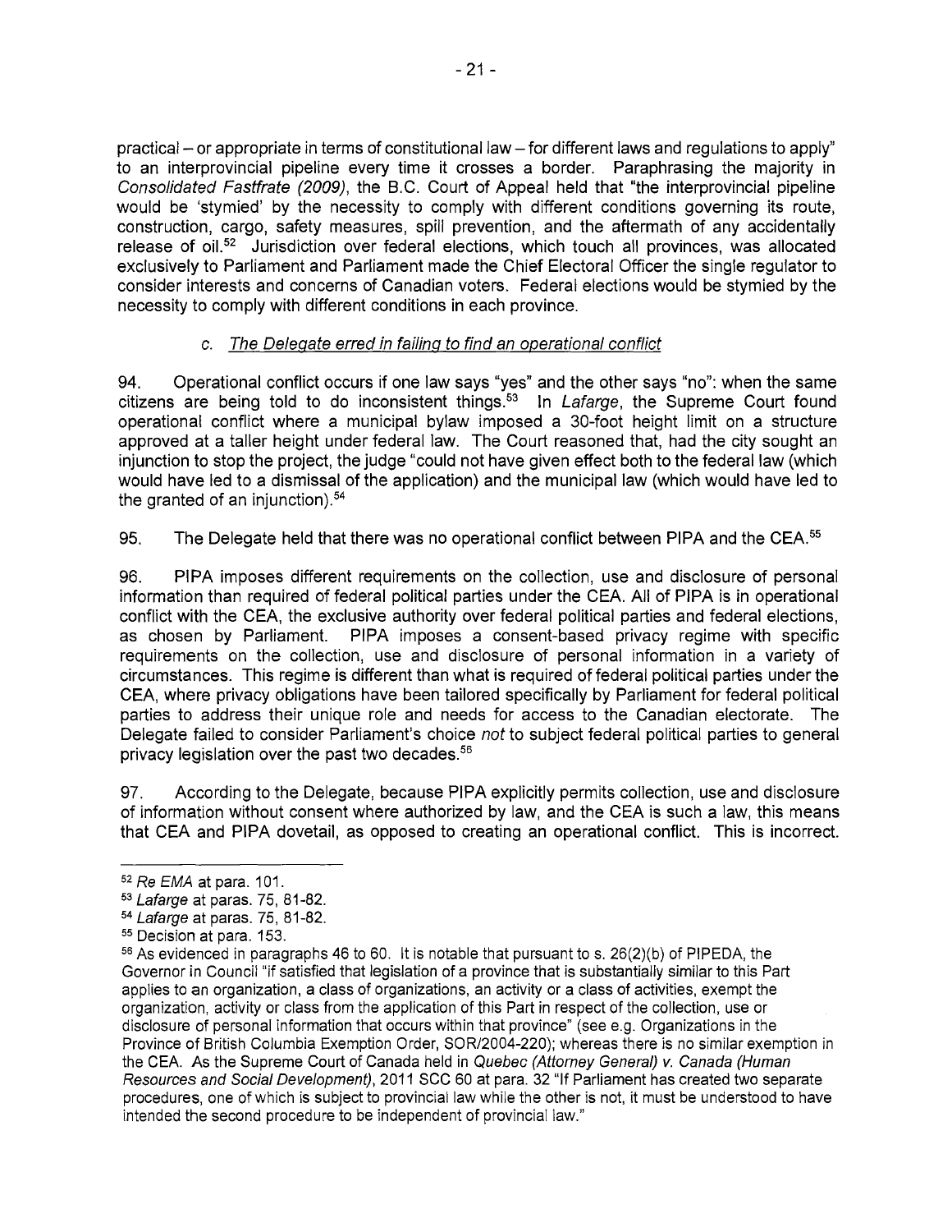practical – or appropriate in terms of constitutional law – for different laws and regulations to apply" to an interprovincial pipeline every time it crosses a border. Paraphrasing the majority in *Consolidated Fastfrate (2009)*, the B.C. Court of Appeal held that "the interprovincial pipeline would be 'stymied' by the necessity to comply with different conditions governing its route, construction, cargo, safety measures, spill prevention, and the aftermath of any accidentally release of oil.[52] Jurisdiction over federal elections, which touch all provinces, was allocated exclusively to Parliament and Parliament made the Chief Electoral Officer the single regulator to consider interests and concerns of Canadian voters. Federal elections would be stymied by the necessity to comply with different conditions in each province.

### c. The Delegate erred in failing to find an operational conflict

94. Operational conflict occurs if one law says "yes" and the other says "no": when the same citizens are being told to do inconsistent things.[53] In *Lafarge*, the Supreme Court found operational conflict where a municipal bylaw imposed a 30-foot height limit on a structure approved at a taller height under federal law. The Court reasoned that, had the city sought an injunction to stop the project, the judge "could not have given effect both to the federal law (which would have led to a dismissal of the application) and the municipal law (which would have led to the granted of an injunction).[54]

95. The Delegate held that there was no operational conflict between PIPA and the CEA.[55]

96. PIPA imposes different requirements on the collection, use and disclosure of personal information than required of federal political parties under the CEA. All of PIPA is in operational conflict with the CEA, the exclusive authority over federal political parties and federal elections, as chosen by Parliament. PIPA imposes a consent-based privacy regime with specific requirements on the collection, use and disclosure of personal information in a variety of circumstances. This regime is different than what is required of federal political parties under the CEA, where privacy obligations have been tailored specifically by Parliament for federal political parties to address their unique role and needs for access to the Canadian electorate. The Delegate failed to consider Parliament's choice *not* to subject federal political parties to general privacy legislation over the past two decades.[56]

97. According to the Delegate, because PIPA explicitly permits collection, use and disclosure of information without consent where authorized by law, and the CEA is such a law, this means that CEA and PIPA dovetail, as opposed to creating an operational conflict. This is incorrect.

---

[52] *Re EMA* at para. 101.

[53] *Lafarge* at paras. 75, 81-82.

[54] *Lafarge* at paras. 75, 81-82.

[55] Decision at para. 153.

[56] As evidenced in paragraphs 46 to 60. It is notable that pursuant to s. 26(2)(b) of PIPEDA, the Governor in Council "if satisfied that legislation of a province that is substantially similar to this Part applies to an organization, a class of organizations, an activity or a class of activities, exempt the organization, activity or class from the application of this Part in respect of the collection, use or disclosure of personal information that occurs within that province" (see e.g. Organizations in the Province of British Columbia Exemption Order, SOR/2004-220); whereas there is no similar exemption in the CEA. As the Supreme Court of Canada held in *Quebec (Attorney General) v. Canada (Human Resources and Social Development)*, 2011 SCC 60 at para. 32 "If Parliament has created two separate procedures, one of which is subject to provincial law while the other is not, it must be understood to have intended the second procedure to be independent of provincial law."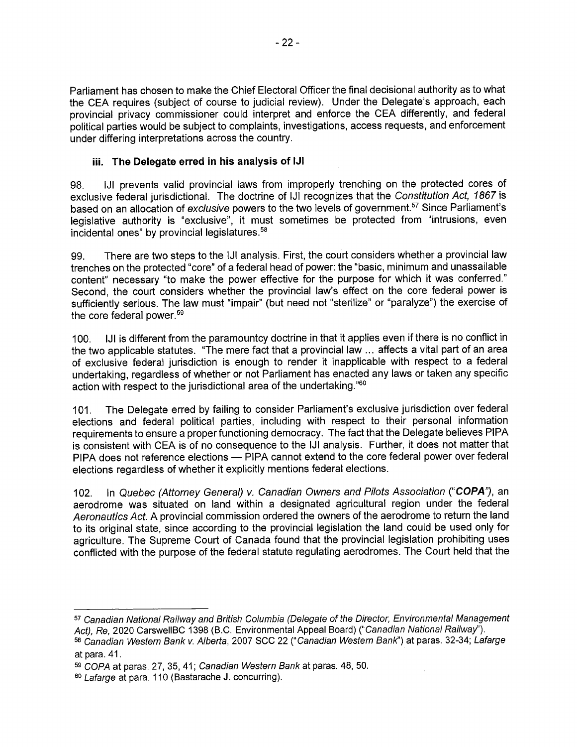Parliament has chosen to make the Chief Electoral Officer the final decisional authority as to what the CEA requires (subject of course to judicial review). Under the Delegate's approach, each provincial privacy commissioner could interpret and enforce the CEA differently, and federal political parties would be subject to complaints, investigations, access requests, and enforcement under differing interpretations across the country.

### iii. The Delegate erred in his analysis of IJI

98. IJI prevents valid provincial laws from improperly trenching on the protected cores of exclusive federal jurisdictional. The doctrine of IJI recognizes that the *Constitution Act, 1867* is based on an allocation of *exclusive* powers to the two levels of government.[57] Since Parliament's legislative authority is "exclusive", it must sometimes be protected from "intrusions, even incidental ones" by provincial legislatures.[58]

99. There are two steps to the IJI analysis. First, the court considers whether a provincial law trenches on the protected "core" of a federal head of power: the "basic, minimum and unassailable content" necessary "to make the power effective for the purpose for which it was conferred." Second, the court considers whether the provincial law's effect on the core federal power is sufficiently serious. The law must "impair" (but need not "sterilize" or "paralyze") the exercise of the core federal power.[59]

100. IJI is different from the paramountcy doctrine in that it applies even if there is no conflict in the two applicable statutes. "The mere fact that a provincial law ... affects a vital part of an area of exclusive federal jurisdiction is enough to render it inapplicable with respect to a federal undertaking, regardless of whether or not Parliament has enacted any laws or taken any specific action with respect to the jurisdictional area of the undertaking."[60]

101. The Delegate erred by failing to consider Parliament's exclusive jurisdiction over federal elections and federal political parties, including with respect to their personal information requirements to ensure a proper functioning democracy. The fact that the Delegate believes PIPA is consistent with CEA is of no consequence to the IJI analysis. Further, it does not matter that PIPA does not reference elections — PIPA cannot extend to the core federal power over federal elections regardless of whether it explicitly mentions federal elections.

102. In *Quebec (Attorney General) v. Canadian Owners and Pilots Association* ("***COPA***"), an aerodrome was situated on land within a designated agricultural region under the federal *Aeronautics Act*. A provincial commission ordered the owners of the aerodrome to return the land to its original state, since according to the provincial legislation the land could be used only for agriculture. The Supreme Court of Canada found that the provincial legislation prohibiting uses conflicted with the purpose of the federal statute regulating aerodromes. The Court held that the

---

[57] *Canadian National Railway and British Columbia (Delegate of the Director, Environmental Management Act), Re*, 2020 CarswellBC 1398 (B.C. Environmental Appeal Board) ("*Canadian National Railway*").

[58] *Canadian Western Bank v. Alberta*, 2007 SCC 22 ("*Canadian Western Bank*") at paras. 32-34; *Lafarge* at para. 41.

[59] *COPA* at paras. 27, 35, 41; *Canadian Western Bank* at paras. 48, 50.

[60] *Lafarge* at para. 110 (Bastarache J. concurring).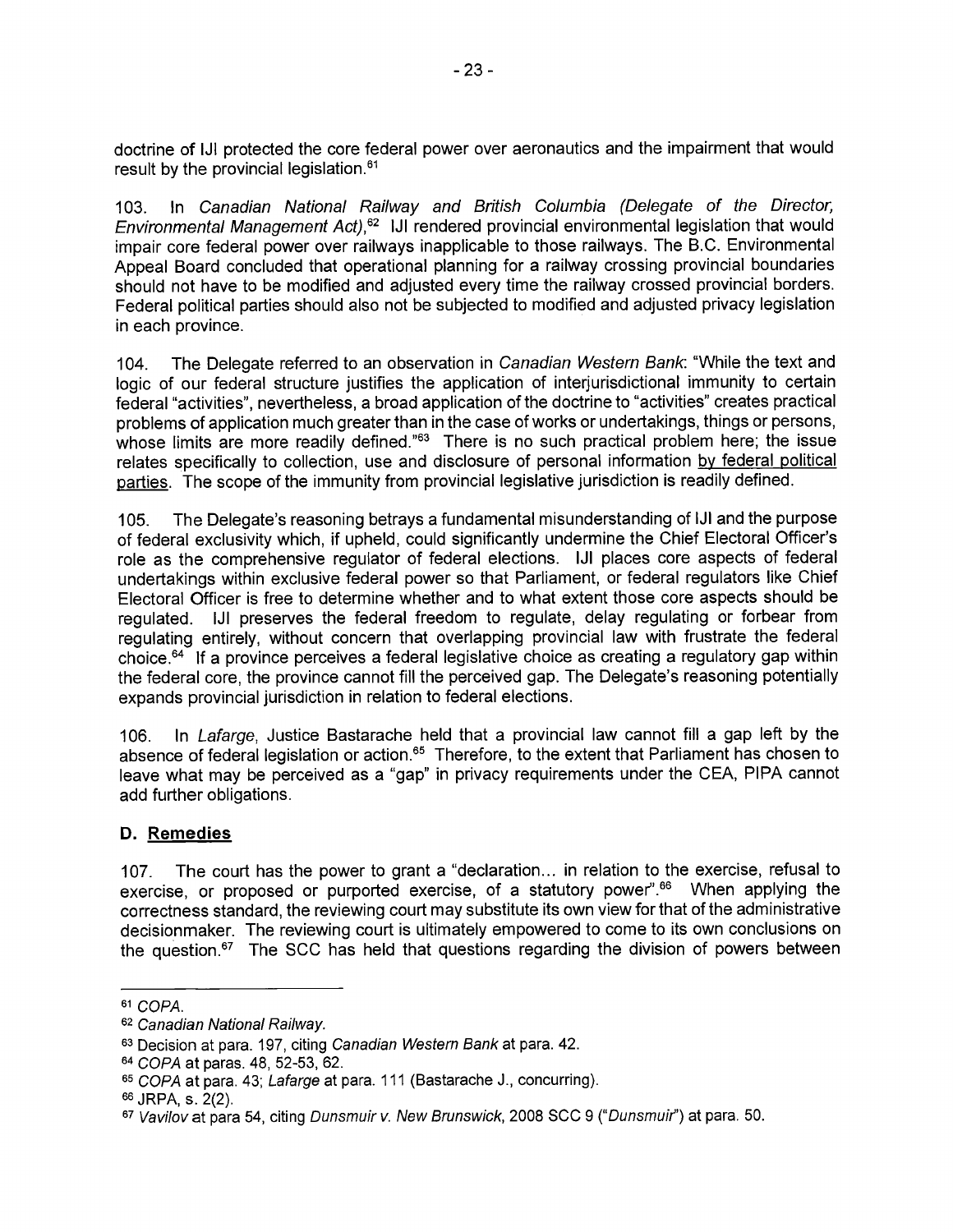doctrine of IJI protected the core federal power over aeronautics and the impairment that would result by the provincial legislation.[61]

103. In *Canadian National Railway and British Columbia (Delegate of the Director, Environmental Management Act)*,[62] IJI rendered provincial environmental legislation that would impair core federal power over railways inapplicable to those railways. The B.C. Environmental Appeal Board concluded that operational planning for a railway crossing provincial boundaries should not have to be modified and adjusted every time the railway crossed provincial borders. Federal political parties should also not be subjected to modified and adjusted privacy legislation in each province.

104. The Delegate referred to an observation in *Canadian Western Bank*: "While the text and logic of our federal structure justifies the application of interjurisdictional immunity to certain federal "activities", nevertheless, a broad application of the doctrine to "activities" creates practical problems of application much greater than in the case of works or undertakings, things or persons, whose limits are more readily defined."[63] There is no such practical problem here; the issue relates specifically to collection, use and disclosure of personal information <u>by federal political parties</u>. The scope of the immunity from provincial legislative jurisdiction is readily defined.

105. The Delegate's reasoning betrays a fundamental misunderstanding of IJI and the purpose of federal exclusivity which, if upheld, could significantly undermine the Chief Electoral Officer's role as the comprehensive regulator of federal elections. IJI places core aspects of federal undertakings within exclusive federal power so that Parliament, or federal regulators like Chief Electoral Officer is free to determine whether and to what extent those core aspects should be regulated. IJI preserves the federal freedom to regulate, delay regulating or forbear from regulating entirely, without concern that overlapping provincial law with frustrate the federal choice.[64] If a province perceives a federal legislative choice as creating a regulatory gap within the federal core, the province cannot fill the perceived gap. The Delegate's reasoning potentially expands provincial jurisdiction in relation to federal elections.

106. In *Lafarge*, Justice Bastarache held that a provincial law cannot fill a gap left by the absence of federal legislation or action.[65] Therefore, to the extent that Parliament has chosen to leave what may be perceived as a "gap" in privacy requirements under the CEA, PIPA cannot add further obligations.

## D. <u>Remedies</u>

107. The court has the power to grant a "declaration... in relation to the exercise, refusal to exercise, or proposed or purported exercise, of a statutory power".[66] When applying the correctness standard, the reviewing court may substitute its own view for that of the administrative decisionmaker. The reviewing court is ultimately empowered to come to its own conclusions on the question.[67] The SCC has held that questions regarding the division of powers between

---

[61] *COPA*.

[62] *Canadian National Railway*.

[63] Decision at para. 197, citing *Canadian Western Bank* at para. 42.

[64] *COPA* at paras. 48, 52-53, 62.

[65] *COPA* at para. 43; *Lafarge* at para. 111 (Bastarache J., concurring).

[66] JRPA, s. 2(2).

[67] *Vavilov* at para 54, citing *Dunsmuir v. New Brunswick*, 2008 SCC 9 ("*Dunsmuir*") at para. 50.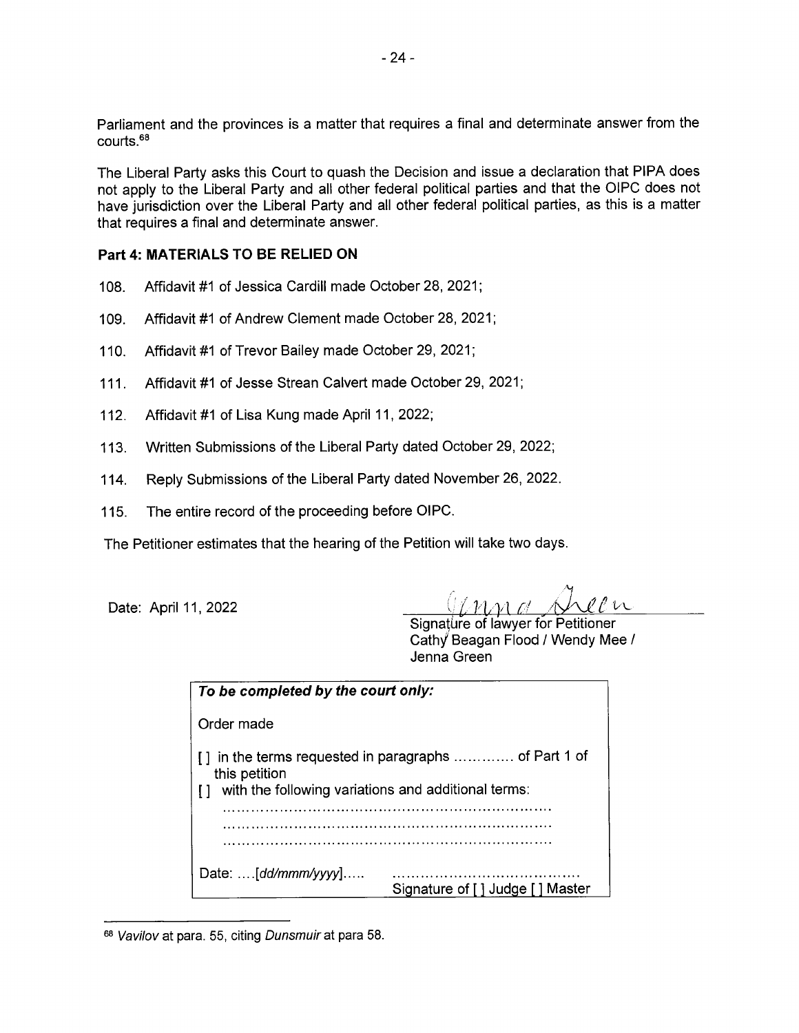Parliament and the provinces is a matter that requires a final and determinate answer from the courts.[68]

The Liberal Party asks this Court to quash the Decision and issue a declaration that PIPA does not apply to the Liberal Party and all other federal political parties and that the OIPC does not have jurisdiction over the Liberal Party and all other federal political parties, as this is a matter that requires a final and determinate answer.

## Part 4: MATERIALS TO BE RELIED ON

108. Affidavit #1 of Jessica Cardill made October 28, 2021;

109. Affidavit #1 of Andrew Clement made October 28, 2021;

110. Affidavit #1 of Trevor Bailey made October 29, 2021;

111. Affidavit #1 of Jesse Strean Calvert made October 29, 2021;

112. Affidavit #1 of Lisa Kung made April 11, 2022;

113. Written Submissions of the Liberal Party dated October 29, 2022;

114. Reply Submissions of the Liberal Party dated November 26, 2022.

115. The entire record of the proceeding before OIPC.

The Petitioner estimates that the hearing of the Petition will take two days.

Date: April 11, 2022

Jenna Green

Signature of lawyer for Petitioner
Cathy Beagan Flood / Wendy Mee / Jenna Green

| *To be completed by the court only:* |
|---|
| Order made |
| [ ] in the terms requested in paragraphs ............ of Part 1 of this petition |
| [ ] with the following variations and additional terms: |
| ..................................................................... |
| ..................................................................... |
| ..................................................................... |
| Date: ....[*dd/mmm/yyyy*]..... ....................................... Signature of [ ] Judge [ ] Master |

[68] *Vavilov* at para. 55, citing *Dunsmuir* at para 58.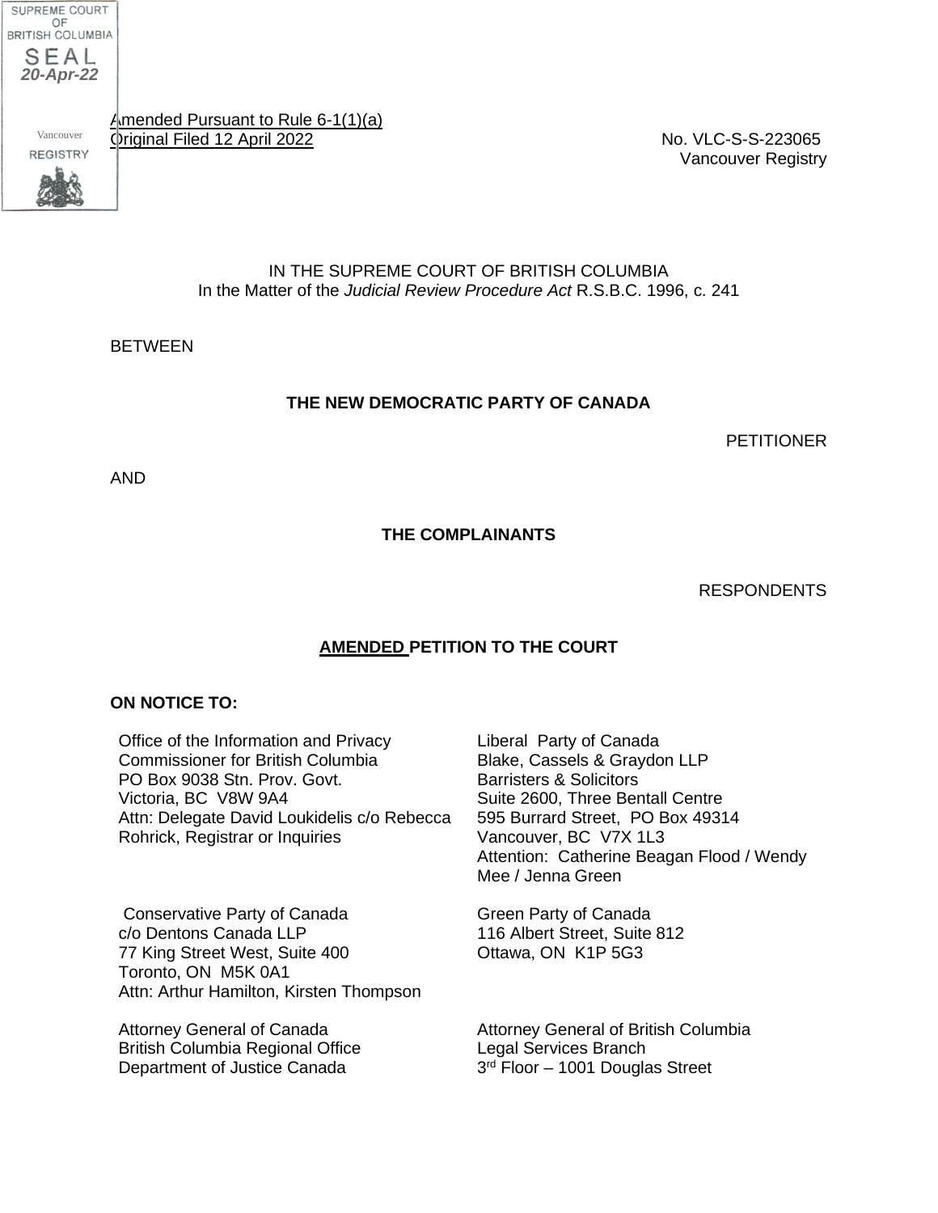SUPREME COURT OF BRITISH COLUMBIA
SEAL
20-Apr-22
Vancouver
REGISTRY

Amended Pursuant to Rule 6-1(1)(a)
Original Filed 12 April 2022

No. VLC-S-S-223065
Vancouver Registry

IN THE SUPREME COURT OF BRITISH COLUMBIA
In the Matter of the *Judicial Review Procedure Act* R.S.B.C. 1996, c. 241

BETWEEN

**THE NEW DEMOCRATIC PARTY OF CANADA**

PETITIONER

AND

**THE COMPLAINANTS**

RESPONDENTS

**AMENDED PETITION TO THE COURT**

**ON NOTICE TO:**

Office of the Information and Privacy Commissioner for British Columbia
PO Box 9038 Stn. Prov. Govt.
Victoria, BC V8W 9A4
Attn: Delegate David Loukidelis c/o Rebecca Rohrick, Registrar or Inquiries

Liberal Party of Canada
Blake, Cassels & Graydon LLP
Barristers & Solicitors
Suite 2600, Three Bentall Centre
595 Burrard Street, PO Box 49314
Vancouver, BC V7X 1L3
Attention: Catherine Beagan Flood / Wendy Mee / Jenna Green

Conservative Party of Canada
c/o Dentons Canada LLP
77 King Street West, Suite 400
Toronto, ON M5K 0A1
Attn: Arthur Hamilton, Kirsten Thompson

Green Party of Canada
116 Albert Street, Suite 812
Ottawa, ON K1P 5G3

Attorney General of Canada
British Columbia Regional Office
Department of Justice Canada

Attorney General of British Columbia
Legal Services Branch
3rd Floor – 1001 Douglas Street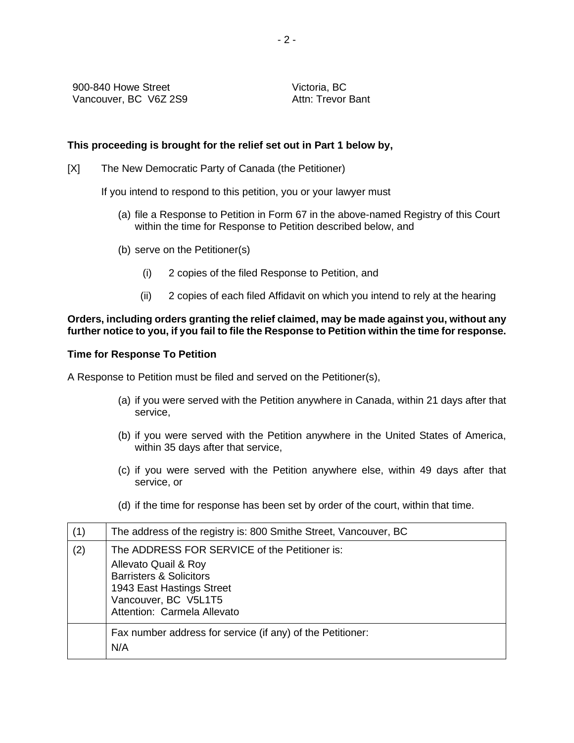900-840 Howe Street
Vancouver, BC V6Z 2S9

Victoria, BC
Attn: Trevor Bant

**This proceeding is brought for the relief set out in Part 1 below by,**

[X] The New Democratic Party of Canada (the Petitioner)

If you intend to respond to this petition, you or your lawyer must

(a) file a Response to Petition in Form 67 in the above-named Registry of this Court within the time for Response to Petition described below, and

(b) serve on the Petitioner(s)

(i) 2 copies of the filed Response to Petition, and

(ii) 2 copies of each filed Affidavit on which you intend to rely at the hearing

**Orders, including orders granting the relief claimed, may be made against you, without any further notice to you, if you fail to file the Response to Petition within the time for response.**

**Time for Response To Petition**

A Response to Petition must be filed and served on the Petitioner(s),

(a) if you were served with the Petition anywhere in Canada, within 21 days after that service,

(b) if you were served with the Petition anywhere in the United States of America, within 35 days after that service,

(c) if you were served with the Petition anywhere else, within 49 days after that service, or

(d) if the time for response has been set by order of the court, within that time.

| | |
|---|---|
| (1) | The address of the registry is: 800 Smithe Street, Vancouver, BC |
| (2) | The ADDRESS FOR SERVICE of the Petitioner is:<br>Allevato Quail & Roy<br>Barristers & Solicitors<br>1943 East Hastings Street<br>Vancouver, BC V5L1T5<br>Attention: Carmela Allevato |
| | Fax number address for service (if any) of the Petitioner:<br>N/A |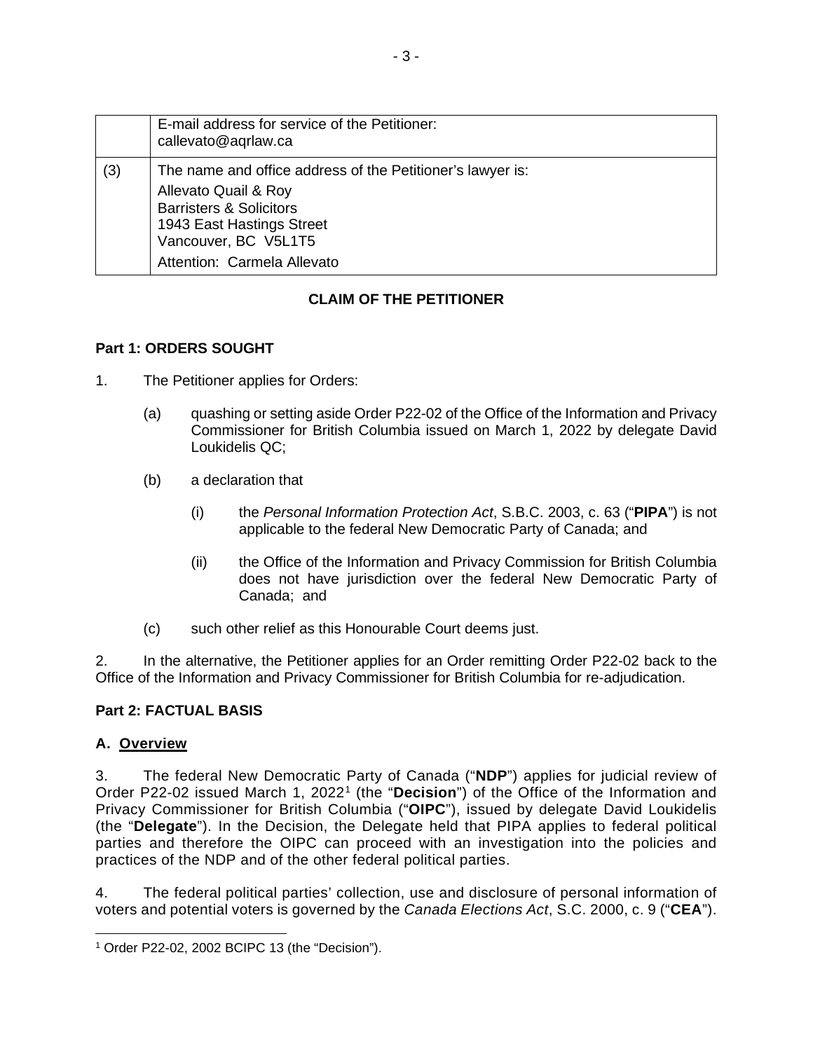| | |
|---|---|
| | E-mail address for service of the Petitioner: callevato@aqrlaw.ca |
| (3) | The name and office address of the Petitioner's lawyer is: Allevato Quail & Roy Barristers & Solicitors 1943 East Hastings Street Vancouver, BC V5L1T5 Attention: Carmela Allevato |

## CLAIM OF THE PETITIONER

### Part 1: ORDERS SOUGHT

1. The Petitioner applies for Orders:

   (a) quashing or setting aside Order P22-02 of the Office of the Information and Privacy Commissioner for British Columbia issued on March 1, 2022 by delegate David Loukidelis QC;

   (b) a declaration that

      (i) the *Personal Information Protection Act*, S.B.C. 2003, c. 63 ("**PIPA**") is not applicable to the federal New Democratic Party of Canada; and

      (ii) the Office of the Information and Privacy Commission for British Columbia does not have jurisdiction over the federal New Democratic Party of Canada; and

   (c) such other relief as this Honourable Court deems just.

2. In the alternative, the Petitioner applies for an Order remitting Order P22-02 back to the Office of the Information and Privacy Commissioner for British Columbia for re-adjudication.

### Part 2: FACTUAL BASIS

#### A. Overview

3. The federal New Democratic Party of Canada ("**NDP**") applies for judicial review of Order P22-02 issued March 1, 2022[1] (the "**Decision**") of the Office of the Information and Privacy Commissioner for British Columbia ("**OIPC**"), issued by delegate David Loukidelis (the "**Delegate**"). In the Decision, the Delegate held that PIPA applies to federal political parties and therefore the OIPC can proceed with an investigation into the policies and practices of the NDP and of the other federal political parties.

4. The federal political parties' collection, use and disclosure of personal information of voters and potential voters is governed by the *Canada Elections Act*, S.C. 2000, c. 9 ("**CEA**").

---

[1] Order P22-02, 2002 BCIPC 13 (the "Decision").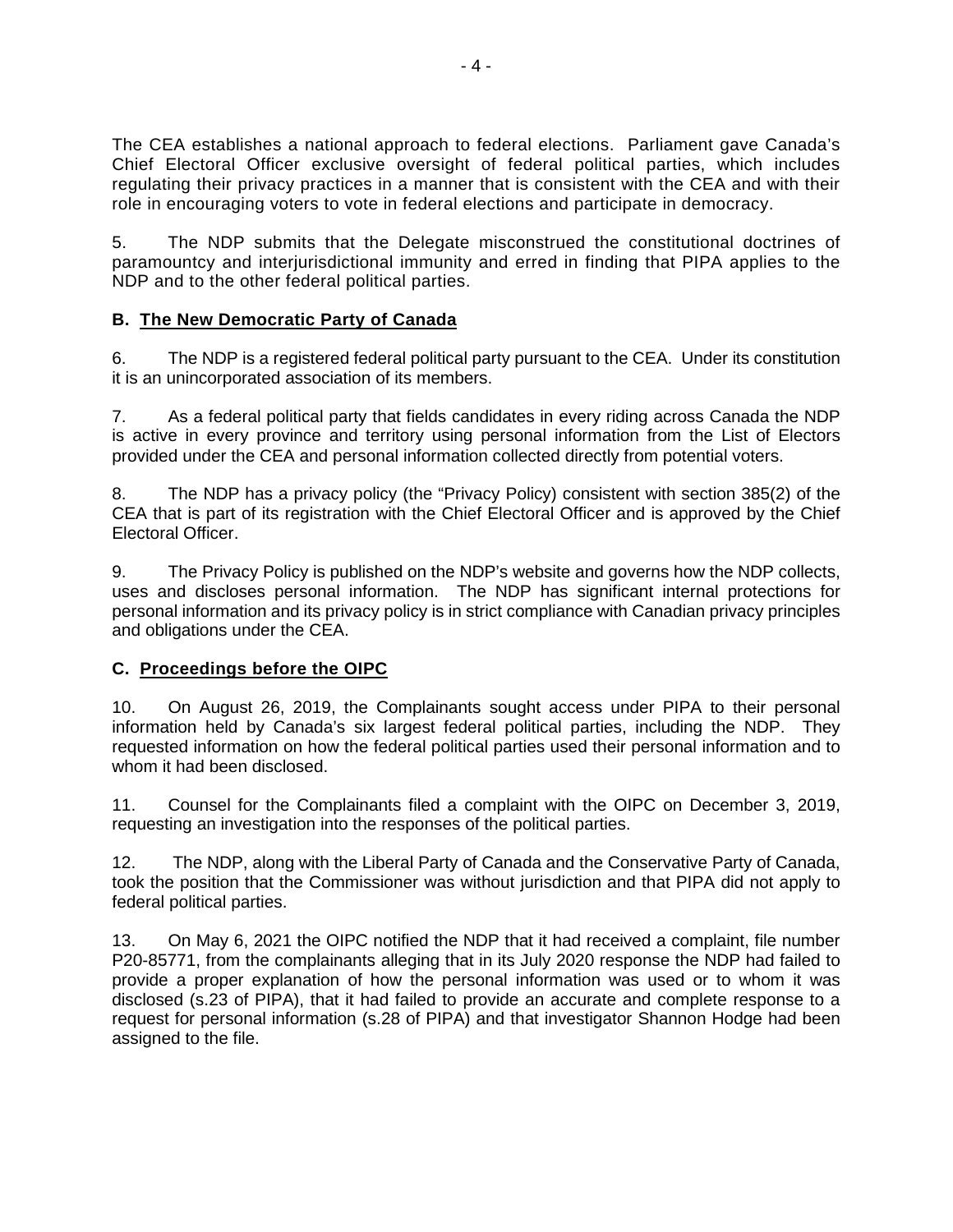The CEA establishes a national approach to federal elections. Parliament gave Canada's Chief Electoral Officer exclusive oversight of federal political parties, which includes regulating their privacy practices in a manner that is consistent with the CEA and with their role in encouraging voters to vote in federal elections and participate in democracy.

5. The NDP submits that the Delegate misconstrued the constitutional doctrines of paramountcy and interjurisdictional immunity and erred in finding that PIPA applies to the NDP and to the other federal political parties.

### B. The New Democratic Party of Canada

6. The NDP is a registered federal political party pursuant to the CEA. Under its constitution it is an unincorporated association of its members.

7. As a federal political party that fields candidates in every riding across Canada the NDP is active in every province and territory using personal information from the List of Electors provided under the CEA and personal information collected directly from potential voters.

8. The NDP has a privacy policy (the "Privacy Policy) consistent with section 385(2) of the CEA that is part of its registration with the Chief Electoral Officer and is approved by the Chief Electoral Officer.

9. The Privacy Policy is published on the NDP's website and governs how the NDP collects, uses and discloses personal information. The NDP has significant internal protections for personal information and its privacy policy is in strict compliance with Canadian privacy principles and obligations under the CEA.

### C. Proceedings before the OIPC

10. On August 26, 2019, the Complainants sought access under PIPA to their personal information held by Canada's six largest federal political parties, including the NDP. They requested information on how the federal political parties used their personal information and to whom it had been disclosed.

11. Counsel for the Complainants filed a complaint with the OIPC on December 3, 2019, requesting an investigation into the responses of the political parties.

12. The NDP, along with the Liberal Party of Canada and the Conservative Party of Canada, took the position that the Commissioner was without jurisdiction and that PIPA did not apply to federal political parties.

13. On May 6, 2021 the OIPC notified the NDP that it had received a complaint, file number P20-85771, from the complainants alleging that in its July 2020 response the NDP had failed to provide a proper explanation of how the personal information was used or to whom it was disclosed (s.23 of PIPA), that it had failed to provide an accurate and complete response to a request for personal information (s.28 of PIPA) and that investigator Shannon Hodge had been assigned to the file.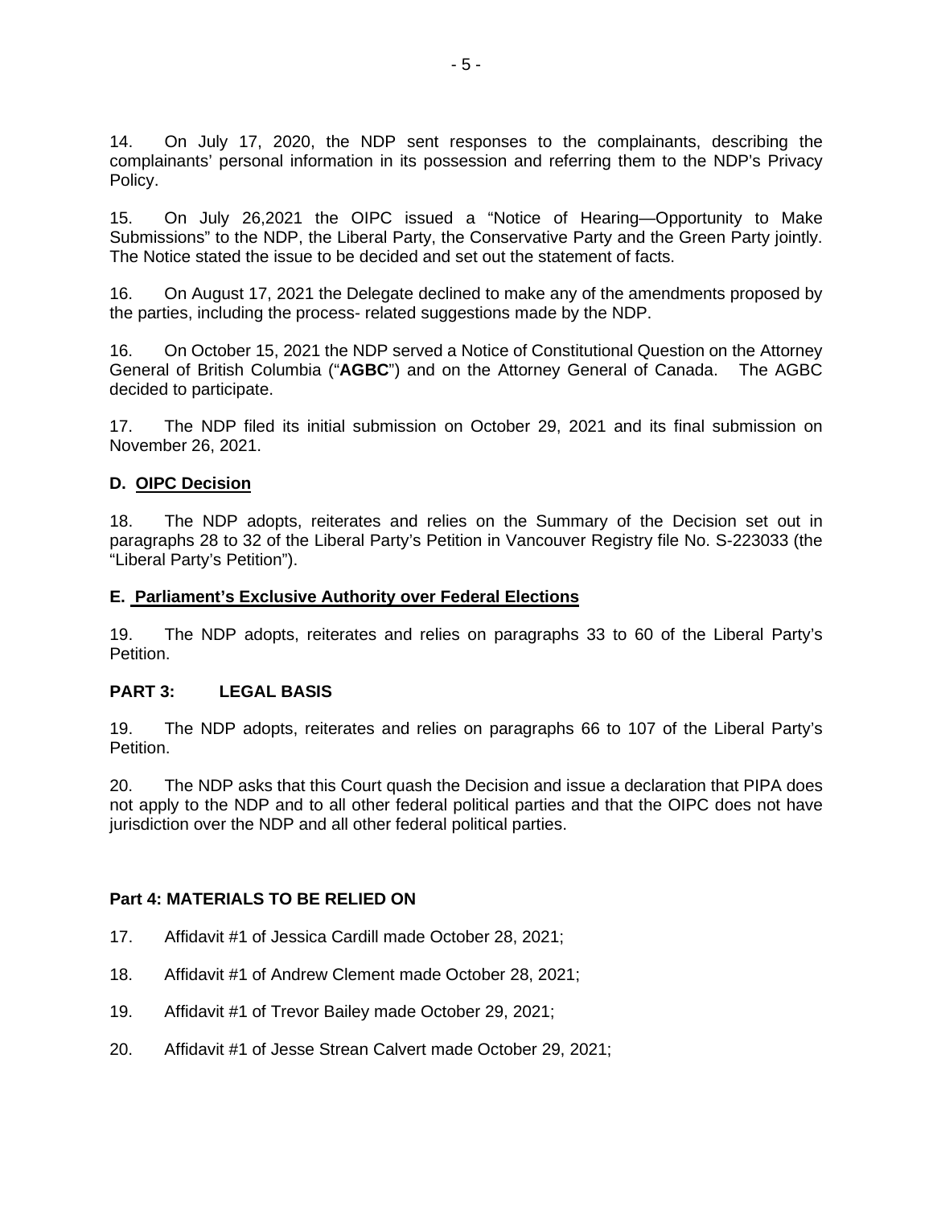14. On July 17, 2020, the NDP sent responses to the complainants, describing the complainants' personal information in its possession and referring them to the NDP's Privacy Policy.

15. On July 26,2021 the OIPC issued a "Notice of Hearing—Opportunity to Make Submissions" to the NDP, the Liberal Party, the Conservative Party and the Green Party jointly. The Notice stated the issue to be decided and set out the statement of facts.

16. On August 17, 2021 the Delegate declined to make any of the amendments proposed by the parties, including the process- related suggestions made by the NDP.

16. On October 15, 2021 the NDP served a Notice of Constitutional Question on the Attorney General of British Columbia ("**AGBC**") and on the Attorney General of Canada. The AGBC decided to participate.

17. The NDP filed its initial submission on October 29, 2021 and its final submission on November 26, 2021.

### D. OIPC Decision

18. The NDP adopts, reiterates and relies on the Summary of the Decision set out in paragraphs 28 to 32 of the Liberal Party's Petition in Vancouver Registry file No. S-223033 (the "Liberal Party's Petition").

### E. Parliament's Exclusive Authority over Federal Elections

19. The NDP adopts, reiterates and relies on paragraphs 33 to 60 of the Liberal Party's Petition.

## PART 3: LEGAL BASIS

19. The NDP adopts, reiterates and relies on paragraphs 66 to 107 of the Liberal Party's Petition.

20. The NDP asks that this Court quash the Decision and issue a declaration that PIPA does not apply to the NDP and to all other federal political parties and that the OIPC does not have jurisdiction over the NDP and all other federal political parties.

## Part 4: MATERIALS TO BE RELIED ON

17. Affidavit #1 of Jessica Cardill made October 28, 2021;

18. Affidavit #1 of Andrew Clement made October 28, 2021;

19. Affidavit #1 of Trevor Bailey made October 29, 2021;

20. Affidavit #1 of Jesse Strean Calvert made October 29, 2021;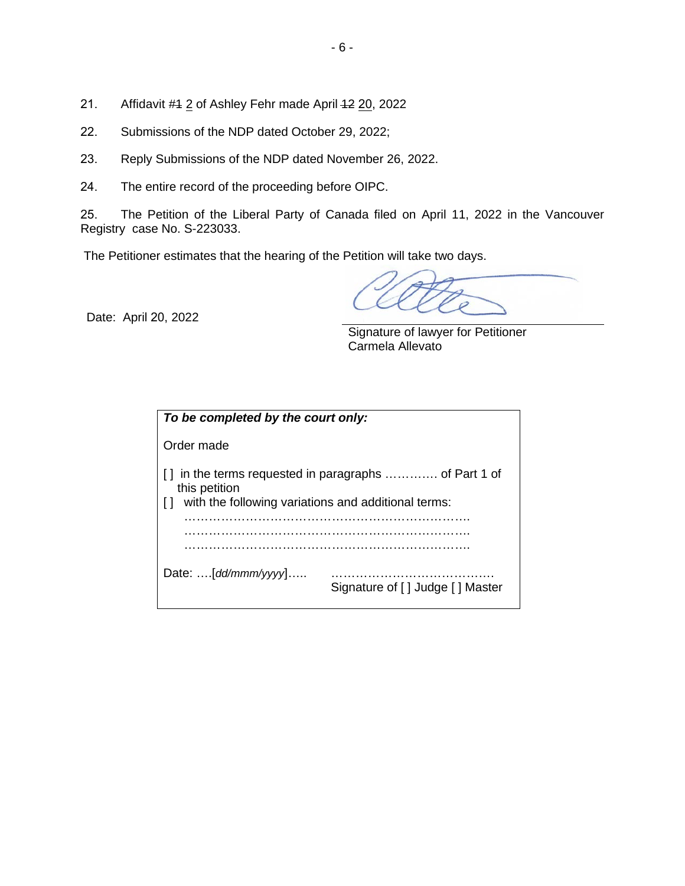21. Affidavit #~~1~~ 2 of Ashley Fehr made April ~~12~~ 20, 2022

22. Submissions of the NDP dated October 29, 2022;

23. Reply Submissions of the NDP dated November 26, 2022.

24. The entire record of the proceeding before OIPC.

25. The Petition of the Liberal Party of Canada filed on April 11, 2022 in the Vancouver Registry case No. S-223033.

The Petitioner estimates that the hearing of the Petition will take two days.

Date: April 20, 2022

Signature of lawyer for Petitioner
Carmela Allevato

| |
|---|
| ***To be completed by the court only:*** |
| Order made |
| [ ] in the terms requested in paragraphs …………. of Part 1 of this petition |
| [ ] with the following variations and additional terms: ……………………………………………………………….. ……………………………………………………………….. ……………………………………………………………….. |
| Date: ….[*dd/mmm/yyyy*]….. ………………………………… Signature of [ ] Judge [ ] Master |